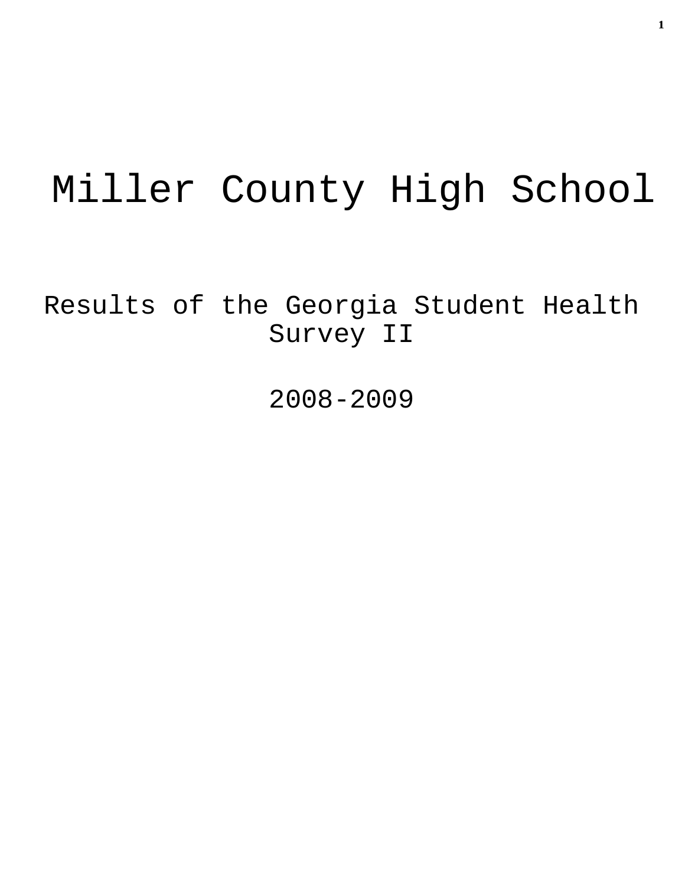# Miller County High School

## Results of the Georgia Student Health Survey II

## 2008-2009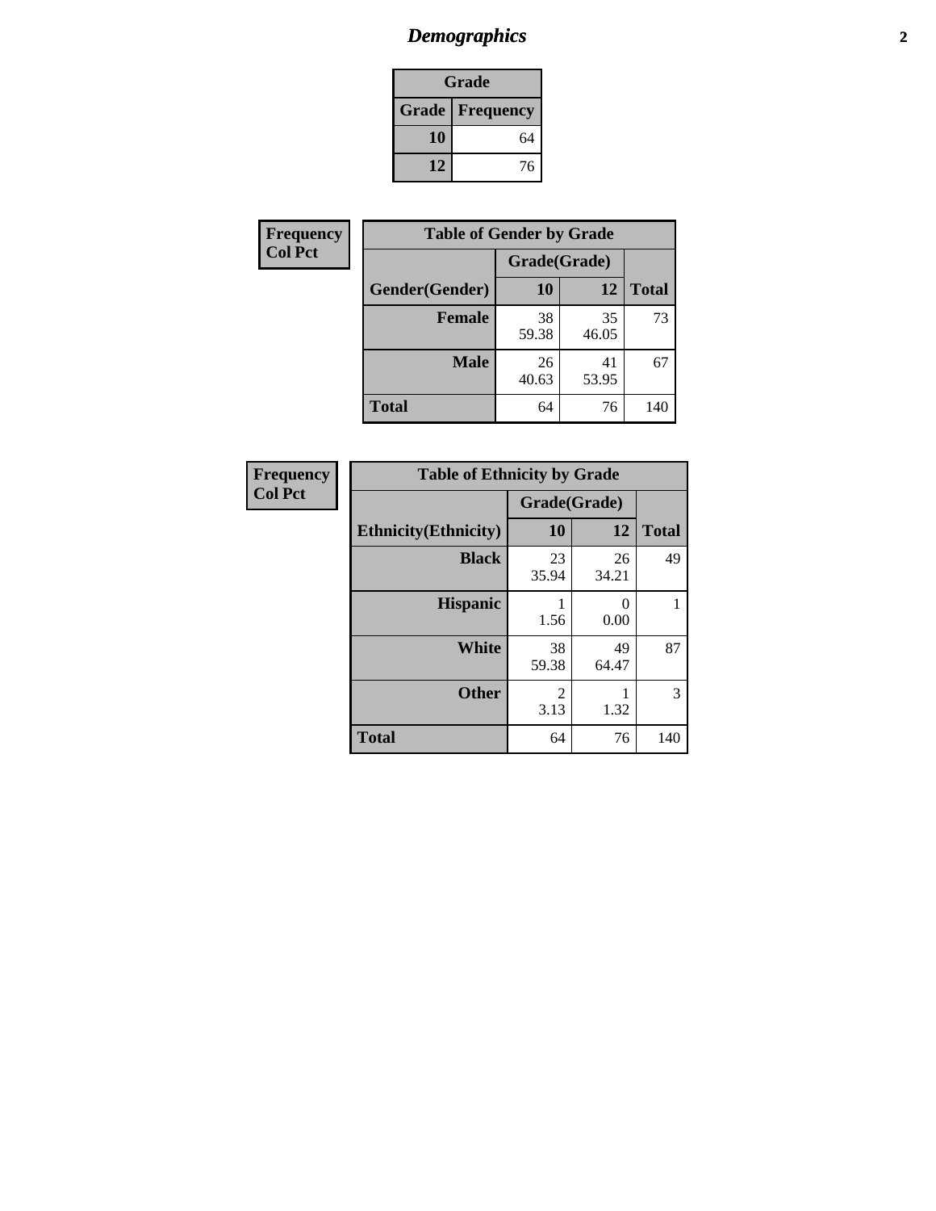# *Demographics*

| Grade | |
|---|---|
| **Grade** | **Frequency** |
| **10** | 64 |
| **12** | 76 |

**Frequency**
**Col Pct**

| Table of Gender by Grade | | | |
|---|---|---|---|
| | Grade(Grade) | | |
| **Gender(Gender)** | **10** | **12** | **Total** |
| **Female** | 38<br>59.38 | 35<br>46.05 | 73 |
| **Male** | 26<br>40.63 | 41<br>53.95 | 67 |
| **Total** | 64 | 76 | 140 |

**Frequency**
**Col Pct**

| Table of Ethnicity by Grade | | | |
|---|---|---|---|
| | Grade(Grade) | | |
| **Ethnicity(Ethnicity)** | **10** | **12** | **Total** |
| **Black** | 23<br>35.94 | 26<br>34.21 | 49 |
| **Hispanic** | 1<br>1.56 | 0<br>0.00 | 1 |
| **White** | 38<br>59.38 | 49<br>64.47 | 87 |
| **Other** | 2<br>3.13 | 1<br>1.32 | 3 |
| **Total** | 64 | 76 | 140 |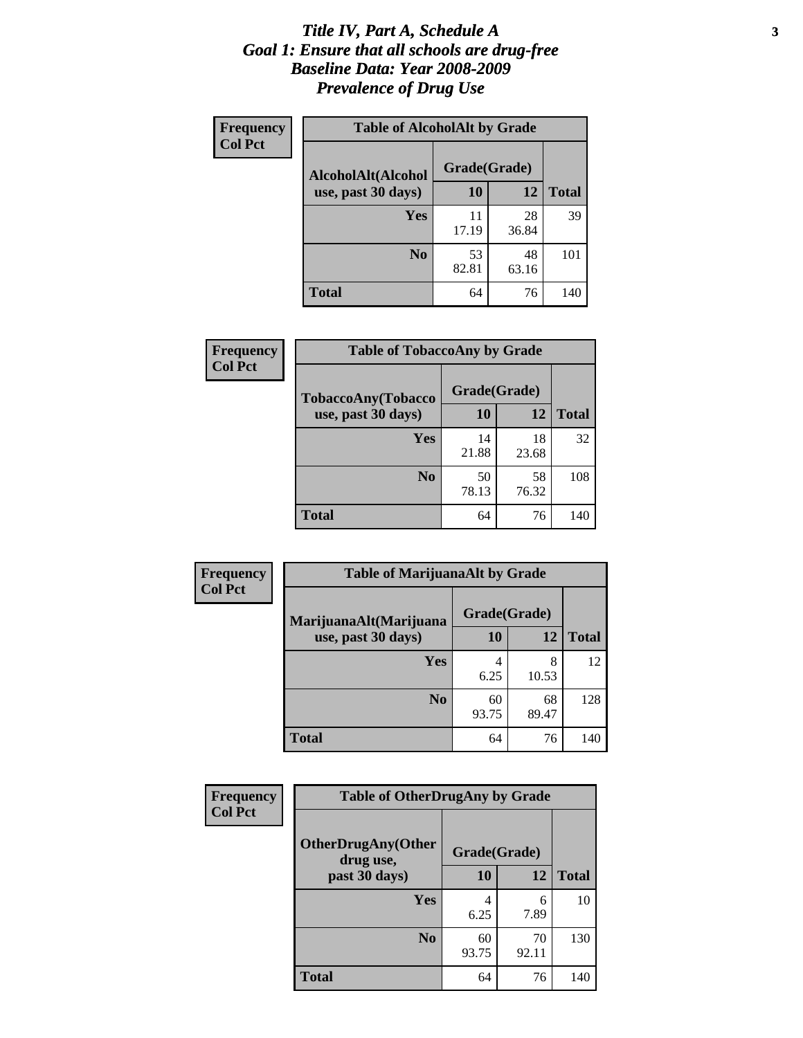# *Title IV, Part A, Schedule A*
## *Goal 1: Ensure that all schools are drug-free*
## *Baseline Data: Year 2008-2009*
## *Prevalence of Drug Use*

**Frequency**
**Col Pct**

| **Table of AlcoholAlt by Grade** | | | |
|---|---|---|---|
| **AlcoholAlt(Alcohol use, past 30 days)** | **Grade(Grade)** | | |
| | **10** | **12** | **Total** |
| **Yes** | 11<br>17.19 | 28<br>36.84 | 39 |
| **No** | 53<br>82.81 | 48<br>63.16 | 101 |
| **Total** | 64 | 76 | 140 |

**Frequency**
**Col Pct**

| **Table of TobaccoAny by Grade** | | | |
|---|---|---|---|
| **TobaccoAny(Tobacco use, past 30 days)** | **Grade(Grade)** | | |
| | **10** | **12** | **Total** |
| **Yes** | 14<br>21.88 | 18<br>23.68 | 32 |
| **No** | 50<br>78.13 | 58<br>76.32 | 108 |
| **Total** | 64 | 76 | 140 |

**Frequency**
**Col Pct**

| **Table of MarijuanaAlt by Grade** | | | |
|---|---|---|---|
| **MarijuanaAlt(Marijuana use, past 30 days)** | **Grade(Grade)** | | |
| | **10** | **12** | **Total** |
| **Yes** | 4<br>6.25 | 8<br>10.53 | 12 |
| **No** | 60<br>93.75 | 68<br>89.47 | 128 |
| **Total** | 64 | 76 | 140 |

**Frequency**
**Col Pct**

| **Table of OtherDrugAny by Grade** | | | |
|---|---|---|---|
| **OtherDrugAny(Other drug use, past 30 days)** | **Grade(Grade)** | | |
| | **10** | **12** | **Total** |
| **Yes** | 4<br>6.25 | 6<br>7.89 | 10 |
| **No** | 60<br>93.75 | 70<br>92.11 | 130 |
| **Total** | 64 | 76 | 140 |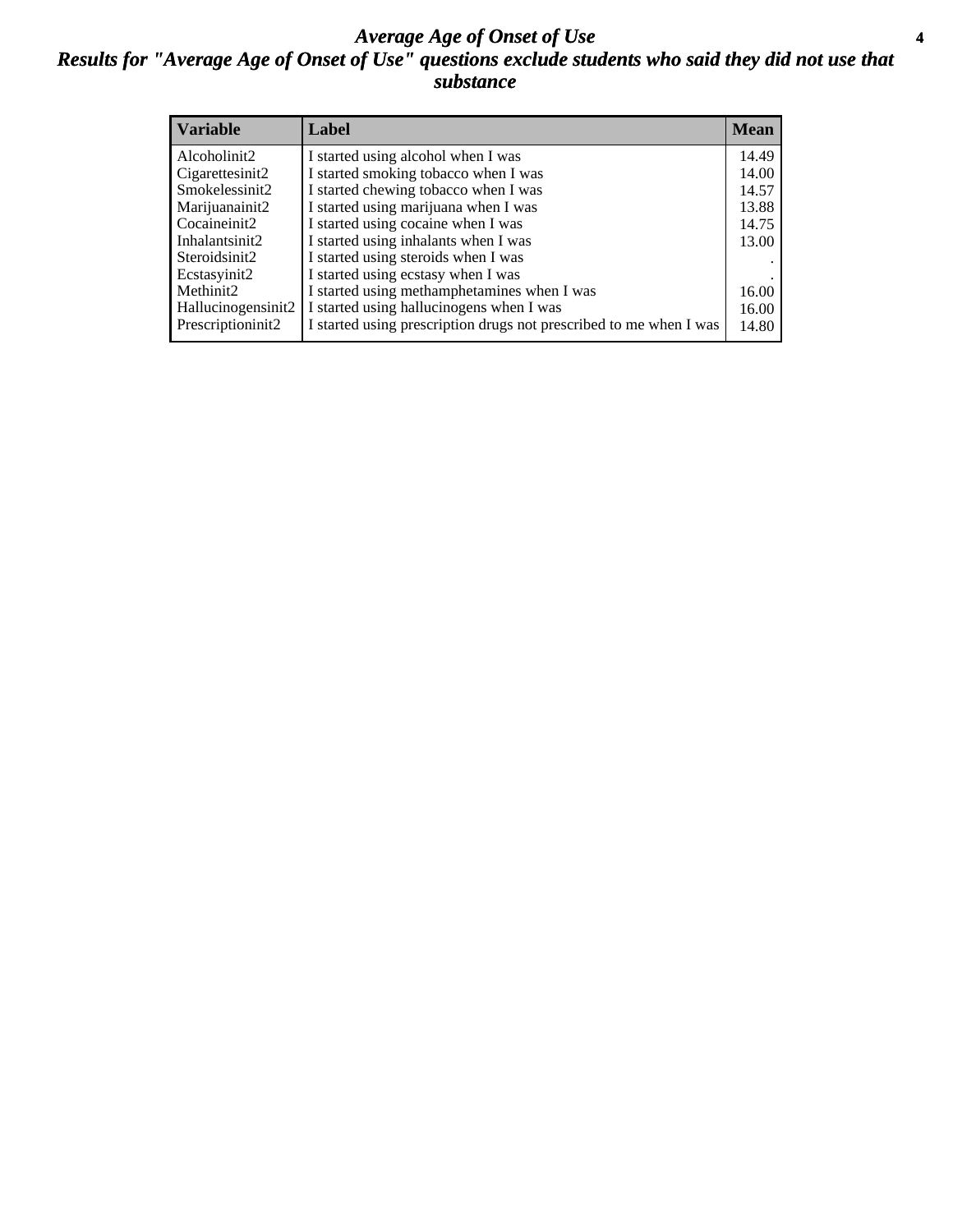# *Average Age of Onset of Use*

## *Results for "Average Age of Onset of Use" questions exclude students who said they did not use that substance*

| Variable | Label | Mean |
|---|---|---|
| Alcoholinit2 | I started using alcohol when I was | 14.49 |
| Cigarettesinit2 | I started smoking tobacco when I was | 14.00 |
| Smokelessinit2 | I started chewing tobacco when I was | 14.57 |
| Marijuanainit2 | I started using marijuana when I was | 13.88 |
| Cocaineinit2 | I started using cocaine when I was | 14.75 |
| Inhalantsinit2 | I started using inhalants when I was | 13.00 |
| Steroidsinit2 | I started using steroids when I was | . |
| Ecstasyinit2 | I started using ecstasy when I was | . |
| Methinit2 | I started using methamphetamines when I was | 16.00 |
| Hallucinogensinit2 | I started using hallucinogens when I was | 16.00 |
| Prescriptioninit2 | I started using prescription drugs not prescribed to me when I was | 14.80 |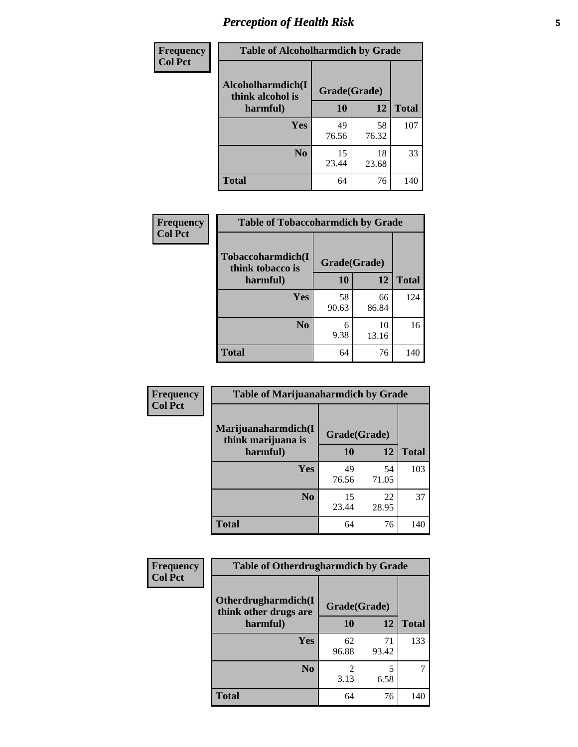## Perception of Health Risk

**Frequency / Col Pct**

| Table of Alcoholharmdich by Grade | | | |
|---|---|---|---|
| Alcoholharmdich(I think alcohol is harmful) | Grade(Grade) | | |
| | 10 | 12 | Total |
| Yes | 49<br>76.56 | 58<br>76.32 | 107 |
| No | 15<br>23.44 | 18<br>23.68 | 33 |
| Total | 64 | 76 | 140 |

**Frequency / Col Pct**

| Table of Tobaccoharmdich by Grade | | | |
|---|---|---|---|
| Tobaccoharmdich(I think tobacco is harmful) | Grade(Grade) | | |
| | 10 | 12 | Total |
| Yes | 58<br>90.63 | 66<br>86.84 | 124 |
| No | 6<br>9.38 | 10<br>13.16 | 16 |
| Total | 64 | 76 | 140 |

**Frequency / Col Pct**

| Table of Marijuanaharmdich by Grade | | | |
|---|---|---|---|
| Marijuanaharmdich(I think marijuana is harmful) | Grade(Grade) | | |
| | 10 | 12 | Total |
| Yes | 49<br>76.56 | 54<br>71.05 | 103 |
| No | 15<br>23.44 | 22<br>28.95 | 37 |
| Total | 64 | 76 | 140 |

**Frequency / Col Pct**

| Table of Otherdrugharmdich by Grade | | | |
|---|---|---|---|
| Otherdrugharmdich(I think other drugs are harmful) | Grade(Grade) | | |
| | 10 | 12 | Total |
| Yes | 62<br>96.88 | 71<br>93.42 | 133 |
| No | 2<br>3.13 | 5<br>6.58 | 7 |
| Total | 64 | 76 | 140 |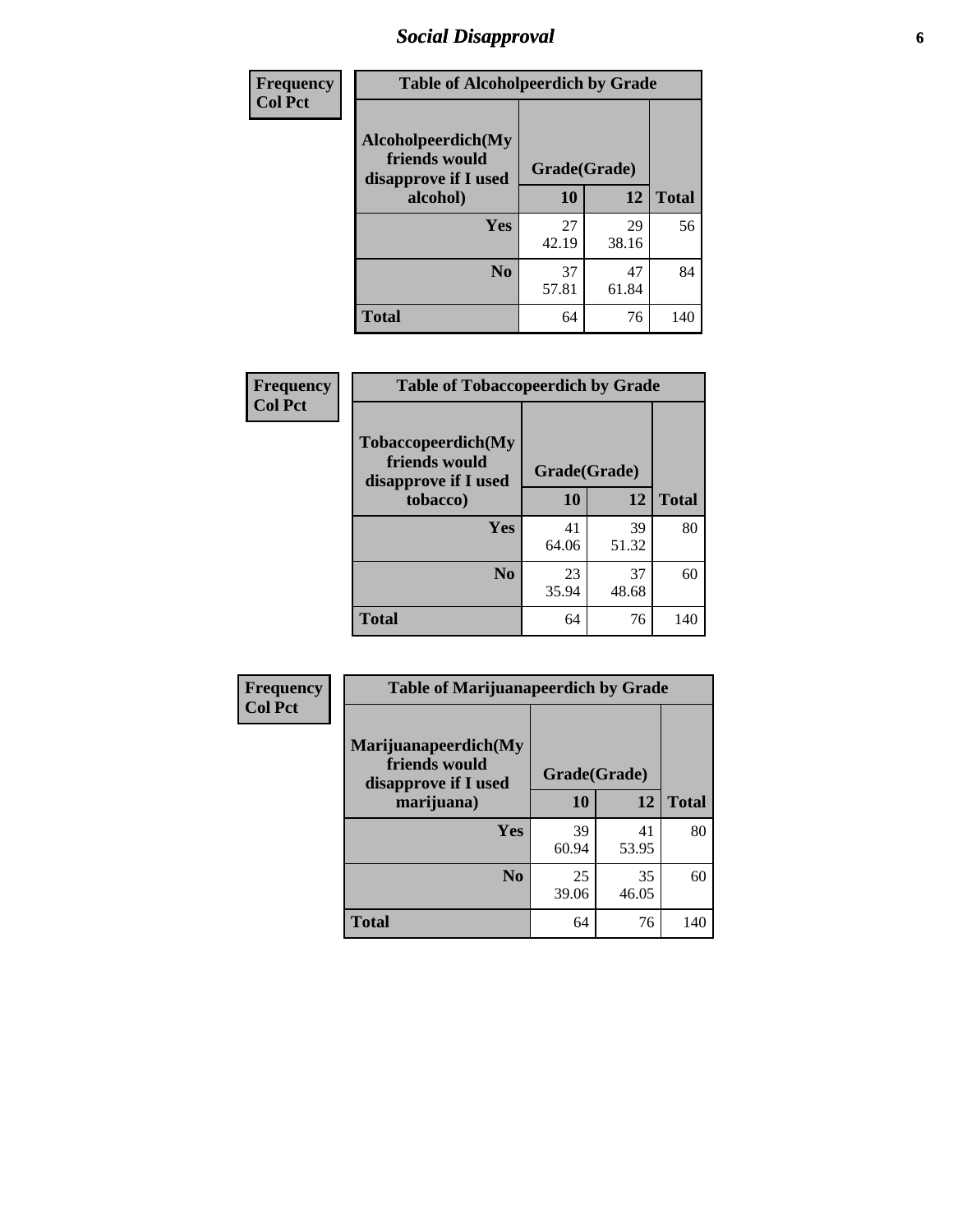# Social Disapproval

| Frequency<br>Col Pct | Table of Alcoholpeerdich by Grade | | |
|---|---|---|---|
| **Alcoholpeerdich(My friends would disapprove if I used alcohol)** | **Grade(Grade)** | | |
| | **10** | **12** | **Total** |
| **Yes** | 27<br>42.19 | 29<br>38.16 | 56 |
| **No** | 37<br>57.81 | 47<br>61.84 | 84 |
| **Total** | 64 | 76 | 140 |

| Frequency<br>Col Pct | Table of Tobaccopeerdich by Grade | | |
|---|---|---|---|
| **Tobaccopeerdich(My friends would disapprove if I used tobacco)** | **Grade(Grade)** | | |
| | **10** | **12** | **Total** |
| **Yes** | 41<br>64.06 | 39<br>51.32 | 80 |
| **No** | 23<br>35.94 | 37<br>48.68 | 60 |
| **Total** | 64 | 76 | 140 |

| Frequency<br>Col Pct | Table of Marijuanapeerdich by Grade | | |
|---|---|---|---|
| **Marijuanapeerdich(My friends would disapprove if I used marijuana)** | **Grade(Grade)** | | |
| | **10** | **12** | **Total** |
| **Yes** | 39<br>60.94 | 41<br>53.95 | 80 |
| **No** | 25<br>39.06 | 35<br>46.05 | 60 |
| **Total** | 64 | 76 | 140 |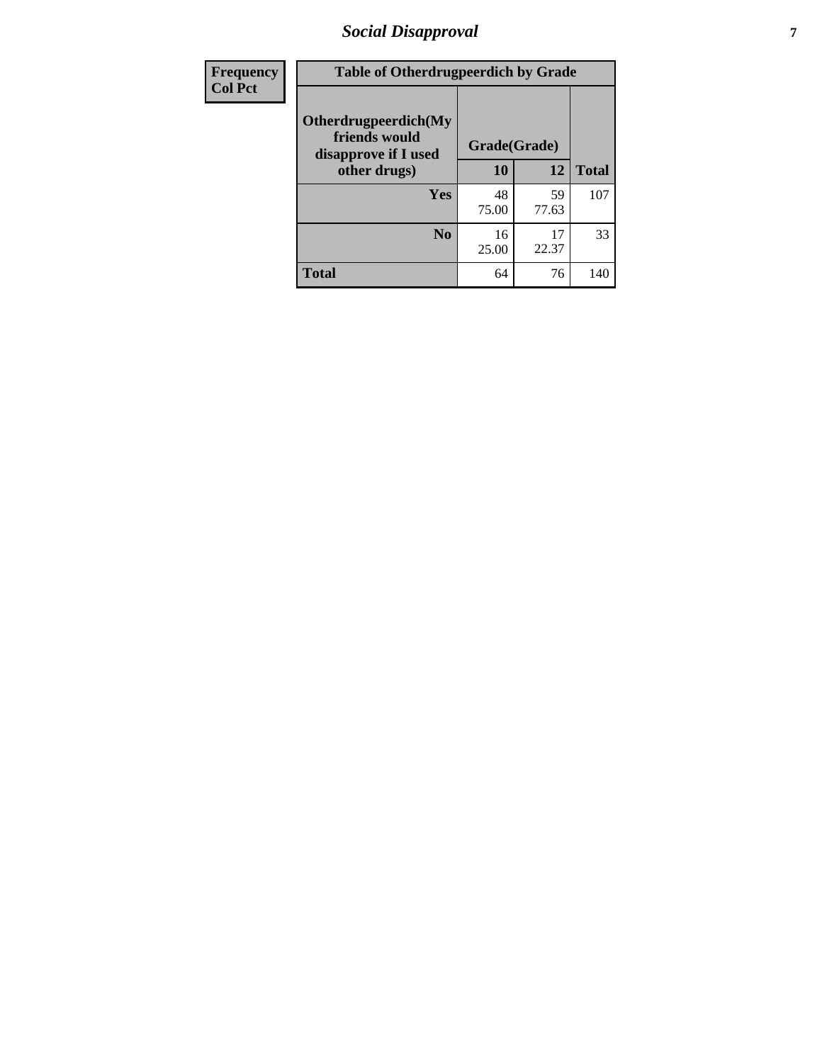# Social Disapproval

| Frequency<br>Col Pct | Table of Otherdrugpeerdich by Grade | | |
|---|---|---|---|
| Otherdrugpeerdich(My friends would disapprove if I used other drugs) | Grade(Grade) | | |
| | 10 | 12 | Total |
| Yes | 48<br>75.00 | 59<br>77.63 | 107 |
| No | 16<br>25.00 | 17<br>22.37 | 33 |
| Total | 64 | 76 | 140 |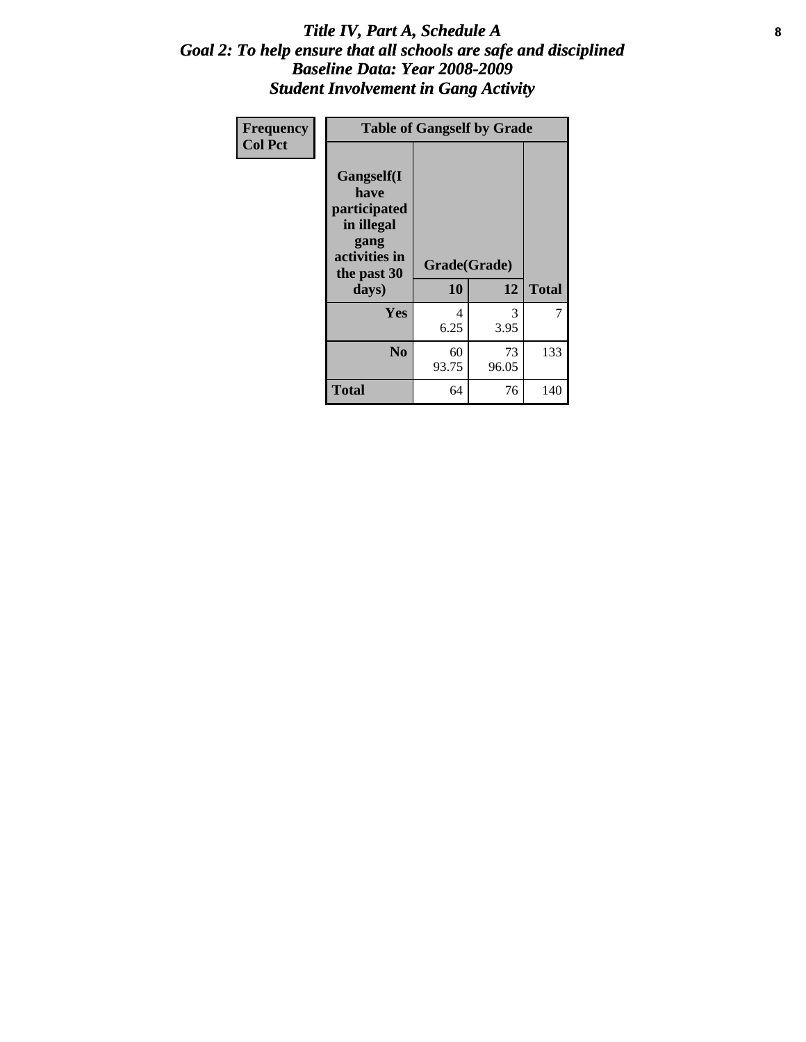# *Title IV, Part A, Schedule A*
## *Goal 2: To help ensure that all schools are safe and disciplined*
## *Baseline Data: Year 2008-2009*
## *Student Involvement in Gang Activity*

| Frequency<br>Col Pct | Table of Gangself by Grade | | |
|---|---|---|---|
| Gangself(I have participated in illegal gang activities in the past 30 days) | Grade(Grade) | | |
| | 10 | 12 | Total |
| Yes | 4<br>6.25 | 3<br>3.95 | 7 |
| No | 60<br>93.75 | 73<br>96.05 | 133 |
| Total | 64 | 76 | 140 |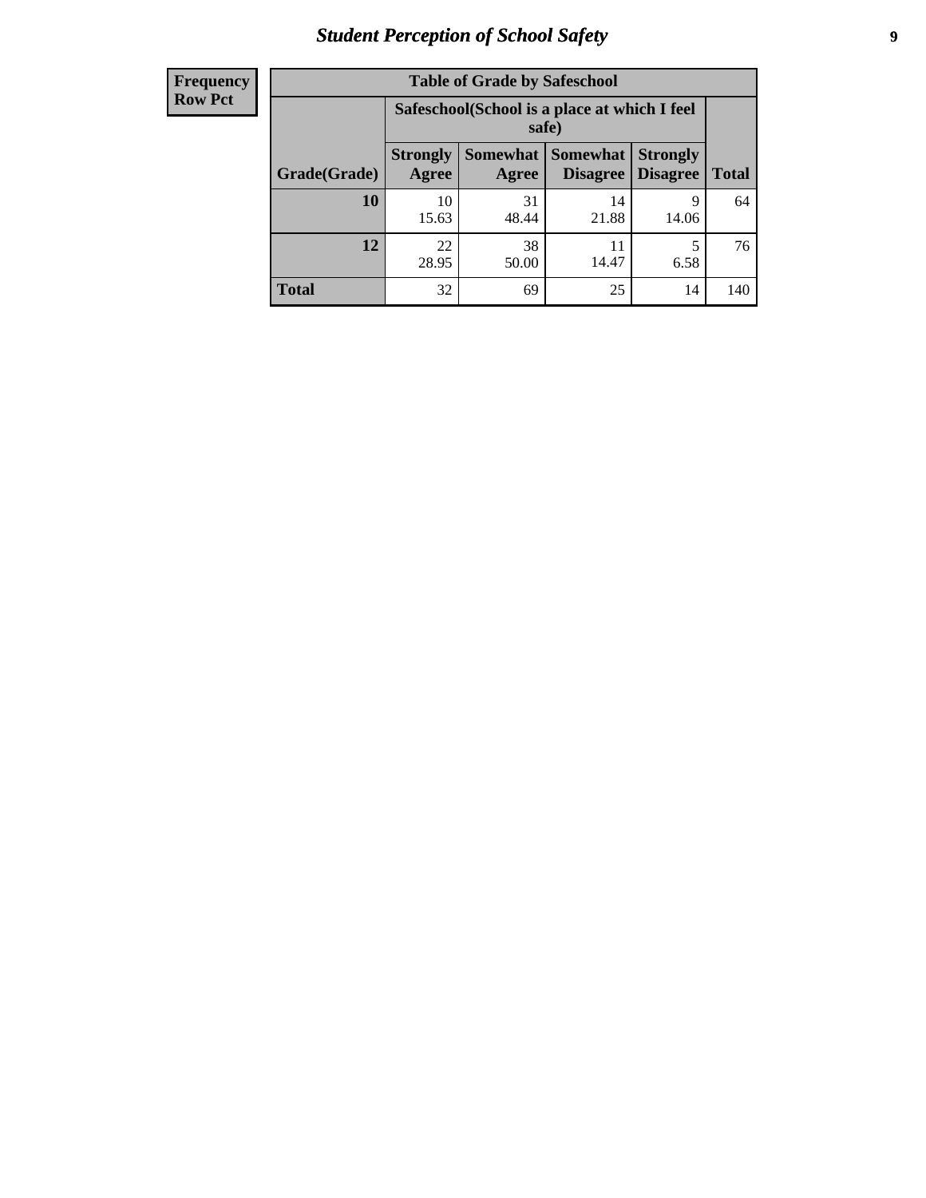## Student Perception of School Safety

| Frequency Row Pct | Table of Grade by Safeschool | | | | |
|---|---|---|---|---|---|
| | Safeschool(School is a place at which I feel safe) | | | | |
| Grade(Grade) | Strongly Agree | Somewhat Agree | Somewhat Disagree | Strongly Disagree | Total |
| **10** | 10<br>15.63 | 31<br>48.44 | 14<br>21.88 | 9<br>14.06 | 64 |
| **12** | 22<br>28.95 | 38<br>50.00 | 11<br>14.47 | 5<br>6.58 | 76 |
| **Total** | 32 | 69 | 25 | 14 | 140 |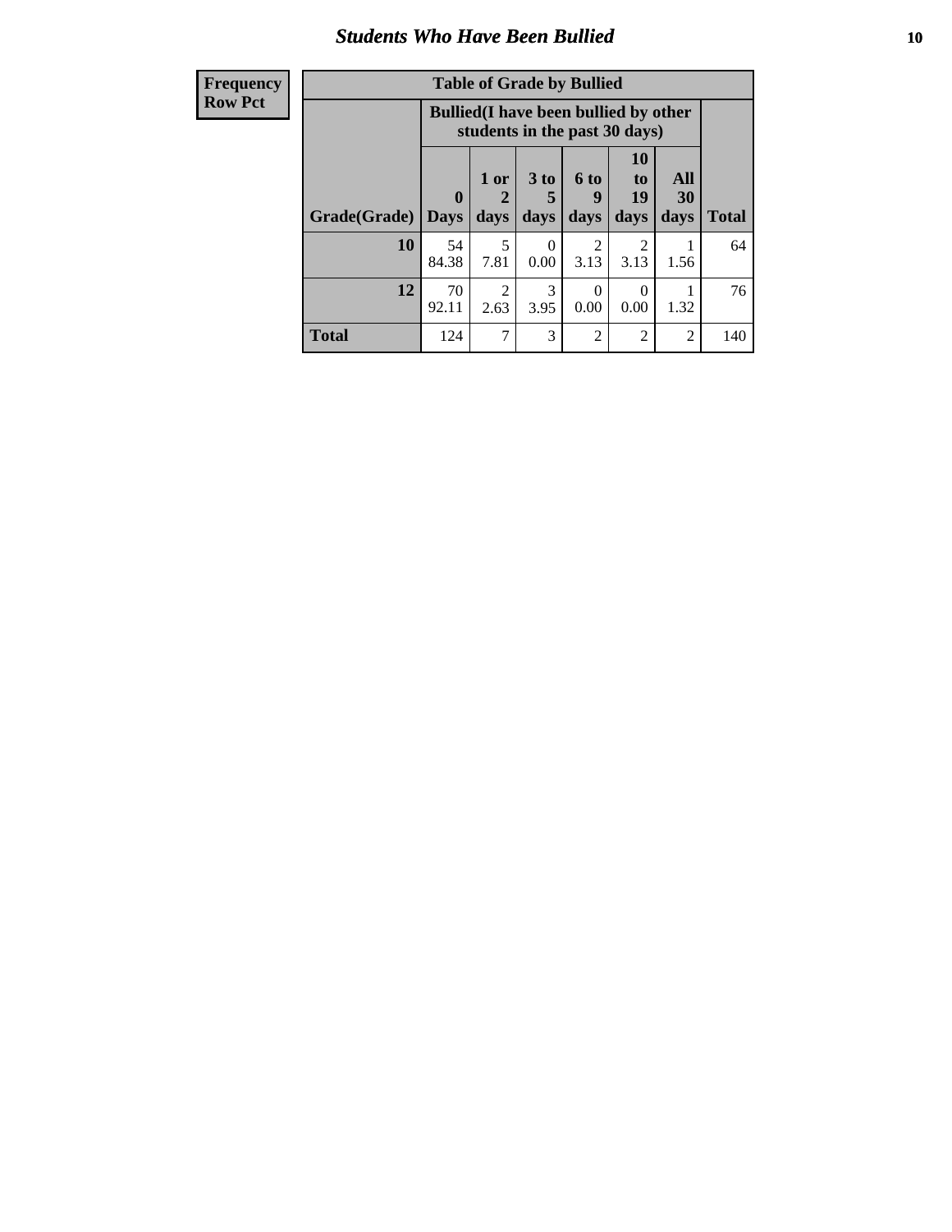## Students Who Have Been Bullied

| Frequency<br>Row Pct |
|---|

**Table of Grade by Bullied**

| Grade(Grade) | Bullied(I have been bullied by other students in the past 30 days) | | | | | | Total |
|---|---|---|---|---|---|---|---|
| | 0 Days | 1 or 2 days | 3 to 5 days | 6 to 9 days | 10 to 19 days | All 30 days | |
| **10** | 54<br>84.38 | 5<br>7.81 | 0<br>0.00 | 2<br>3.13 | 2<br>3.13 | 1<br>1.56 | 64 |
| **12** | 70<br>92.11 | 2<br>2.63 | 3<br>3.95 | 0<br>0.00 | 0<br>0.00 | 1<br>1.32 | 76 |
| **Total** | 124 | 7 | 3 | 2 | 2 | 2 | 140 |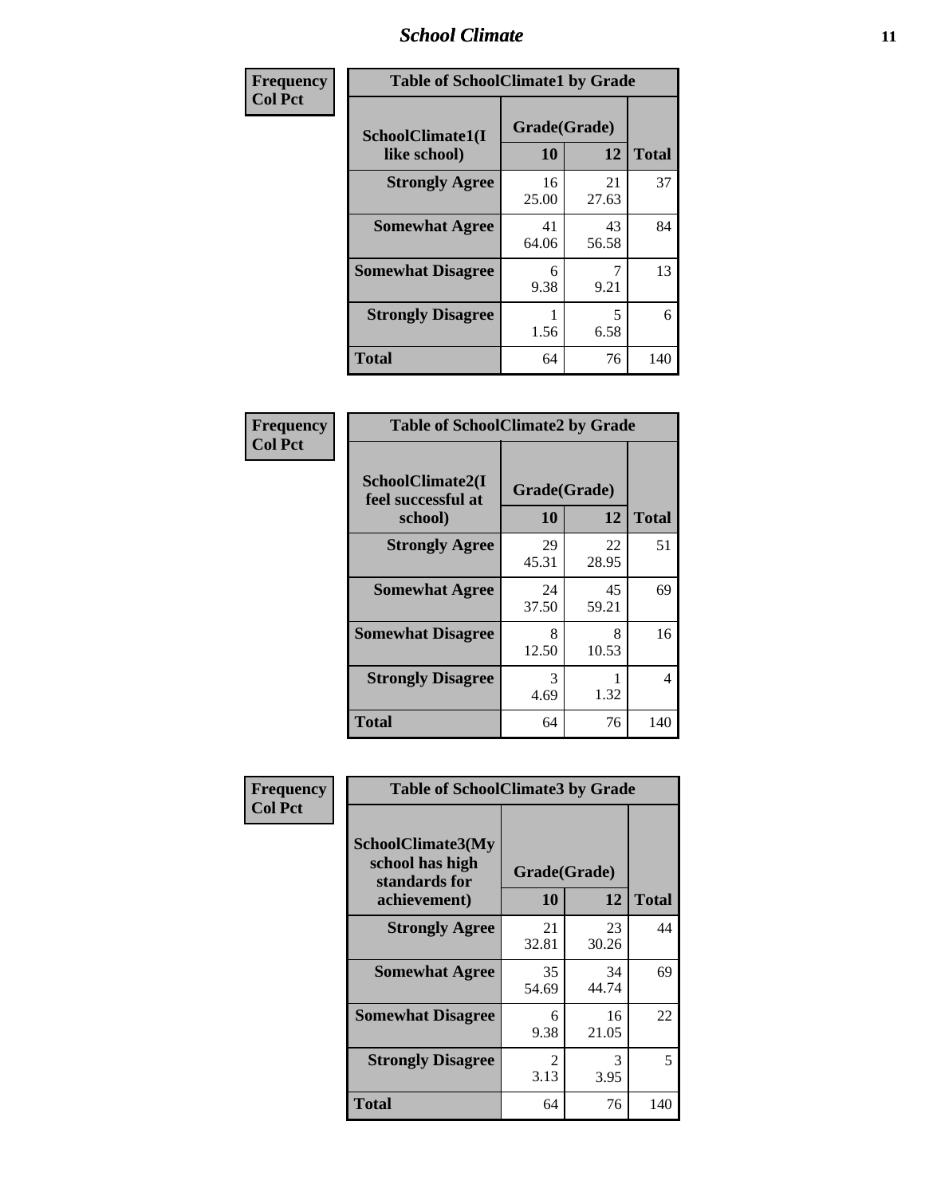| Frequency<br>Col Pct | Table of SchoolClimate1 by Grade | | |
|---|---|---|---|
| SchoolClimate1(I like school) | Grade(Grade) | | |
| | 10 | 12 | Total |
| Strongly Agree | 16<br>25.00 | 21<br>27.63 | 37 |
| Somewhat Agree | 41<br>64.06 | 43<br>56.58 | 84 |
| Somewhat Disagree | 6<br>9.38 | 7<br>9.21 | 13 |
| Strongly Disagree | 1<br>1.56 | 5<br>6.58 | 6 |
| Total | 64 | 76 | 140 |

| Frequency<br>Col Pct | Table of SchoolClimate2 by Grade | | |
|---|---|---|---|
| SchoolClimate2(I feel successful at school) | Grade(Grade) | | |
| | 10 | 12 | Total |
| Strongly Agree | 29<br>45.31 | 22<br>28.95 | 51 |
| Somewhat Agree | 24<br>37.50 | 45<br>59.21 | 69 |
| Somewhat Disagree | 8<br>12.50 | 8<br>10.53 | 16 |
| Strongly Disagree | 3<br>4.69 | 1<br>1.32 | 4 |
| Total | 64 | 76 | 140 |

| Frequency<br>Col Pct | Table of SchoolClimate3 by Grade | | |
|---|---|---|---|
| SchoolClimate3(My school has high standards for achievement) | Grade(Grade) | | |
| | 10 | 12 | Total |
| Strongly Agree | 21<br>32.81 | 23<br>30.26 | 44 |
| Somewhat Agree | 35<br>54.69 | 34<br>44.74 | 69 |
| Somewhat Disagree | 6<br>9.38 | 16<br>21.05 | 22 |
| Strongly Disagree | 2<br>3.13 | 3<br>3.95 | 5 |
| Total | 64 | 76 | 140 |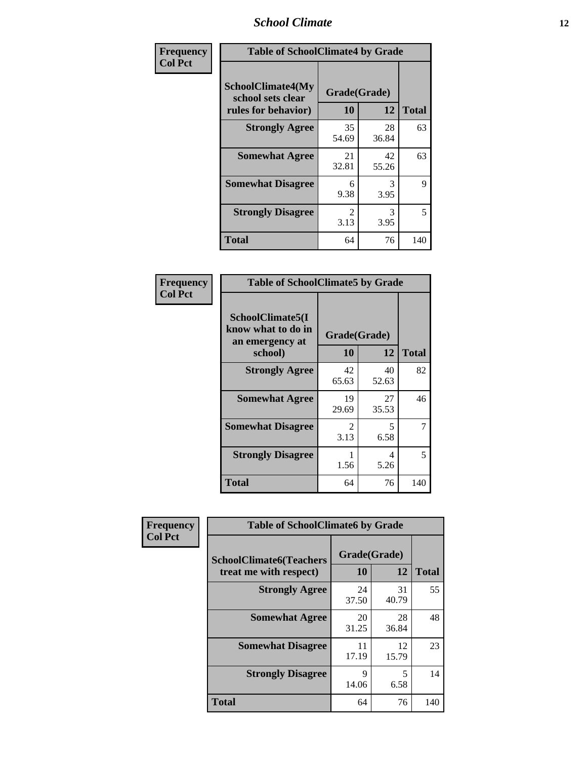| Frequency Col Pct | Table of SchoolClimate4 by Grade | | |
|---|---|---|---|
| SchoolClimate4(My school sets clear rules for behavior) | Grade(Grade) | | |
| | 10 | 12 | Total |
| Strongly Agree | 35<br>54.69 | 28<br>36.84 | 63 |
| Somewhat Agree | 21<br>32.81 | 42<br>55.26 | 63 |
| Somewhat Disagree | 6<br>9.38 | 3<br>3.95 | 9 |
| Strongly Disagree | 2<br>3.13 | 3<br>3.95 | 5 |
| Total | 64 | 76 | 140 |

| Frequency Col Pct | Table of SchoolClimate5 by Grade | | |
|---|---|---|---|
| SchoolClimate5(I know what to do in an emergency at school) | Grade(Grade) | | |
| | 10 | 12 | Total |
| Strongly Agree | 42<br>65.63 | 40<br>52.63 | 82 |
| Somewhat Agree | 19<br>29.69 | 27<br>35.53 | 46 |
| Somewhat Disagree | 2<br>3.13 | 5<br>6.58 | 7 |
| Strongly Disagree | 1<br>1.56 | 4<br>5.26 | 5 |
| Total | 64 | 76 | 140 |

| Frequency Col Pct | Table of SchoolClimate6 by Grade | | |
|---|---|---|---|
| SchoolClimate6(Teachers treat me with respect) | Grade(Grade) | | |
| | 10 | 12 | Total |
| Strongly Agree | 24<br>37.50 | 31<br>40.79 | 55 |
| Somewhat Agree | 20<br>31.25 | 28<br>36.84 | 48 |
| Somewhat Disagree | 11<br>17.19 | 12<br>15.79 | 23 |
| Strongly Disagree | 9<br>14.06 | 5<br>6.58 | 14 |
| Total | 64 | 76 | 140 |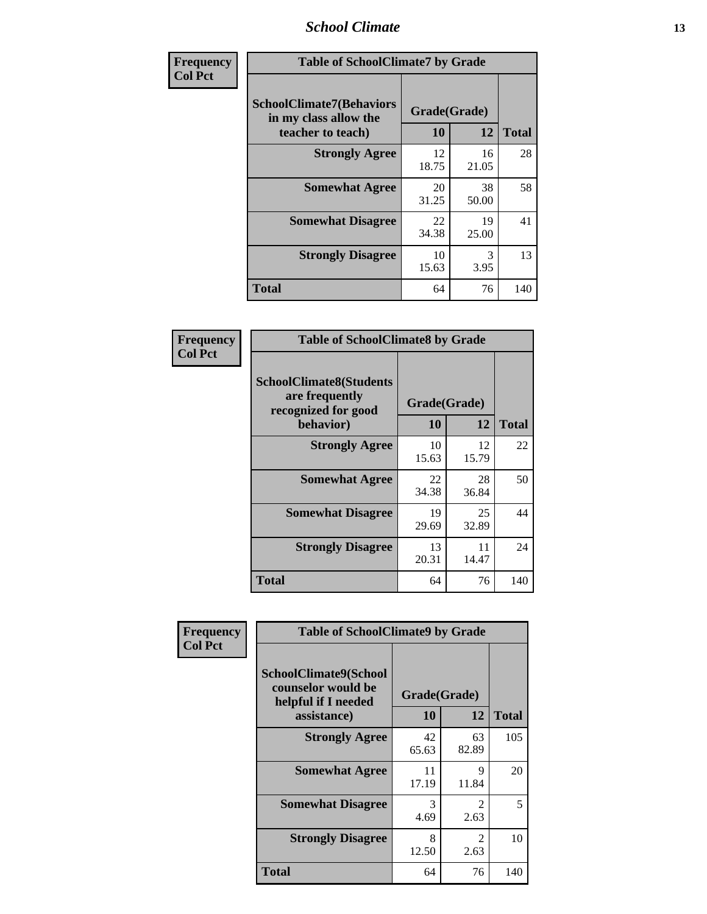| Frequency<br>Col Pct |
|---|

| Table of SchoolClimate7 by Grade | | | |
|---|---|---|---|
| SchoolClimate7(Behaviors in my class allow the teacher to teach) | Grade(Grade) | | Total |
| | 10 | 12 | |
| Strongly Agree | 12<br>18.75 | 16<br>21.05 | 28 |
| Somewhat Agree | 20<br>31.25 | 38<br>50.00 | 58 |
| Somewhat Disagree | 22<br>34.38 | 19<br>25.00 | 41 |
| Strongly Disagree | 10<br>15.63 | 3<br>3.95 | 13 |
| Total | 64 | 76 | 140 |

| Frequency<br>Col Pct |
|---|

| Table of SchoolClimate8 by Grade | | | |
|---|---|---|---|
| SchoolClimate8(Students are frequently recognized for good behavior) | Grade(Grade) | | Total |
| | 10 | 12 | |
| Strongly Agree | 10<br>15.63 | 12<br>15.79 | 22 |
| Somewhat Agree | 22<br>34.38 | 28<br>36.84 | 50 |
| Somewhat Disagree | 19<br>29.69 | 25<br>32.89 | 44 |
| Strongly Disagree | 13<br>20.31 | 11<br>14.47 | 24 |
| Total | 64 | 76 | 140 |

| Frequency<br>Col Pct |
|---|

| Table of SchoolClimate9 by Grade | | | |
|---|---|---|---|
| SchoolClimate9(School counselor would be helpful if I needed assistance) | Grade(Grade) | | Total |
| | 10 | 12 | |
| Strongly Agree | 42<br>65.63 | 63<br>82.89 | 105 |
| Somewhat Agree | 11<br>17.19 | 9<br>11.84 | 20 |
| Somewhat Disagree | 3<br>4.69 | 2<br>2.63 | 5 |
| Strongly Disagree | 8<br>12.50 | 2<br>2.63 | 10 |
| Total | 64 | 76 | 140 |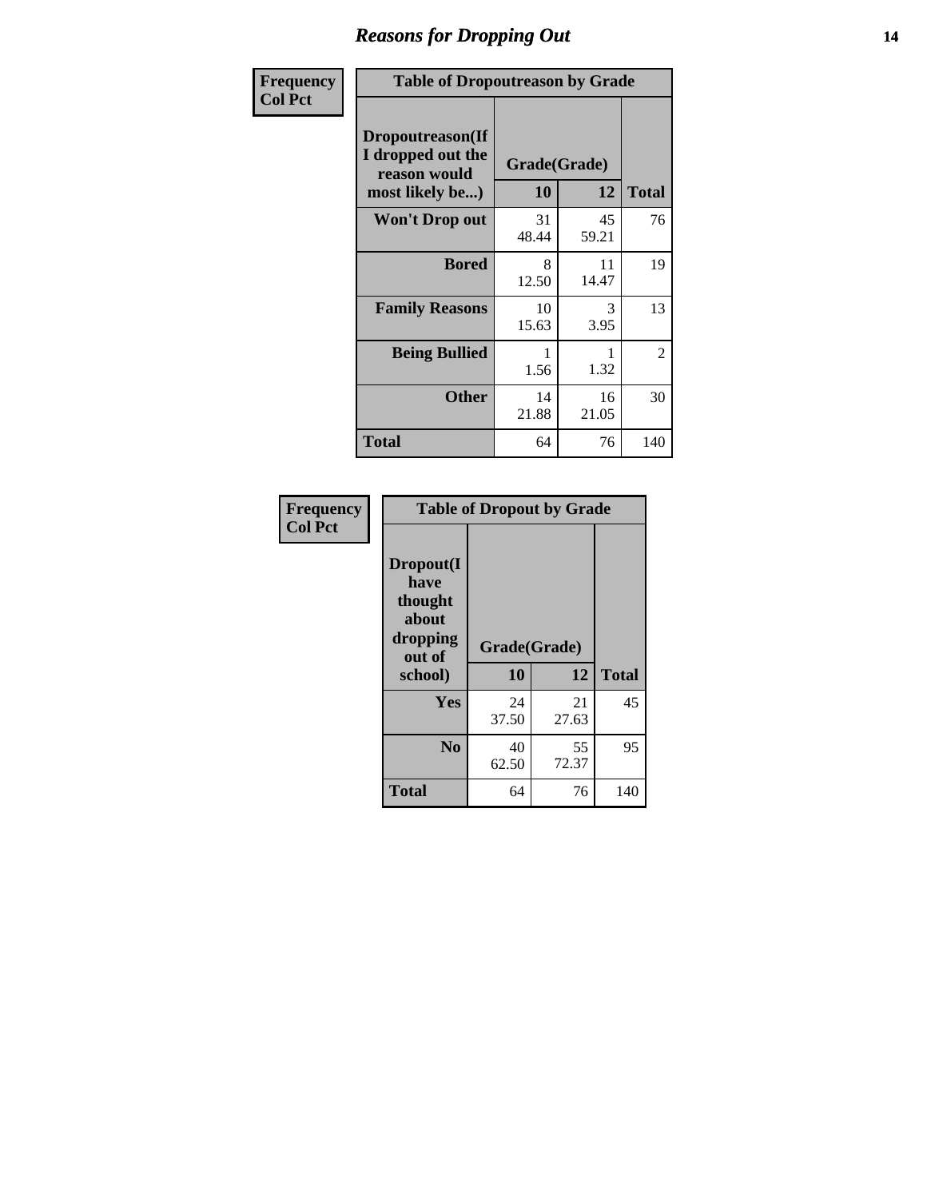# Reasons for Dropping Out

| Frequency<br>Col Pct | Table of Dropoutreason by Grade | | |
|---|---|---|---|
| **Dropoutreason(If I dropped out the reason would most likely be...)** | **Grade(Grade)** | | |
| | **10** | **12** | **Total** |
| **Won't Drop out** | 31<br>48.44 | 45<br>59.21 | 76 |
| **Bored** | 8<br>12.50 | 11<br>14.47 | 19 |
| **Family Reasons** | 10<br>15.63 | 3<br>3.95 | 13 |
| **Being Bullied** | 1<br>1.56 | 1<br>1.32 | 2 |
| **Other** | 14<br>21.88 | 16<br>21.05 | 30 |
| **Total** | 64 | 76 | 140 |

| Frequency<br>Col Pct | Table of Dropout by Grade | | |
|---|---|---|---|
| **Dropout(I have thought about dropping out of school)** | **Grade(Grade)** | | |
| | **10** | **12** | **Total** |
| **Yes** | 24<br>37.50 | 21<br>27.63 | 45 |
| **No** | 40<br>62.50 | 55<br>72.37 | 95 |
| **Total** | 64 | 76 | 140 |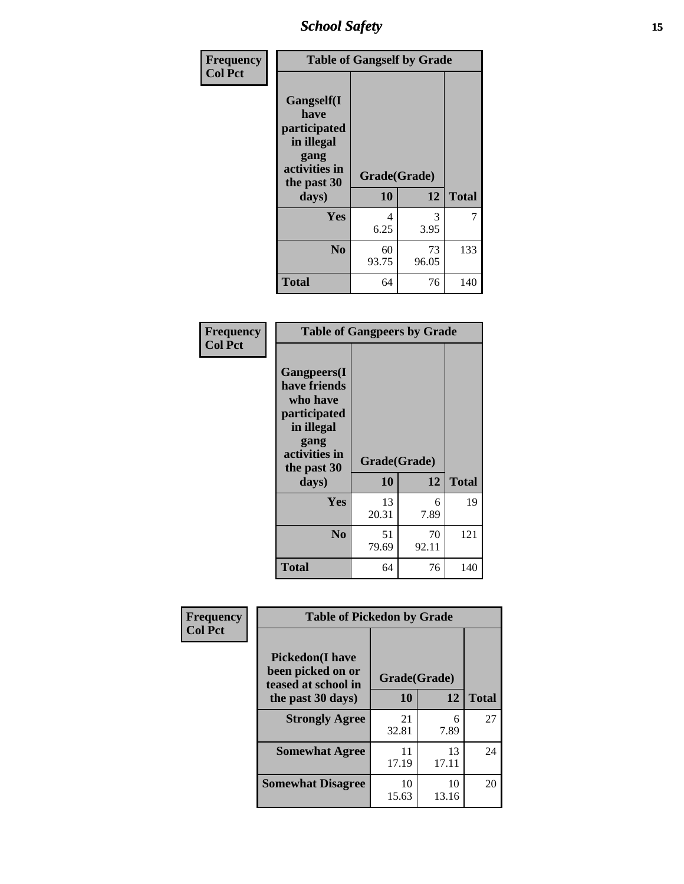| Frequency<br>Col Pct | Table of Gangself by Grade | | |
|---|---|---|---|
| Gangself(I have participated in illegal gang activities in the past 30 days) | Grade(Grade) | | |
| | 10 | 12 | Total |
| Yes | 4<br>6.25 | 3<br>3.95 | 7 |
| No | 60<br>93.75 | 73<br>96.05 | 133 |
| Total | 64 | 76 | 140 |

| Frequency<br>Col Pct | Table of Gangpeers by Grade | | |
|---|---|---|---|
| Gangpeers(I have friends who have participated in illegal gang activities in the past 30 days) | Grade(Grade) | | |
| | 10 | 12 | Total |
| Yes | 13<br>20.31 | 6<br>7.89 | 19 |
| No | 51<br>79.69 | 70<br>92.11 | 121 |
| Total | 64 | 76 | 140 |

| Frequency<br>Col Pct | Table of Pickedon by Grade | | |
|---|---|---|---|
| Pickedon(I have been picked on or teased at school in the past 30 days) | Grade(Grade) | | |
| | 10 | 12 | Total |
| Strongly Agree | 21<br>32.81 | 6<br>7.89 | 27 |
| Somewhat Agree | 11<br>17.19 | 13<br>17.11 | 24 |
| Somewhat Disagree | 10<br>15.63 | 10<br>13.16 | 20 |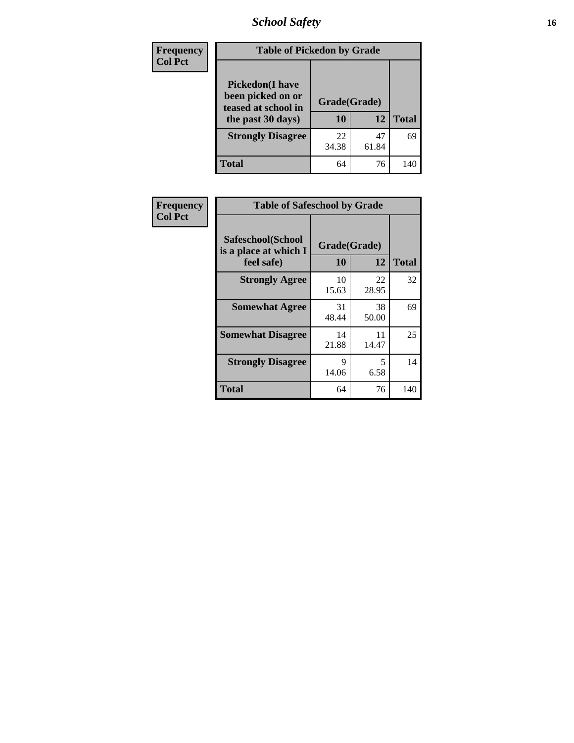| Frequency<br>Col Pct | Table of Pickedon by Grade | | |
|---|---|---|---|
| Pickedon(I have been picked on or teased at school in the past 30 days) | Grade(Grade) | | |
| | 10 | 12 | Total |
| Strongly Disagree | 22<br>34.38 | 47<br>61.84 | 69 |
| Total | 64 | 76 | 140 |

| Frequency<br>Col Pct | Table of Safeschool by Grade | | |
|---|---|---|---|
| Safeschool(School is a place at which I feel safe) | Grade(Grade) | | |
| | 10 | 12 | Total |
| Strongly Agree | 10<br>15.63 | 22<br>28.95 | 32 |
| Somewhat Agree | 31<br>48.44 | 38<br>50.00 | 69 |
| Somewhat Disagree | 14<br>21.88 | 11<br>14.47 | 25 |
| Strongly Disagree | 9<br>14.06 | 5<br>6.58 | 14 |
| Total | 64 | 76 | 140 |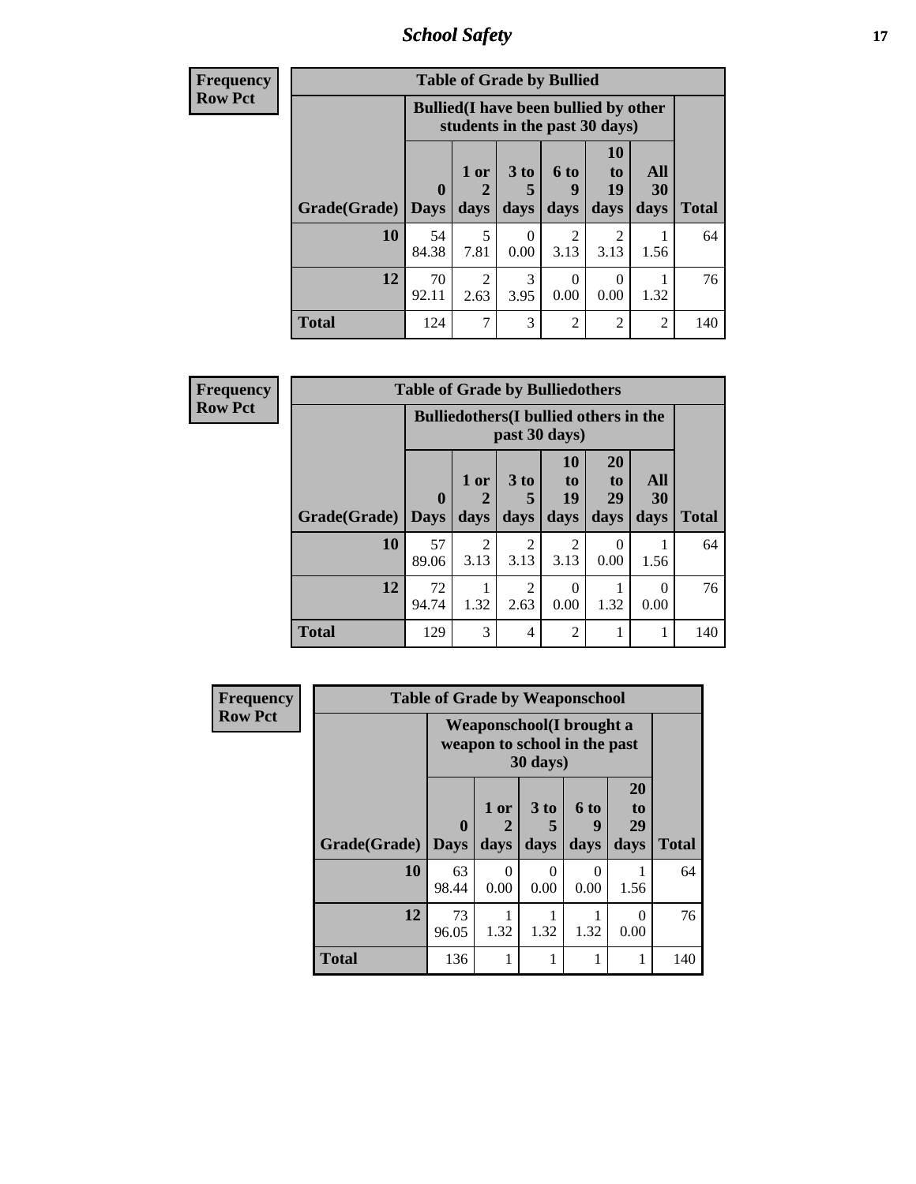| Frequency<br>Row Pct |
|---|

**Table of Grade by Bullied**

| Grade(Grade) | Bullied(I have been bullied by other students in the past 30 days) | | | | | | Total |
|---|---|---|---|---|---|---|---|
| | 0 Days | 1 or 2 days | 3 to 5 days | 6 to 9 days | 10 to 19 days | All 30 days | |
| **10** | 54<br>84.38 | 5<br>7.81 | 0<br>0.00 | 2<br>3.13 | 2<br>3.13 | 1<br>1.56 | 64 |
| **12** | 70<br>92.11 | 2<br>2.63 | 3<br>3.95 | 0<br>0.00 | 0<br>0.00 | 1<br>1.32 | 76 |
| **Total** | 124 | 7 | 3 | 2 | 2 | 2 | 140 |

| Frequency<br>Row Pct |
|---|

**Table of Grade by Bulliedothers**

| Grade(Grade) | Bulliedothers(I bullied others in the past 30 days) | | | | | | Total |
|---|---|---|---|---|---|---|---|
| | 0 Days | 1 or 2 days | 3 to 5 days | 10 to 19 days | 20 to 29 days | All 30 days | |
| **10** | 57<br>89.06 | 2<br>3.13 | 2<br>3.13 | 2<br>3.13 | 0<br>0.00 | 1<br>1.56 | 64 |
| **12** | 72<br>94.74 | 1<br>1.32 | 2<br>2.63 | 0<br>0.00 | 1<br>1.32 | 0<br>0.00 | 76 |
| **Total** | 129 | 3 | 4 | 2 | 1 | 1 | 140 |

| Frequency<br>Row Pct |
|---|

**Table of Grade by Weaponschool**

| Grade(Grade) | Weaponschool(I brought a weapon to school in the past 30 days) | | | | | Total |
|---|---|---|---|---|---|---|
| | 0 Days | 1 or 2 days | 3 to 5 days | 6 to 9 days | 20 to 29 days | |
| **10** | 63<br>98.44 | 0<br>0.00 | 0<br>0.00 | 0<br>0.00 | 1<br>1.56 | 64 |
| **12** | 73<br>96.05 | 1<br>1.32 | 1<br>1.32 | 1<br>1.32 | 0<br>0.00 | 76 |
| **Total** | 136 | 1 | 1 | 1 | 1 | 140 |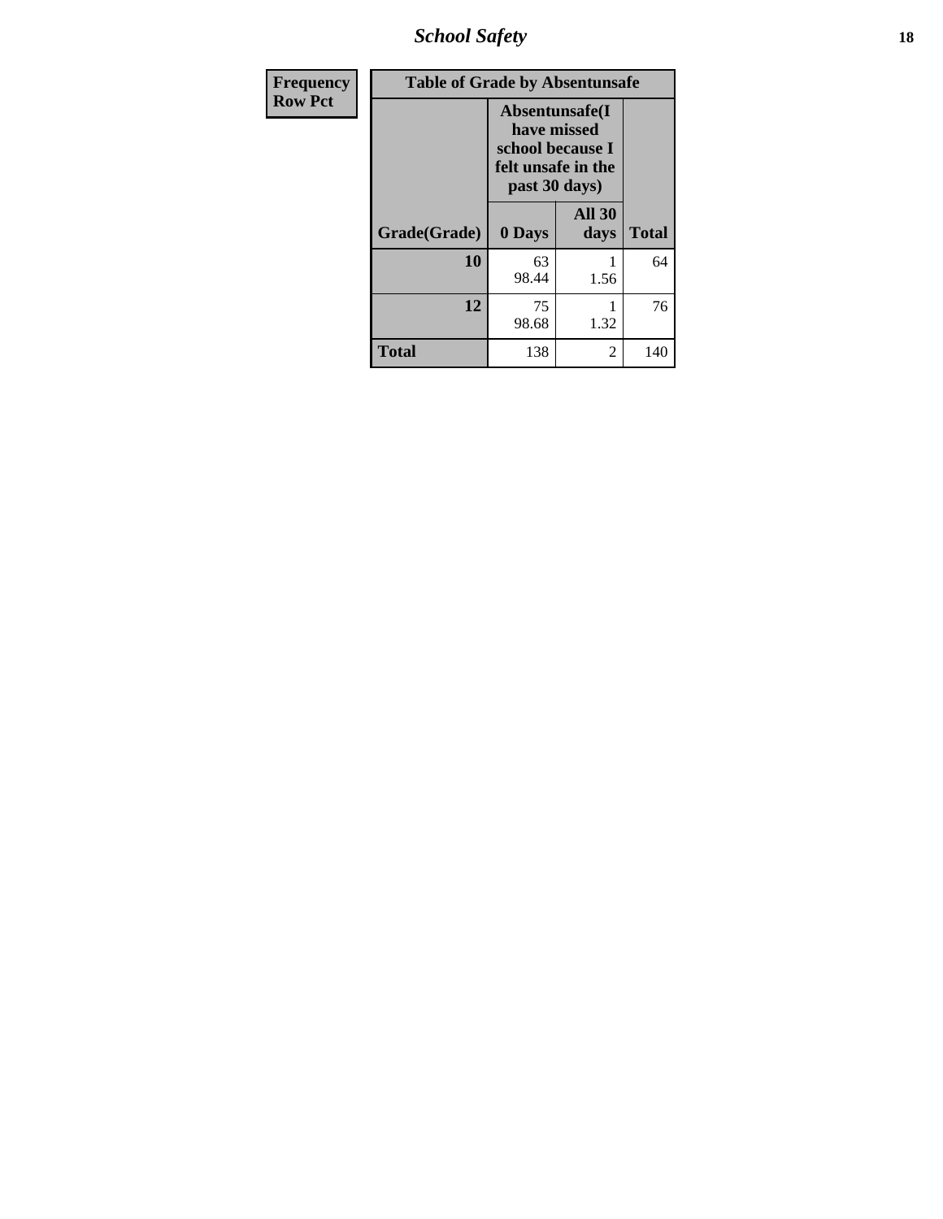| Frequency Row Pct |
|---|

| Table of Grade by Absentunsafe | | | |
|---|---|---|---|
| | Absentunsafe(I have missed school because I felt unsafe in the past 30 days) | | |
| Grade(Grade) | 0 Days | All 30 days | Total |
| 10 | 63<br>98.44 | 1<br>1.56 | 64 |
| 12 | 75<br>98.68 | 1<br>1.32 | 76 |
| Total | 138 | 2 | 140 |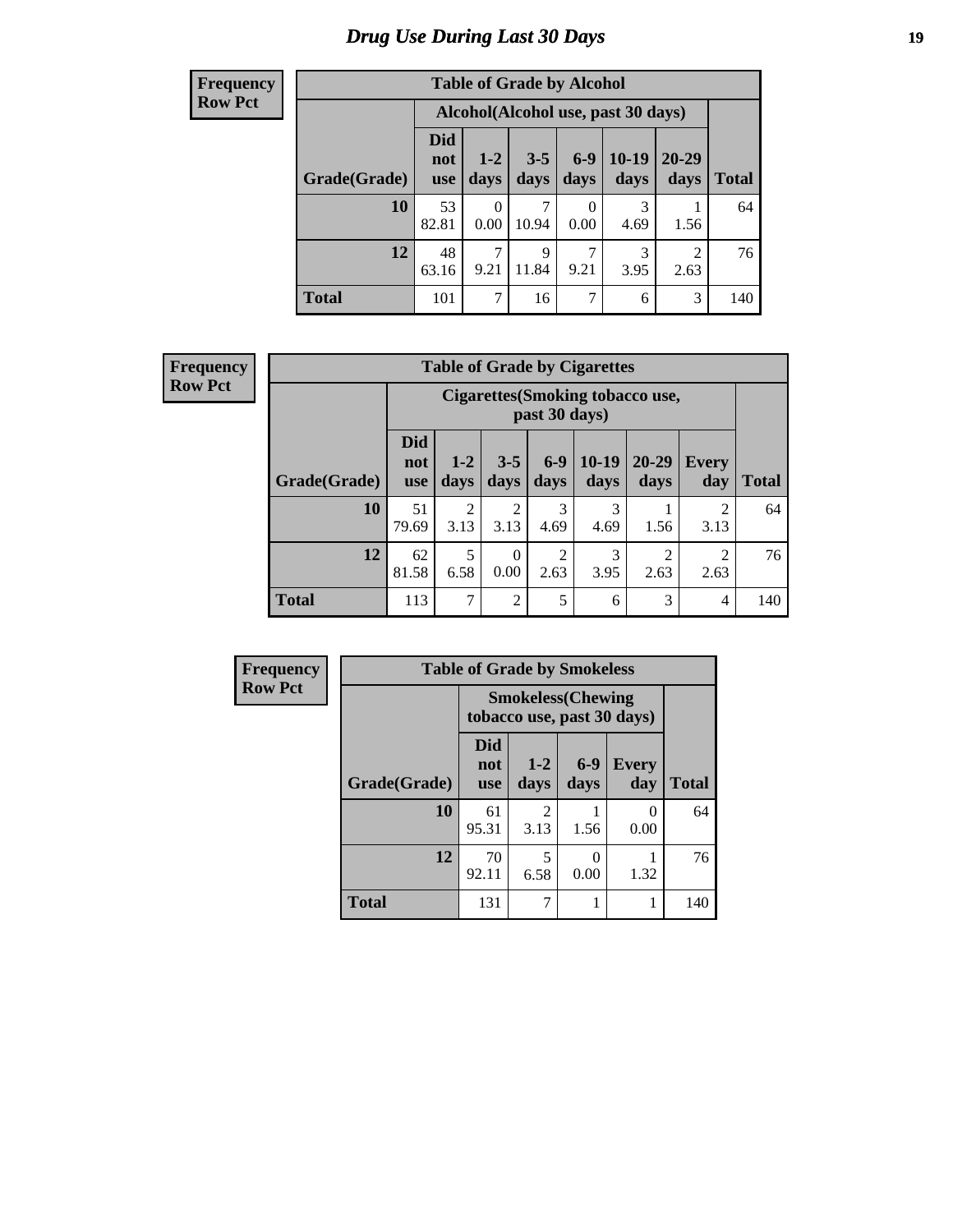# Drug Use During Last 30 Days

**Frequency**
**Row Pct**

| Table of Grade by Alcohol | | | | | | | |
|---|---|---|---|---|---|---|---|
| | Alcohol(Alcohol use, past 30 days) | | | | | | |
| Grade(Grade) | Did not use | 1-2 days | 3-5 days | 6-9 days | 10-19 days | 20-29 days | Total |
| 10 | 53<br>82.81 | 0<br>0.00 | 7<br>10.94 | 0<br>0.00 | 3<br>4.69 | 1<br>1.56 | 64 |
| 12 | 48<br>63.16 | 7<br>9.21 | 9<br>11.84 | 7<br>9.21 | 3<br>3.95 | 2<br>2.63 | 76 |
| Total | 101 | 7 | 16 | 7 | 6 | 3 | 140 |

**Frequency**
**Row Pct**

| Table of Grade by Cigarettes | | | | | | | | |
|---|---|---|---|---|---|---|---|---|
| | Cigarettes(Smoking tobacco use, past 30 days) | | | | | | | |
| Grade(Grade) | Did not use | 1-2 days | 3-5 days | 6-9 days | 10-19 days | 20-29 days | Every day | Total |
| 10 | 51<br>79.69 | 2<br>3.13 | 2<br>3.13 | 3<br>4.69 | 3<br>4.69 | 1<br>1.56 | 2<br>3.13 | 64 |
| 12 | 62<br>81.58 | 5<br>6.58 | 0<br>0.00 | 2<br>2.63 | 3<br>3.95 | 2<br>2.63 | 2<br>2.63 | 76 |
| Total | 113 | 7 | 2 | 5 | 6 | 3 | 4 | 140 |

**Frequency**
**Row Pct**

| Table of Grade by Smokeless | | | | | |
|---|---|---|---|---|---|
| | Smokeless(Chewing tobacco use, past 30 days) | | | | |
| Grade(Grade) | Did not use | 1-2 days | 6-9 days | Every day | Total |
| 10 | 61<br>95.31 | 2<br>3.13 | 1<br>1.56 | 0<br>0.00 | 64 |
| 12 | 70<br>92.11 | 5<br>6.58 | 0<br>0.00 | 1<br>1.32 | 76 |
| Total | 131 | 7 | 1 | 1 | 140 |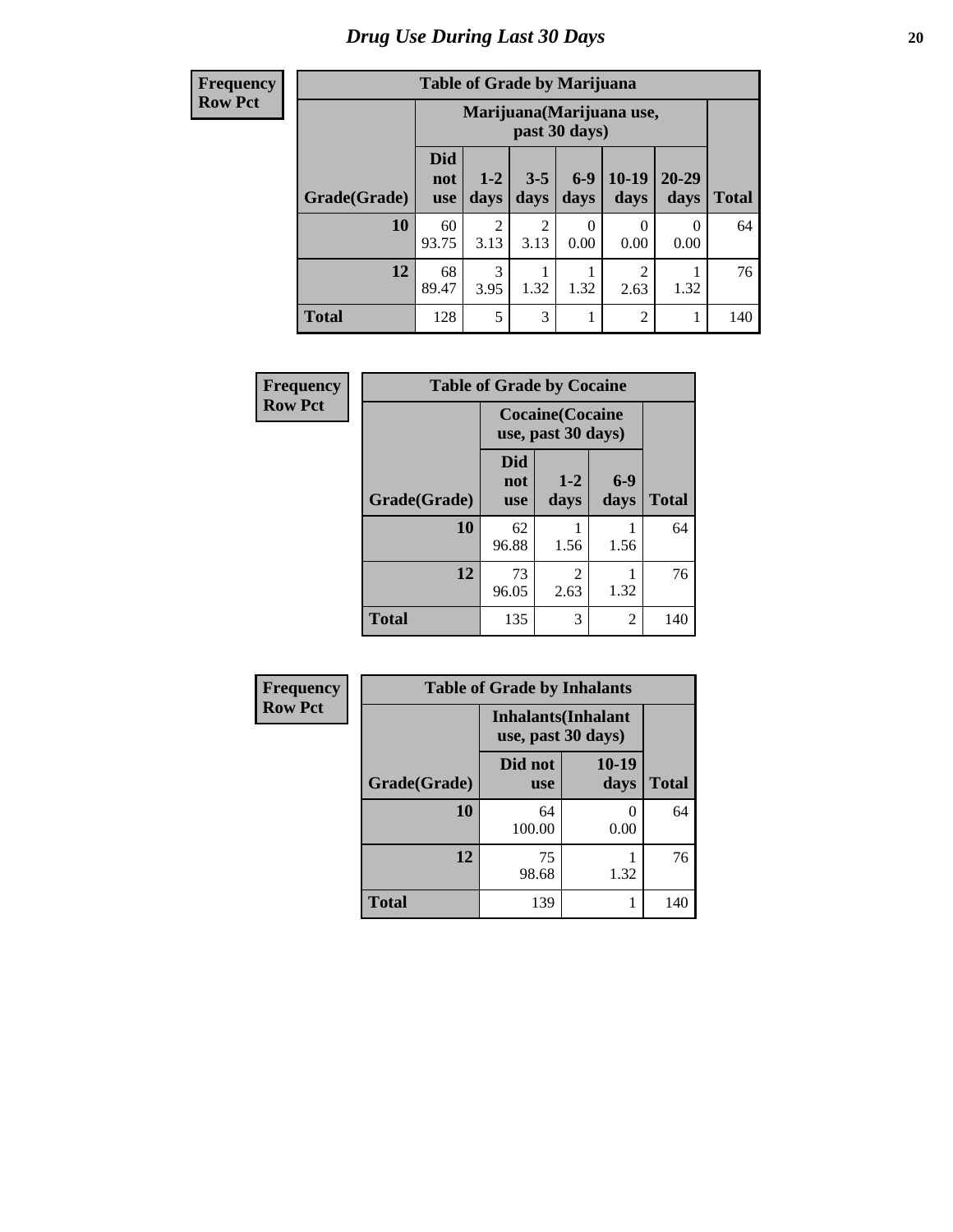# *Drug Use During Last 30 Days*

| Frequency<br>Row Pct | Table of Grade by Marijuana | | | | | | |
|---|---|---|---|---|---|---|---|
| | Marijuana(Marijuana use, past 30 days) | | | | | | |
| Grade(Grade) | Did not use | 1-2 days | 3-5 days | 6-9 days | 10-19 days | 20-29 days | Total |
| **10** | 60<br>93.75 | 2<br>3.13 | 2<br>3.13 | 0<br>0.00 | 0<br>0.00 | 0<br>0.00 | 64 |
| **12** | 68<br>89.47 | 3<br>3.95 | 1<br>1.32 | 1<br>1.32 | 2<br>2.63 | 1<br>1.32 | 76 |
| **Total** | 128 | 5 | 3 | 1 | 2 | 1 | 140 |

| Frequency<br>Row Pct | Table of Grade by Cocaine | | | |
|---|---|---|---|---|
| | Cocaine(Cocaine use, past 30 days) | | | |
| Grade(Grade) | Did not use | 1-2 days | 6-9 days | Total |
| **10** | 62<br>96.88 | 1<br>1.56 | 1<br>1.56 | 64 |
| **12** | 73<br>96.05 | 2<br>2.63 | 1<br>1.32 | 76 |
| **Total** | 135 | 3 | 2 | 140 |

| Frequency<br>Row Pct | Table of Grade by Inhalants | | |
|---|---|---|---|
| | Inhalants(Inhalant use, past 30 days) | | |
| Grade(Grade) | Did not use | 10-19 days | Total |
| **10** | 64<br>100.00 | 0<br>0.00 | 64 |
| **12** | 75<br>98.68 | 1<br>1.32 | 76 |
| **Total** | 139 | 1 | 140 |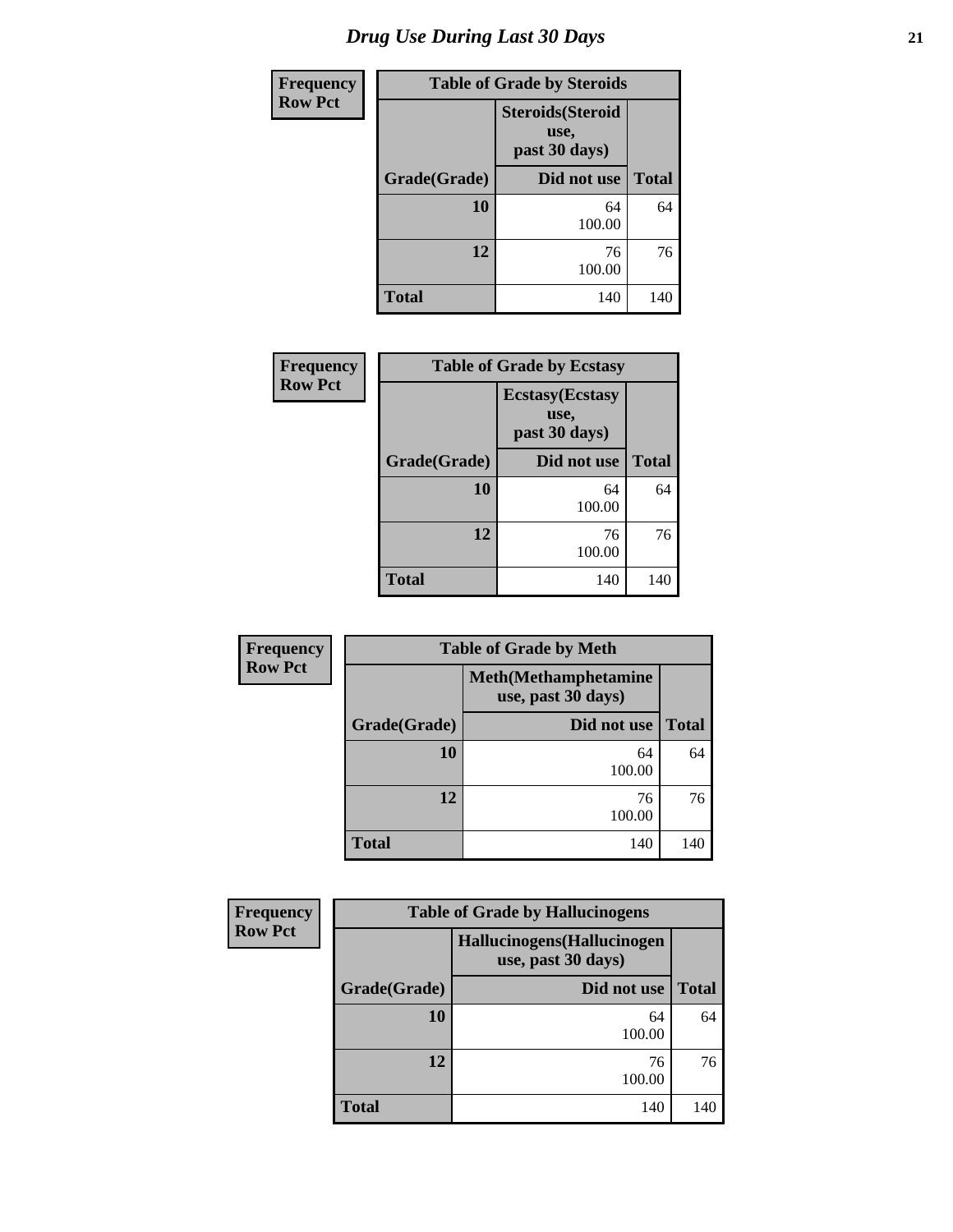# Drug Use During Last 30 Days

Frequency
Row Pct

| Table of Grade by Steroids | | |
|---|---|---|
| | Steroids(Steroid use, past 30 days) | |
| Grade(Grade) | Did not use | Total |
| 10 | 64<br>100.00 | 64 |
| 12 | 76<br>100.00 | 76 |
| Total | 140 | 140 |

Frequency
Row Pct

| Table of Grade by Ecstasy | | |
|---|---|---|
| | Ecstasy(Ecstasy use, past 30 days) | |
| Grade(Grade) | Did not use | Total |
| 10 | 64<br>100.00 | 64 |
| 12 | 76<br>100.00 | 76 |
| Total | 140 | 140 |

Frequency
Row Pct

| Table of Grade by Meth | | |
|---|---|---|
| | Meth(Methamphetamine use, past 30 days) | |
| Grade(Grade) | Did not use | Total |
| 10 | 64<br>100.00 | 64 |
| 12 | 76<br>100.00 | 76 |
| Total | 140 | 140 |

Frequency
Row Pct

| Table of Grade by Hallucinogens | | |
|---|---|---|
| | Hallucinogens(Hallucinogen use, past 30 days) | |
| Grade(Grade) | Did not use | Total |
| 10 | 64<br>100.00 | 64 |
| 12 | 76<br>100.00 | 76 |
| Total | 140 | 140 |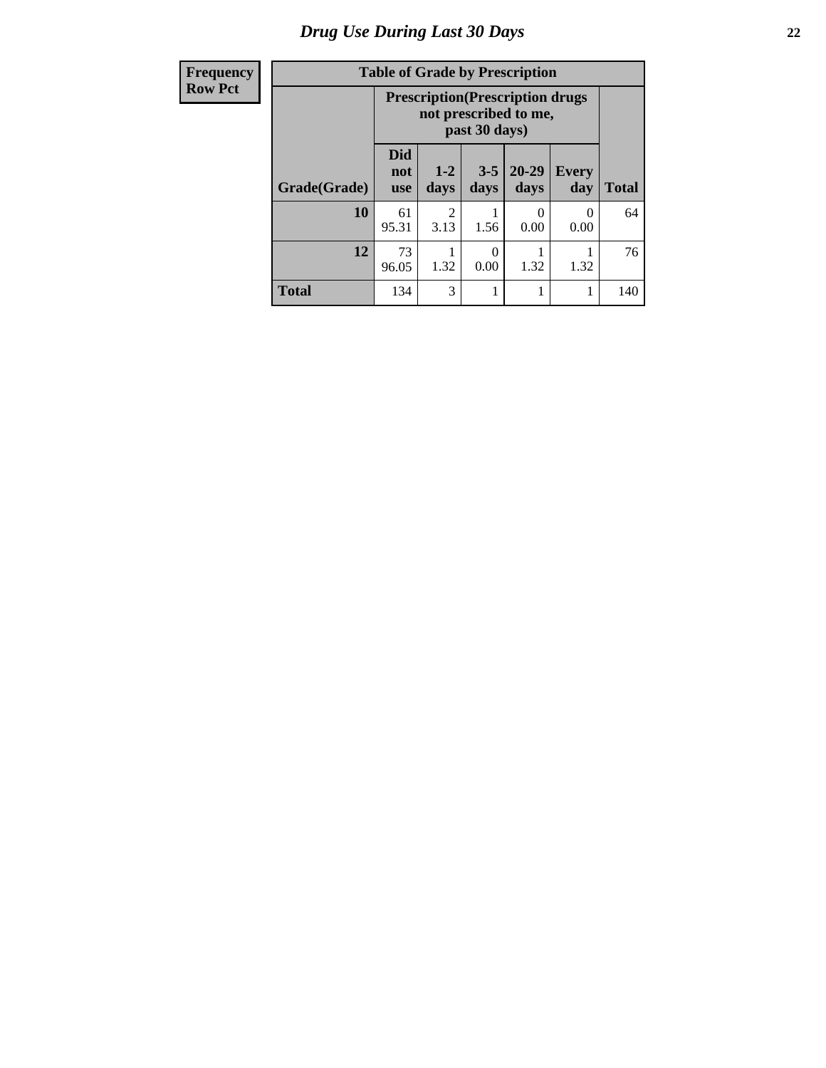# Drug Use During Last 30 Days

| Frequency<br>Row Pct | Table of Grade by Prescription | | | | | |
|---|---|---|---|---|---|---|
| | Prescription(Prescription drugs not prescribed to me, past 30 days) | | | | | |
| Grade(Grade) | Did not use | 1-2 days | 3-5 days | 20-29 days | Every day | Total |
| 10 | 61<br>95.31 | 2<br>3.13 | 1<br>1.56 | 0<br>0.00 | 0<br>0.00 | 64 |
| 12 | 73<br>96.05 | 1<br>1.32 | 0<br>0.00 | 1<br>1.32 | 1<br>1.32 | 76 |
| Total | 134 | 3 | 1 | 1 | 1 | 140 |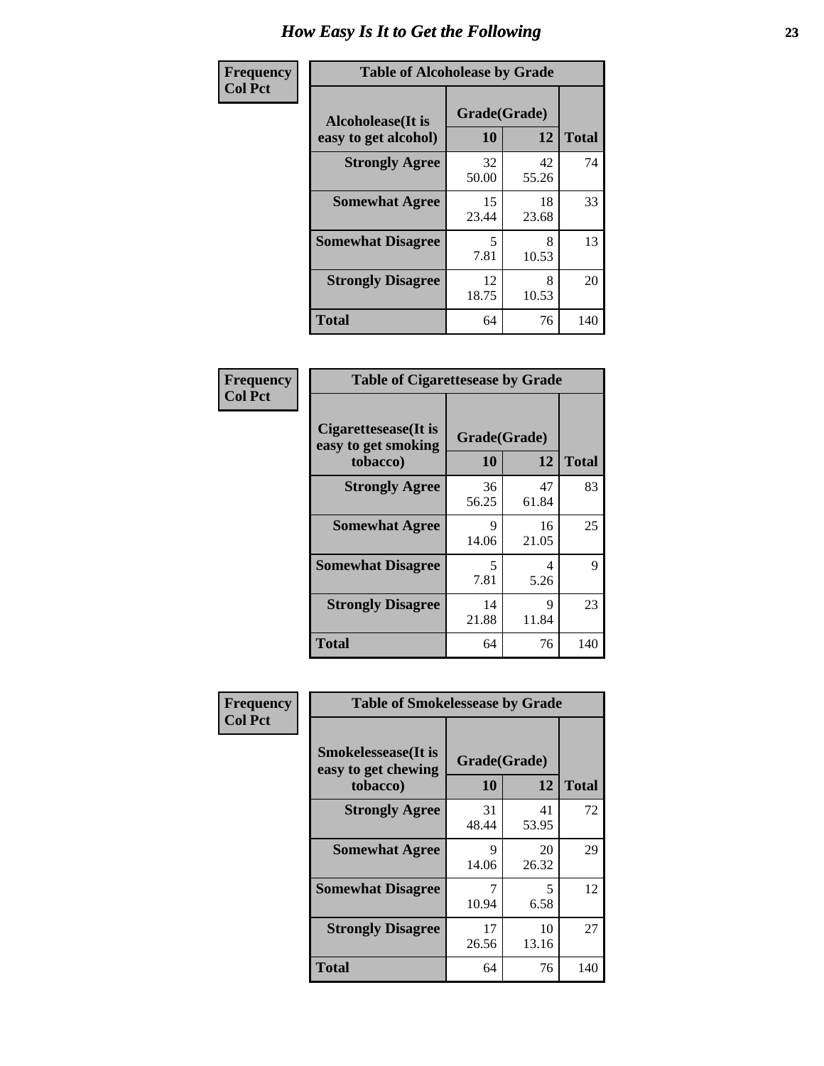# How Easy Is It to Get the Following

**Frequency**
**Col Pct**

**Table of Alcoholease by Grade**

| Alcoholease(It is easy to get alcohol) | Grade(Grade) | | Total |
|---|---|---|---|
| | 10 | 12 | |
| **Strongly Agree** | 32<br>50.00 | 42<br>55.26 | 74 |
| **Somewhat Agree** | 15<br>23.44 | 18<br>23.68 | 33 |
| **Somewhat Disagree** | 5<br>7.81 | 8<br>10.53 | 13 |
| **Strongly Disagree** | 12<br>18.75 | 8<br>10.53 | 20 |
| **Total** | 64 | 76 | 140 |

**Frequency**
**Col Pct**

**Table of Cigarettesease by Grade**

| Cigarettesease(It is easy to get smoking tobacco) | Grade(Grade) | | Total |
|---|---|---|---|
| | 10 | 12 | |
| **Strongly Agree** | 36<br>56.25 | 47<br>61.84 | 83 |
| **Somewhat Agree** | 9<br>14.06 | 16<br>21.05 | 25 |
| **Somewhat Disagree** | 5<br>7.81 | 4<br>5.26 | 9 |
| **Strongly Disagree** | 14<br>21.88 | 9<br>11.84 | 23 |
| **Total** | 64 | 76 | 140 |

**Frequency**
**Col Pct**

**Table of Smokelessease by Grade**

| Smokelessease(It is easy to get chewing tobacco) | Grade(Grade) | | Total |
|---|---|---|---|
| | 10 | 12 | |
| **Strongly Agree** | 31<br>48.44 | 41<br>53.95 | 72 |
| **Somewhat Agree** | 9<br>14.06 | 20<br>26.32 | 29 |
| **Somewhat Disagree** | 7<br>10.94 | 5<br>6.58 | 12 |
| **Strongly Disagree** | 17<br>26.56 | 10<br>13.16 | 27 |
| **Total** | 64 | 76 | 140 |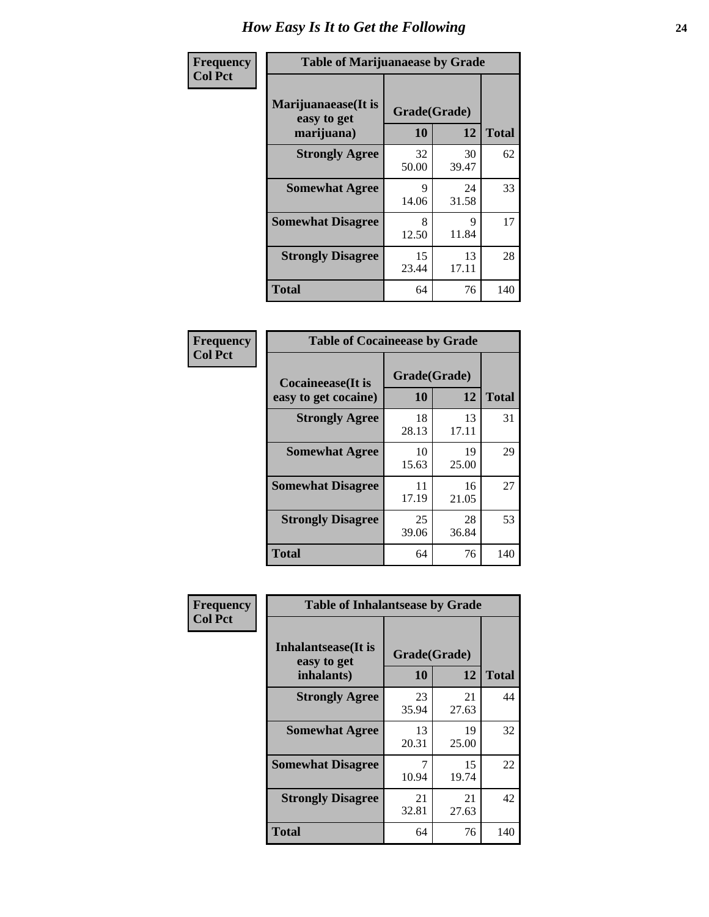# How Easy Is It to Get the Following

**Frequency**
**Col Pct**

**Table of Marijuanaease by Grade**

| Marijuanaease(It is easy to get marijuana) | Grade(Grade) | | Total |
|---|---|---|---|
| | 10 | 12 | |
| Strongly Agree | 32<br>50.00 | 30<br>39.47 | 62 |
| Somewhat Agree | 9<br>14.06 | 24<br>31.58 | 33 |
| Somewhat Disagree | 8<br>12.50 | 9<br>11.84 | 17 |
| Strongly Disagree | 15<br>23.44 | 13<br>17.11 | 28 |
| Total | 64 | 76 | 140 |

**Frequency**
**Col Pct**

**Table of Cocaineease by Grade**

| Cocaineease(It is easy to get cocaine) | Grade(Grade) | | Total |
|---|---|---|---|
| | 10 | 12 | |
| Strongly Agree | 18<br>28.13 | 13<br>17.11 | 31 |
| Somewhat Agree | 10<br>15.63 | 19<br>25.00 | 29 |
| Somewhat Disagree | 11<br>17.19 | 16<br>21.05 | 27 |
| Strongly Disagree | 25<br>39.06 | 28<br>36.84 | 53 |
| Total | 64 | 76 | 140 |

**Frequency**
**Col Pct**

**Table of Inhalantsease by Grade**

| Inhalantsease(It is easy to get inhalants) | Grade(Grade) | | Total |
|---|---|---|---|
| | 10 | 12 | |
| Strongly Agree | 23<br>35.94 | 21<br>27.63 | 44 |
| Somewhat Agree | 13<br>20.31 | 19<br>25.00 | 32 |
| Somewhat Disagree | 7<br>10.94 | 15<br>19.74 | 22 |
| Strongly Disagree | 21<br>32.81 | 21<br>27.63 | 42 |
| Total | 64 | 76 | 140 |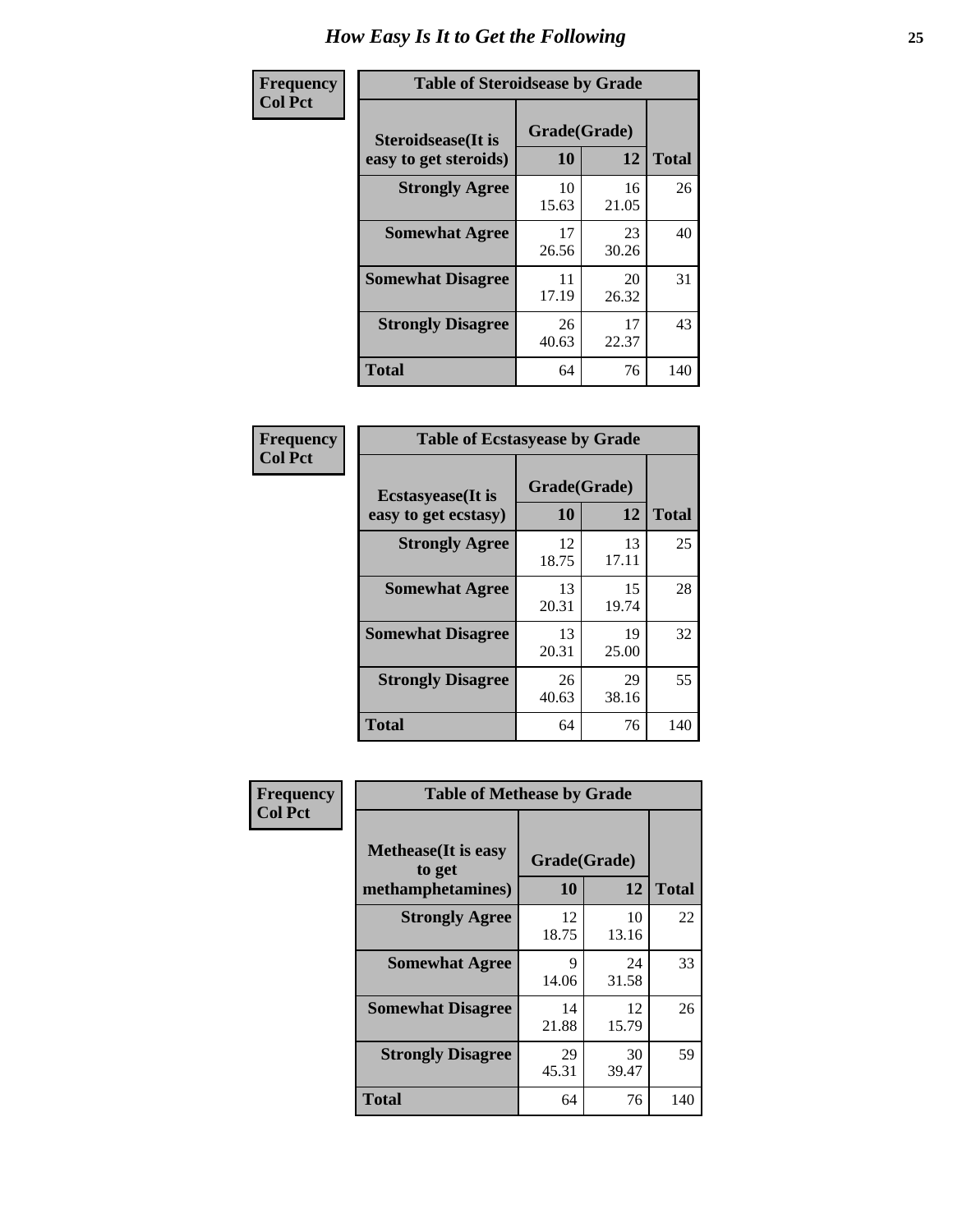# How Easy Is It to Get the Following

**Frequency**
**Col Pct**

**Table of Steroidsease by Grade**

| Steroidsease(It is easy to get steroids) | Grade(Grade) 10 | 12 | Total |
|---|---|---|---|
| **Strongly Agree** | 10<br>15.63 | 16<br>21.05 | 26 |
| **Somewhat Agree** | 17<br>26.56 | 23<br>30.26 | 40 |
| **Somewhat Disagree** | 11<br>17.19 | 20<br>26.32 | 31 |
| **Strongly Disagree** | 26<br>40.63 | 17<br>22.37 | 43 |
| **Total** | 64 | 76 | 140 |

**Frequency**
**Col Pct**

**Table of Ecstasyease by Grade**

| Ecstasyease(It is easy to get ecstasy) | Grade(Grade) 10 | 12 | Total |
|---|---|---|---|
| **Strongly Agree** | 12<br>18.75 | 13<br>17.11 | 25 |
| **Somewhat Agree** | 13<br>20.31 | 15<br>19.74 | 28 |
| **Somewhat Disagree** | 13<br>20.31 | 19<br>25.00 | 32 |
| **Strongly Disagree** | 26<br>40.63 | 29<br>38.16 | 55 |
| **Total** | 64 | 76 | 140 |

**Frequency**
**Col Pct**

**Table of Methease by Grade**

| Methease(It is easy to get methamphetamines) | Grade(Grade) 10 | 12 | Total |
|---|---|---|---|
| **Strongly Agree** | 12<br>18.75 | 10<br>13.16 | 22 |
| **Somewhat Agree** | 9<br>14.06 | 24<br>31.58 | 33 |
| **Somewhat Disagree** | 14<br>21.88 | 12<br>15.79 | 26 |
| **Strongly Disagree** | 29<br>45.31 | 30<br>39.47 | 59 |
| **Total** | 64 | 76 | 140 |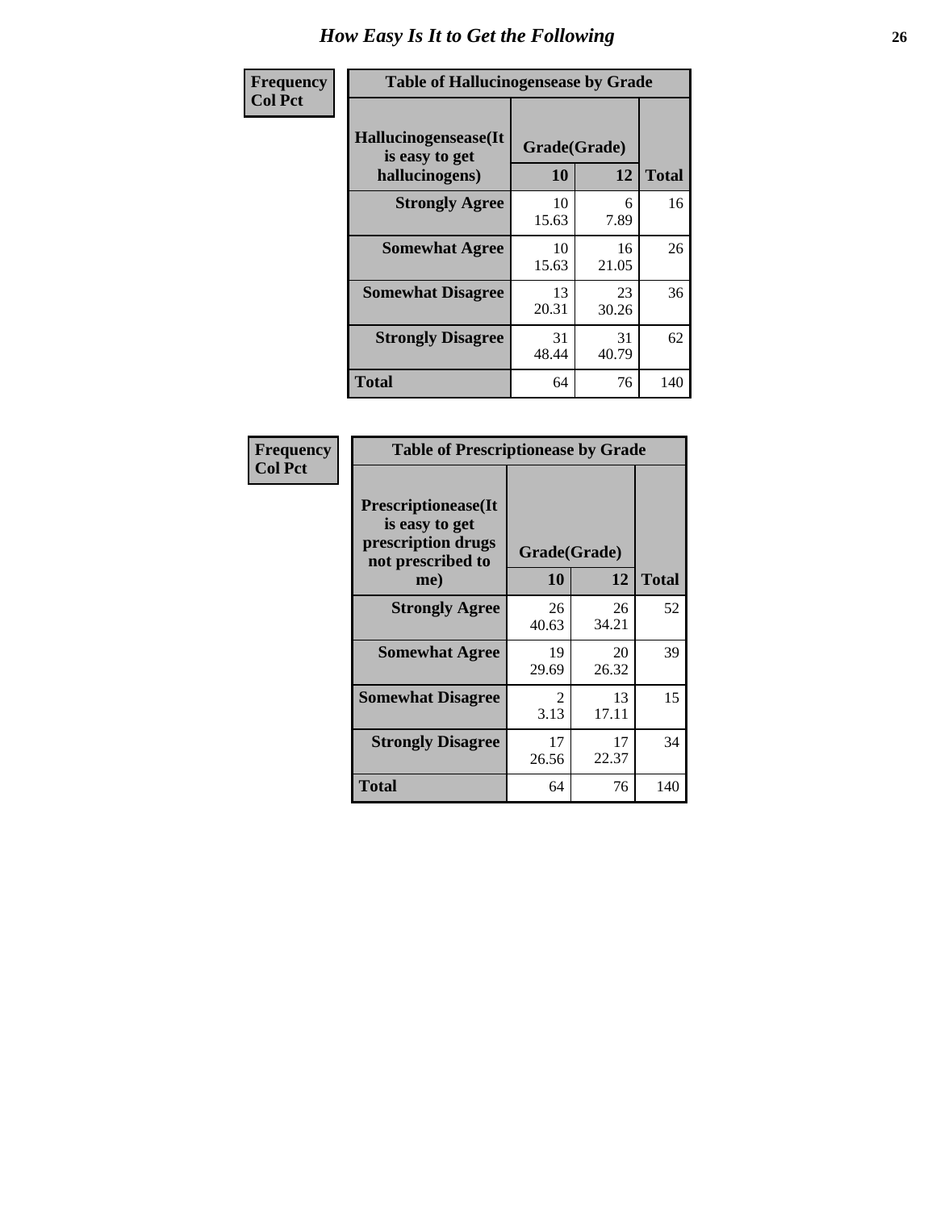# How Easy Is It to Get the Following

**Frequency**
**Col Pct**

| Table of Hallucinogensease by Grade | | | |
|---|---|---|---|
| **Hallucinogensease(It is easy to get hallucinogens)** | **Grade(Grade)** | | **Total** |
| | **10** | **12** | |
| **Strongly Agree** | 10<br>15.63 | 6<br>7.89 | 16 |
| **Somewhat Agree** | 10<br>15.63 | 16<br>21.05 | 26 |
| **Somewhat Disagree** | 13<br>20.31 | 23<br>30.26 | 36 |
| **Strongly Disagree** | 31<br>48.44 | 31<br>40.79 | 62 |
| **Total** | 64 | 76 | 140 |

**Frequency**
**Col Pct**

| Table of Prescriptionease by Grade | | | |
|---|---|---|---|
| **Prescriptionease(It is easy to get prescription drugs not prescribed to me)** | **Grade(Grade)** | | **Total** |
| | **10** | **12** | |
| **Strongly Agree** | 26<br>40.63 | 26<br>34.21 | 52 |
| **Somewhat Agree** | 19<br>29.69 | 20<br>26.32 | 39 |
| **Somewhat Disagree** | 2<br>3.13 | 13<br>17.11 | 15 |
| **Strongly Disagree** | 17<br>26.56 | 17<br>22.37 | 34 |
| **Total** | 64 | 76 | 140 |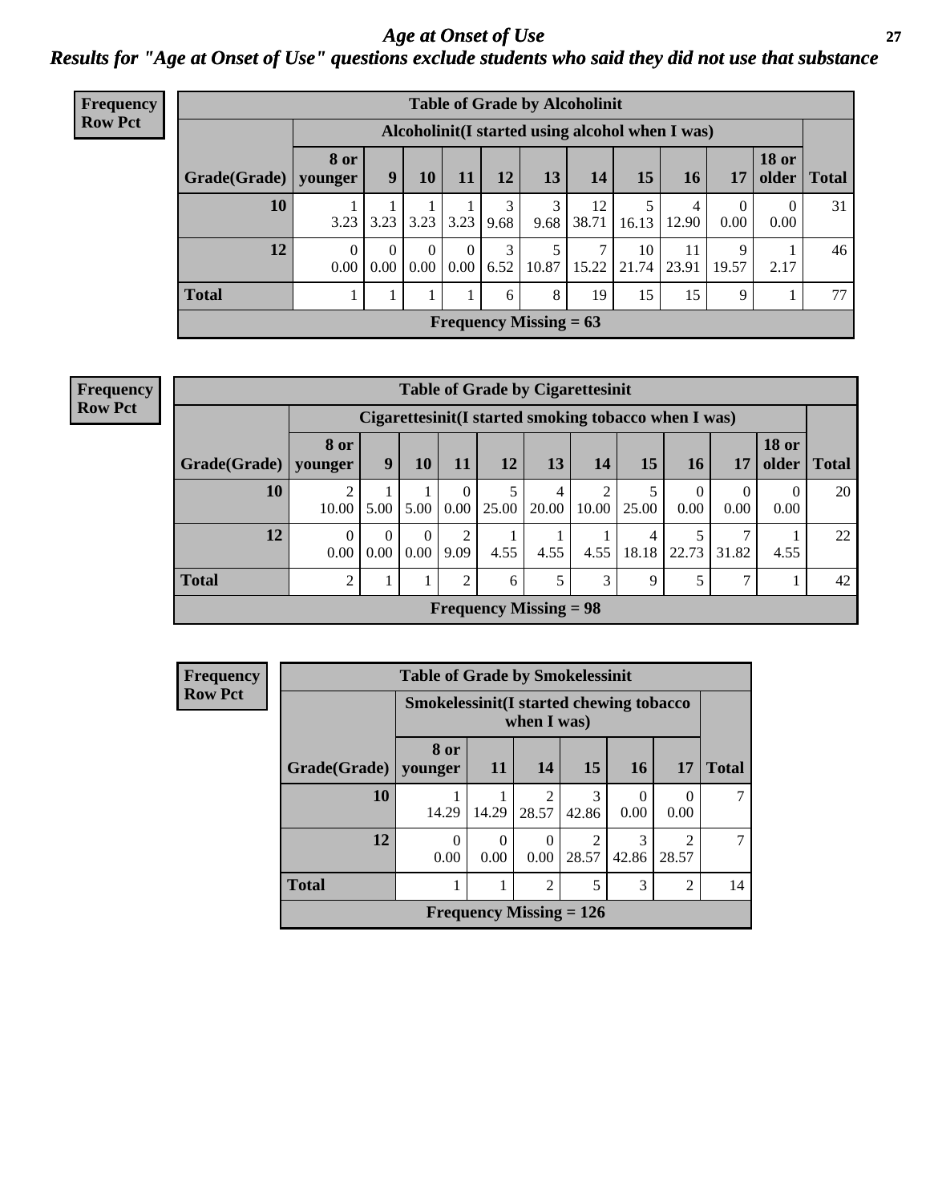# Age at Onset of Use

## Results for "Age at Onset of Use" questions exclude students who said they did not use that substance

**Frequency**
**Row Pct**

| Table of Grade by Alcoholinit | | | | | | | | | | | | |
|---|---|---|---|---|---|---|---|---|---|---|---|---|
| | Alcoholinit(I started using alcohol when I was) | | | | | | | | | | | |
| Grade(Grade) | 8 or younger | 9 | 10 | 11 | 12 | 13 | 14 | 15 | 16 | 17 | 18 or older | Total |
| 10 | 1<br>3.23 | 1<br>3.23 | 1<br>3.23 | 1<br>3.23 | 3<br>9.68 | 3<br>9.68 | 12<br>38.71 | 5<br>16.13 | 4<br>12.90 | 0<br>0.00 | 0<br>0.00 | 31 |
| 12 | 0<br>0.00 | 0<br>0.00 | 0<br>0.00 | 0<br>0.00 | 3<br>6.52 | 5<br>10.87 | 7<br>15.22 | 10<br>21.74 | 11<br>23.91 | 9<br>19.57 | 1<br>2.17 | 46 |
| Total | 1 | 1 | 1 | 1 | 6 | 8 | 19 | 15 | 15 | 9 | 1 | 77 |
| Frequency Missing = 63 | | | | | | | | | | | | |

**Frequency**
**Row Pct**

| Table of Grade by Cigarettesinit | | | | | | | | | | | | |
|---|---|---|---|---|---|---|---|---|---|---|---|---|
| | Cigarettesinit(I started smoking tobacco when I was) | | | | | | | | | | | |
| Grade(Grade) | 8 or younger | 9 | 10 | 11 | 12 | 13 | 14 | 15 | 16 | 17 | 18 or older | Total |
| 10 | 2<br>10.00 | 1<br>5.00 | 1<br>5.00 | 0<br>0.00 | 5<br>25.00 | 4<br>20.00 | 2<br>10.00 | 5<br>25.00 | 0<br>0.00 | 0<br>0.00 | 0<br>0.00 | 20 |
| 12 | 0<br>0.00 | 0<br>0.00 | 0<br>0.00 | 2<br>9.09 | 1<br>4.55 | 1<br>4.55 | 1<br>4.55 | 4<br>18.18 | 5<br>22.73 | 7<br>31.82 | 1<br>4.55 | 22 |
| Total | 2 | 1 | 1 | 2 | 6 | 5 | 3 | 9 | 5 | 7 | 1 | 42 |
| Frequency Missing = 98 | | | | | | | | | | | | |

**Frequency**
**Row Pct**

| Table of Grade by Smokelessinit | | | | | | | |
|---|---|---|---|---|---|---|---|
| | Smokelessinit(I started chewing tobacco when I was) | | | | | | |
| Grade(Grade) | 8 or younger | 11 | 14 | 15 | 16 | 17 | Total |
| 10 | 1<br>14.29 | 1<br>14.29 | 2<br>28.57 | 3<br>42.86 | 0<br>0.00 | 0<br>0.00 | 7 |
| 12 | 0<br>0.00 | 0<br>0.00 | 0<br>0.00 | 2<br>28.57 | 3<br>42.86 | 2<br>28.57 | 7 |
| Total | 1 | 1 | 2 | 5 | 3 | 2 | 14 |
| Frequency Missing = 126 | | | | | | | |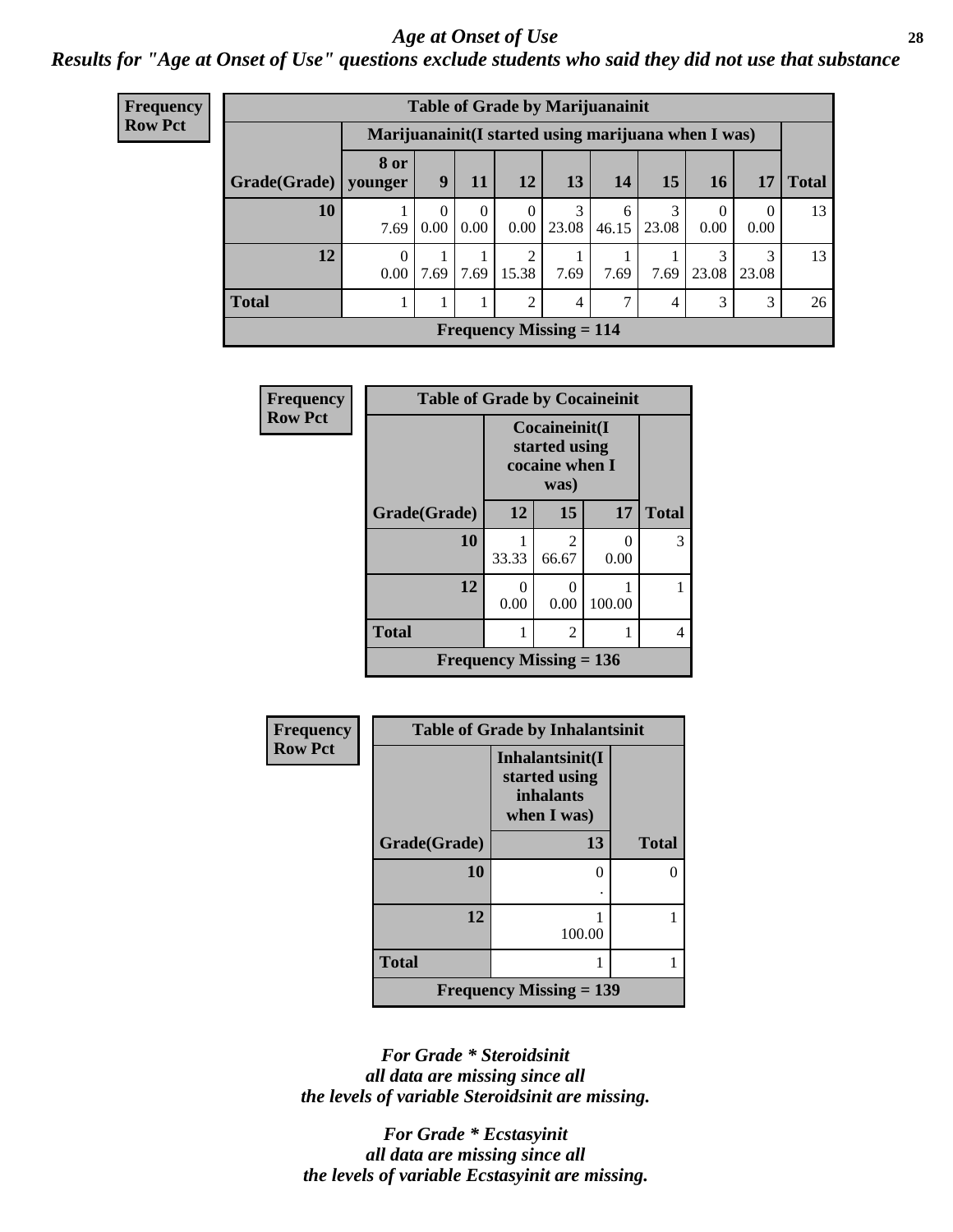## *Age at Onset of Use*

***Results for "Age at Onset of Use" questions exclude students who said they did not use that substance***

**Frequency**
**Row Pct**

| Table of Grade by Marijuanainit | | | | | | | | | | |
|---|---|---|---|---|---|---|---|---|---|---|
| | Marijuanainit(I started using marijuana when I was) | | | | | | | | | |
| Grade(Grade) | 8 or younger | 9 | 11 | 12 | 13 | 14 | 15 | 16 | 17 | Total |
| 10 | 1<br>7.69 | 0<br>0.00 | 0<br>0.00 | 0<br>0.00 | 3<br>23.08 | 6<br>46.15 | 3<br>23.08 | 0<br>0.00 | 0<br>0.00 | 13 |
| 12 | 0<br>0.00 | 1<br>7.69 | 1<br>7.69 | 2<br>15.38 | 1<br>7.69 | 1<br>7.69 | 1<br>7.69 | 3<br>23.08 | 3<br>23.08 | 13 |
| Total | 1 | 1 | 1 | 2 | 4 | 7 | 4 | 3 | 3 | 26 |
| Frequency Missing = 114 | | | | | | | | | | |

**Frequency**
**Row Pct**

| Table of Grade by Cocaineinit | | | | |
|---|---|---|---|---|
| | Cocaineinit(I started using cocaine when I was) | | | |
| Grade(Grade) | 12 | 15 | 17 | Total |
| 10 | 1<br>33.33 | 2<br>66.67 | 0<br>0.00 | 3 |
| 12 | 0<br>0.00 | 0<br>0.00 | 1<br>100.00 | 1 |
| Total | 1 | 2 | 1 | 4 |
| Frequency Missing = 136 | | | | |

**Frequency**
**Row Pct**

| Table of Grade by Inhalantsinit | | |
|---|---|---|
| | Inhalantsinit(I started using inhalants when I was) | |
| Grade(Grade) | 13 | Total |
| 10 | 0<br>. | 0 |
| 12 | 1<br>100.00 | 1 |
| Total | 1 | 1 |
| Frequency Missing = 139 | | |

***For Grade * Steroidsinit all data are missing since all the levels of variable Steroidsinit are missing.***

***For Grade * Ecstasyinit all data are missing since all the levels of variable Ecstasyinit are missing.***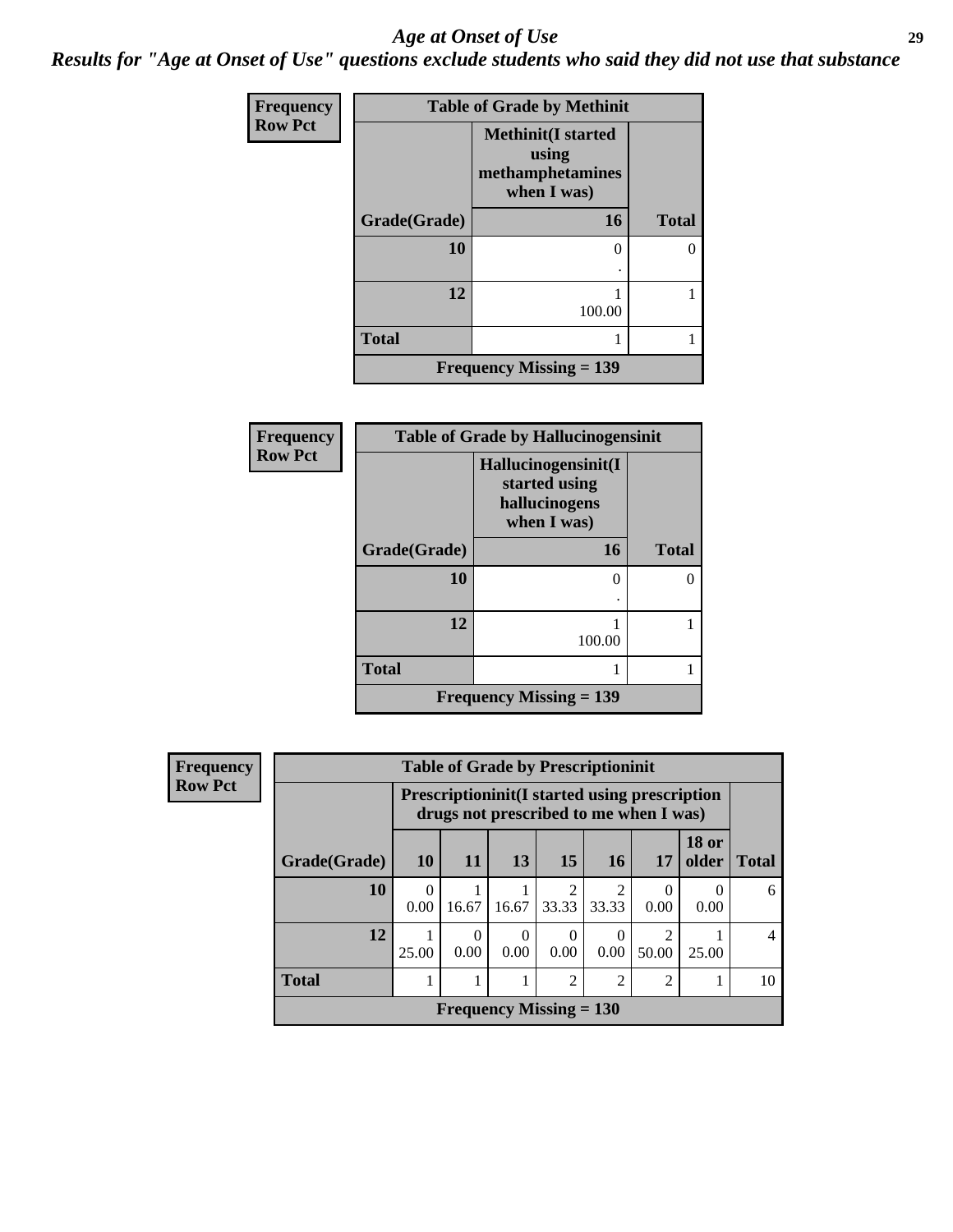## *Age at Onset of Use*

***Results for "Age at Onset of Use" questions exclude students who said they did not use that substance***

**Frequency**
**Row Pct**

| Table of Grade by Methinit | | |
|---|---|---|
| | **Methinit(I started using methamphetamines when I was)** | |
| **Grade(Grade)** | **16** | **Total** |
| **10** | 0<br>. | 0 |
| **12** | 1<br>100.00 | 1 |
| **Total** | 1 | 1 |
| **Frequency Missing = 139** | | |

**Frequency**
**Row Pct**

| Table of Grade by Hallucinogensinit | | |
|---|---|---|
| | **Hallucinogensinit(I started using hallucinogens when I was)** | |
| **Grade(Grade)** | **16** | **Total** |
| **10** | 0<br>. | 0 |
| **12** | 1<br>100.00 | 1 |
| **Total** | 1 | 1 |
| **Frequency Missing = 139** | | |

**Frequency**
**Row Pct**

| Table of Grade by Prescriptioninit | | | | | | | | |
|---|---|---|---|---|---|---|---|---|
| | **Prescriptioninit(I started using prescription drugs not prescribed to me when I was)** | | | | | | | |
| **Grade(Grade)** | **10** | **11** | **13** | **15** | **16** | **17** | **18 or older** | **Total** |
| **10** | 0<br>0.00 | 1<br>16.67 | 1<br>16.67 | 2<br>33.33 | 2<br>33.33 | 0<br>0.00 | 0<br>0.00 | 6 |
| **12** | 1<br>25.00 | 0<br>0.00 | 0<br>0.00 | 0<br>0.00 | 0<br>0.00 | 2<br>50.00 | 1<br>25.00 | 4 |
| **Total** | 1 | 1 | 1 | 2 | 2 | 2 | 1 | 10 |
| **Frequency Missing = 130** | | | | | | | | |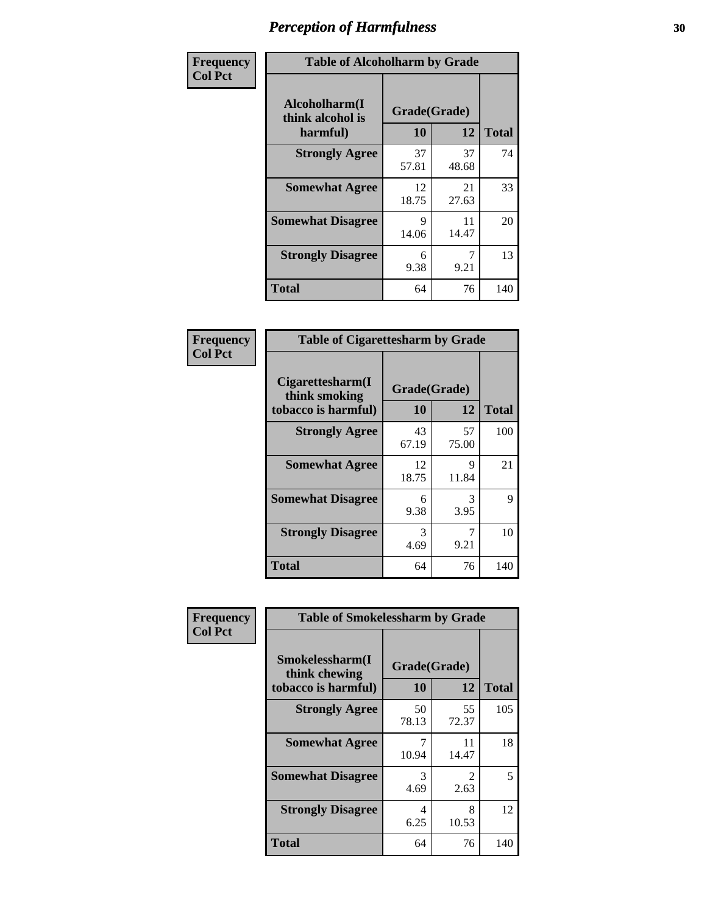# Perception of Harmfulness

**Frequency**
**Col Pct**

| Table of Alcoholharm by Grade | | | |
|---|---|---|---|
| **Alcoholharm(I think alcohol is harmful)** | **Grade(Grade)** | | **Total** |
| | **10** | **12** | |
| **Strongly Agree** | 37<br>57.81 | 37<br>48.68 | 74 |
| **Somewhat Agree** | 12<br>18.75 | 21<br>27.63 | 33 |
| **Somewhat Disagree** | 9<br>14.06 | 11<br>14.47 | 20 |
| **Strongly Disagree** | 6<br>9.38 | 7<br>9.21 | 13 |
| **Total** | 64 | 76 | 140 |

**Frequency**
**Col Pct**

| Table of Cigarettesharm by Grade | | | |
|---|---|---|---|
| **Cigarettesharm(I think smoking tobacco is harmful)** | **Grade(Grade)** | | **Total** |
| | **10** | **12** | |
| **Strongly Agree** | 43<br>67.19 | 57<br>75.00 | 100 |
| **Somewhat Agree** | 12<br>18.75 | 9<br>11.84 | 21 |
| **Somewhat Disagree** | 6<br>9.38 | 3<br>3.95 | 9 |
| **Strongly Disagree** | 3<br>4.69 | 7<br>9.21 | 10 |
| **Total** | 64 | 76 | 140 |

**Frequency**
**Col Pct**

| Table of Smokelessharm by Grade | | | |
|---|---|---|---|
| **Smokelessharm(I think chewing tobacco is harmful)** | **Grade(Grade)** | | **Total** |
| | **10** | **12** | |
| **Strongly Agree** | 50<br>78.13 | 55<br>72.37 | 105 |
| **Somewhat Agree** | 7<br>10.94 | 11<br>14.47 | 18 |
| **Somewhat Disagree** | 3<br>4.69 | 2<br>2.63 | 5 |
| **Strongly Disagree** | 4<br>6.25 | 8<br>10.53 | 12 |
| **Total** | 64 | 76 | 140 |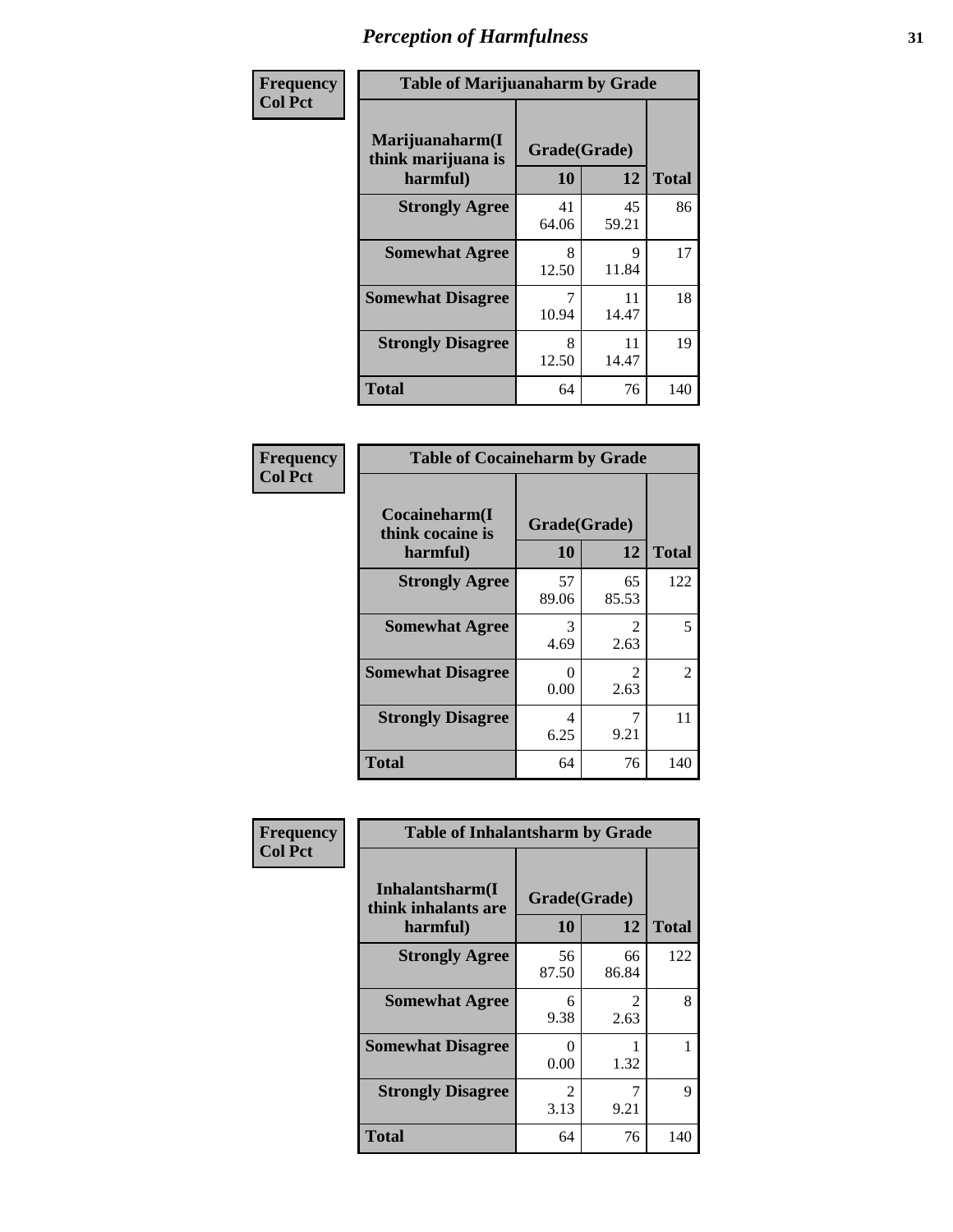# Perception of Harmfulness

| Frequency Col Pct | Table of Marijuanaharm by Grade | | |
|---|---|---|---|
| Marijuanaharm(I think marijuana is harmful) | Grade(Grade) | | Total |
| | 10 | 12 | |
| Strongly Agree | 41<br>64.06 | 45<br>59.21 | 86 |
| Somewhat Agree | 8<br>12.50 | 9<br>11.84 | 17 |
| Somewhat Disagree | 7<br>10.94 | 11<br>14.47 | 18 |
| Strongly Disagree | 8<br>12.50 | 11<br>14.47 | 19 |
| Total | 64 | 76 | 140 |

| Frequency Col Pct | Table of Cocaineharm by Grade | | |
|---|---|---|---|
| Cocaineharm(I think cocaine is harmful) | Grade(Grade) | | Total |
| | 10 | 12 | |
| Strongly Agree | 57<br>89.06 | 65<br>85.53 | 122 |
| Somewhat Agree | 3<br>4.69 | 2<br>2.63 | 5 |
| Somewhat Disagree | 0<br>0.00 | 2<br>2.63 | 2 |
| Strongly Disagree | 4<br>6.25 | 7<br>9.21 | 11 |
| Total | 64 | 76 | 140 |

| Frequency Col Pct | Table of Inhalantsharm by Grade | | |
|---|---|---|---|
| Inhalantsharm(I think inhalants are harmful) | Grade(Grade) | | Total |
| | 10 | 12 | |
| Strongly Agree | 56<br>87.50 | 66<br>86.84 | 122 |
| Somewhat Agree | 6<br>9.38 | 2<br>2.63 | 8 |
| Somewhat Disagree | 0<br>0.00 | 1<br>1.32 | 1 |
| Strongly Disagree | 2<br>3.13 | 7<br>9.21 | 9 |
| Total | 64 | 76 | 140 |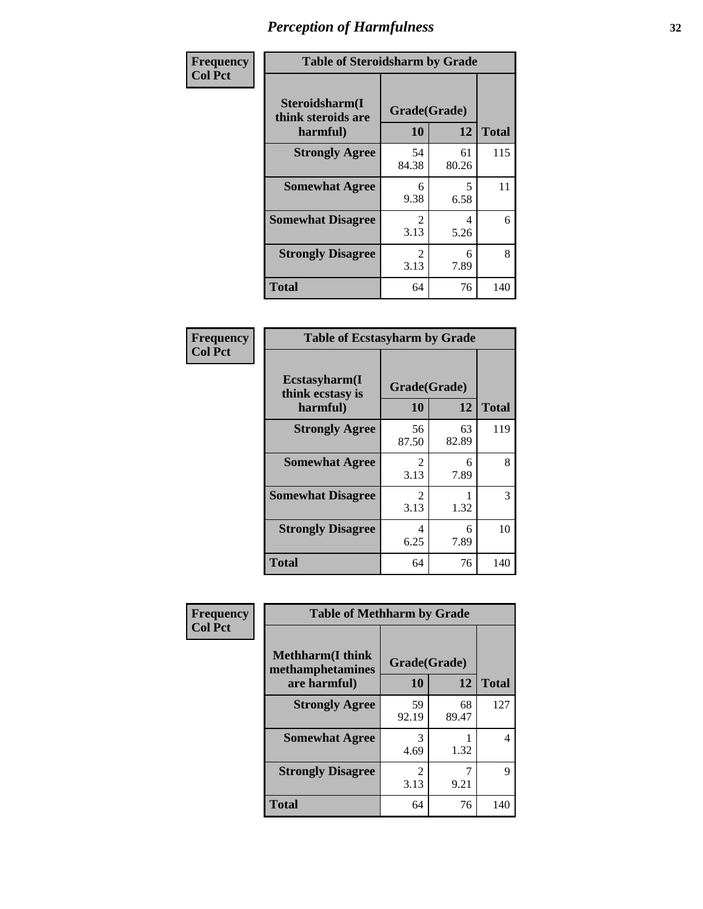# Perception of Harmfulness

| Frequency<br>Col Pct | Table of Steroidsharm by Grade | | |
|---|---|---|---|
| Steroidsharm(I think steroids are harmful) | Grade(Grade) | | |
| | 10 | 12 | Total |
| Strongly Agree | 54<br>84.38 | 61<br>80.26 | 115 |
| Somewhat Agree | 6<br>9.38 | 5<br>6.58 | 11 |
| Somewhat Disagree | 2<br>3.13 | 4<br>5.26 | 6 |
| Strongly Disagree | 2<br>3.13 | 6<br>7.89 | 8 |
| Total | 64 | 76 | 140 |

| Frequency<br>Col Pct | Table of Ecstasyharm by Grade | | |
|---|---|---|---|
| Ecstasyharm(I think ecstasy is harmful) | Grade(Grade) | | |
| | 10 | 12 | Total |
| Strongly Agree | 56<br>87.50 | 63<br>82.89 | 119 |
| Somewhat Agree | 2<br>3.13 | 6<br>7.89 | 8 |
| Somewhat Disagree | 2<br>3.13 | 1<br>1.32 | 3 |
| Strongly Disagree | 4<br>6.25 | 6<br>7.89 | 10 |
| Total | 64 | 76 | 140 |

| Frequency<br>Col Pct | Table of Methharm by Grade | | |
|---|---|---|---|
| Methharm(I think methamphetamines are harmful) | Grade(Grade) | | |
| | 10 | 12 | Total |
| Strongly Agree | 59<br>92.19 | 68<br>89.47 | 127 |
| Somewhat Agree | 3<br>4.69 | 1<br>1.32 | 4 |
| Strongly Disagree | 2<br>3.13 | 7<br>9.21 | 9 |
| Total | 64 | 76 | 140 |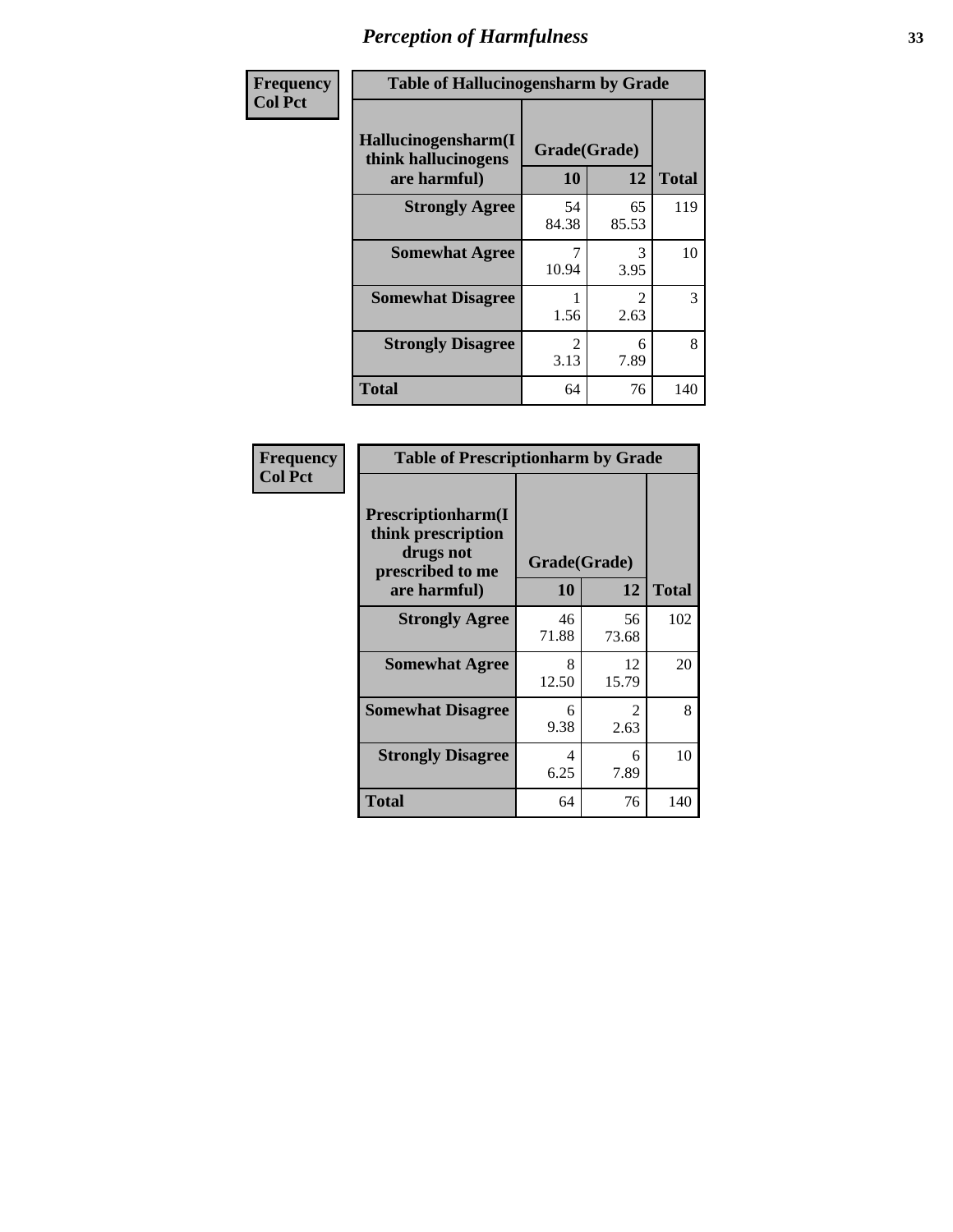# Perception of Harmfulness

**Frequency**
**Col Pct**

| Table of Hallucinogensharm by Grade | | | |
|---|---|---|---|
| Hallucinogensharm(I think hallucinogens are harmful) | Grade(Grade) | | Total |
| | 10 | 12 | |
| **Strongly Agree** | 54<br>84.38 | 65<br>85.53 | 119 |
| **Somewhat Agree** | 7<br>10.94 | 3<br>3.95 | 10 |
| **Somewhat Disagree** | 1<br>1.56 | 2<br>2.63 | 3 |
| **Strongly Disagree** | 2<br>3.13 | 6<br>7.89 | 8 |
| **Total** | 64 | 76 | 140 |

**Frequency**
**Col Pct**

| Table of Prescriptionharm by Grade | | | |
|---|---|---|---|
| Prescriptionharm(I think prescription drugs not prescribed to me are harmful) | Grade(Grade) | | Total |
| | 10 | 12 | |
| **Strongly Agree** | 46<br>71.88 | 56<br>73.68 | 102 |
| **Somewhat Agree** | 8<br>12.50 | 12<br>15.79 | 20 |
| **Somewhat Disagree** | 6<br>9.38 | 2<br>2.63 | 8 |
| **Strongly Disagree** | 4<br>6.25 | 6<br>7.89 | 10 |
| **Total** | 64 | 76 | 140 |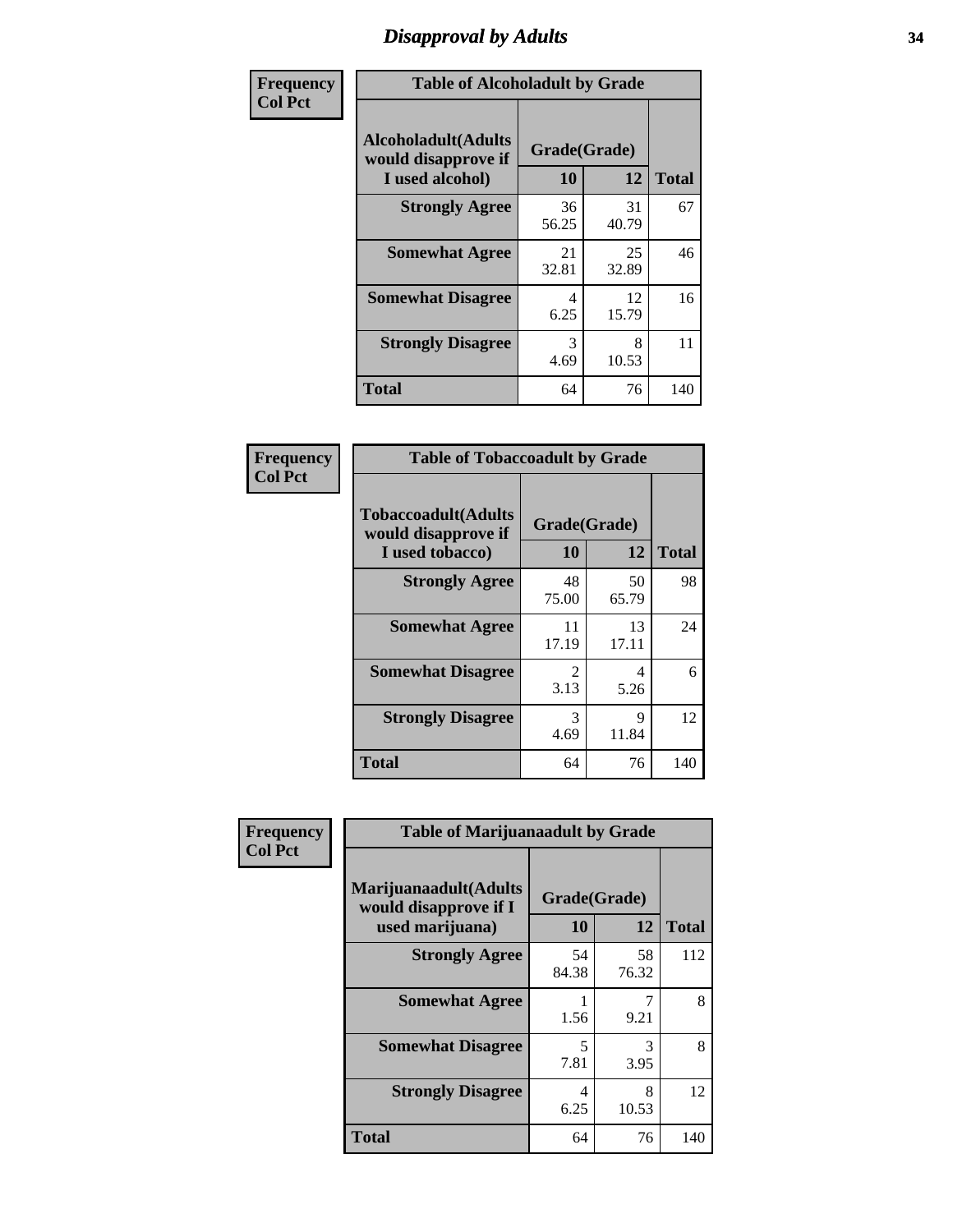# Disapproval by Adults

| Frequency<br>Col Pct | Table of Alcoholadult by Grade | | |
|---|---|---|---|
| Alcoholadult(Adults would disapprove if I used alcohol) | Grade(Grade) | | |
| | 10 | 12 | Total |
| Strongly Agree | 36<br>56.25 | 31<br>40.79 | 67 |
| Somewhat Agree | 21<br>32.81 | 25<br>32.89 | 46 |
| Somewhat Disagree | 4<br>6.25 | 12<br>15.79 | 16 |
| Strongly Disagree | 3<br>4.69 | 8<br>10.53 | 11 |
| Total | 64 | 76 | 140 |

| Frequency<br>Col Pct | Table of Tobaccoadult by Grade | | |
|---|---|---|---|
| Tobaccoadult(Adults would disapprove if I used tobacco) | Grade(Grade) | | |
| | 10 | 12 | Total |
| Strongly Agree | 48<br>75.00 | 50<br>65.79 | 98 |
| Somewhat Agree | 11<br>17.19 | 13<br>17.11 | 24 |
| Somewhat Disagree | 2<br>3.13 | 4<br>5.26 | 6 |
| Strongly Disagree | 3<br>4.69 | 9<br>11.84 | 12 |
| Total | 64 | 76 | 140 |

| Frequency<br>Col Pct | Table of Marijuanaadult by Grade | | |
|---|---|---|---|
| Marijuanaadult(Adults would disapprove if I used marijuana) | Grade(Grade) | | |
| | 10 | 12 | Total |
| Strongly Agree | 54<br>84.38 | 58<br>76.32 | 112 |
| Somewhat Agree | 1<br>1.56 | 7<br>9.21 | 8 |
| Somewhat Disagree | 5<br>7.81 | 3<br>3.95 | 8 |
| Strongly Disagree | 4<br>6.25 | 8<br>10.53 | 12 |
| Total | 64 | 76 | 140 |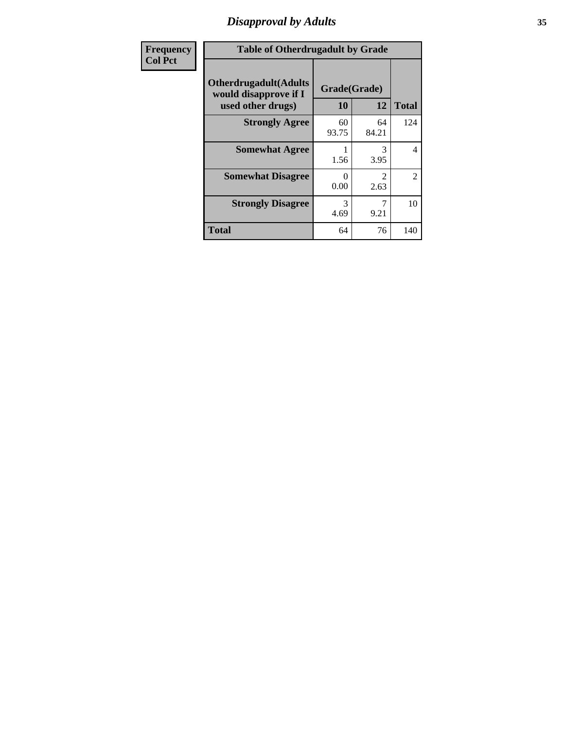# Disapproval by Adults

| Frequency<br>Col Pct | Table of Otherdrugadult by Grade | | | |
|---|---|---|---|---|
| | Otherdrugadult(Adults would disapprove if I used other drugs) | Grade(Grade) | | |
| | | 10 | 12 | Total |
| | Strongly Agree | 60<br>93.75 | 64<br>84.21 | 124 |
| | Somewhat Agree | 1<br>1.56 | 3<br>3.95 | 4 |
| | Somewhat Disagree | 0<br>0.00 | 2<br>2.63 | 2 |
| | Strongly Disagree | 3<br>4.69 | 7<br>9.21 | 10 |
| | Total | 64 | 76 | 140 |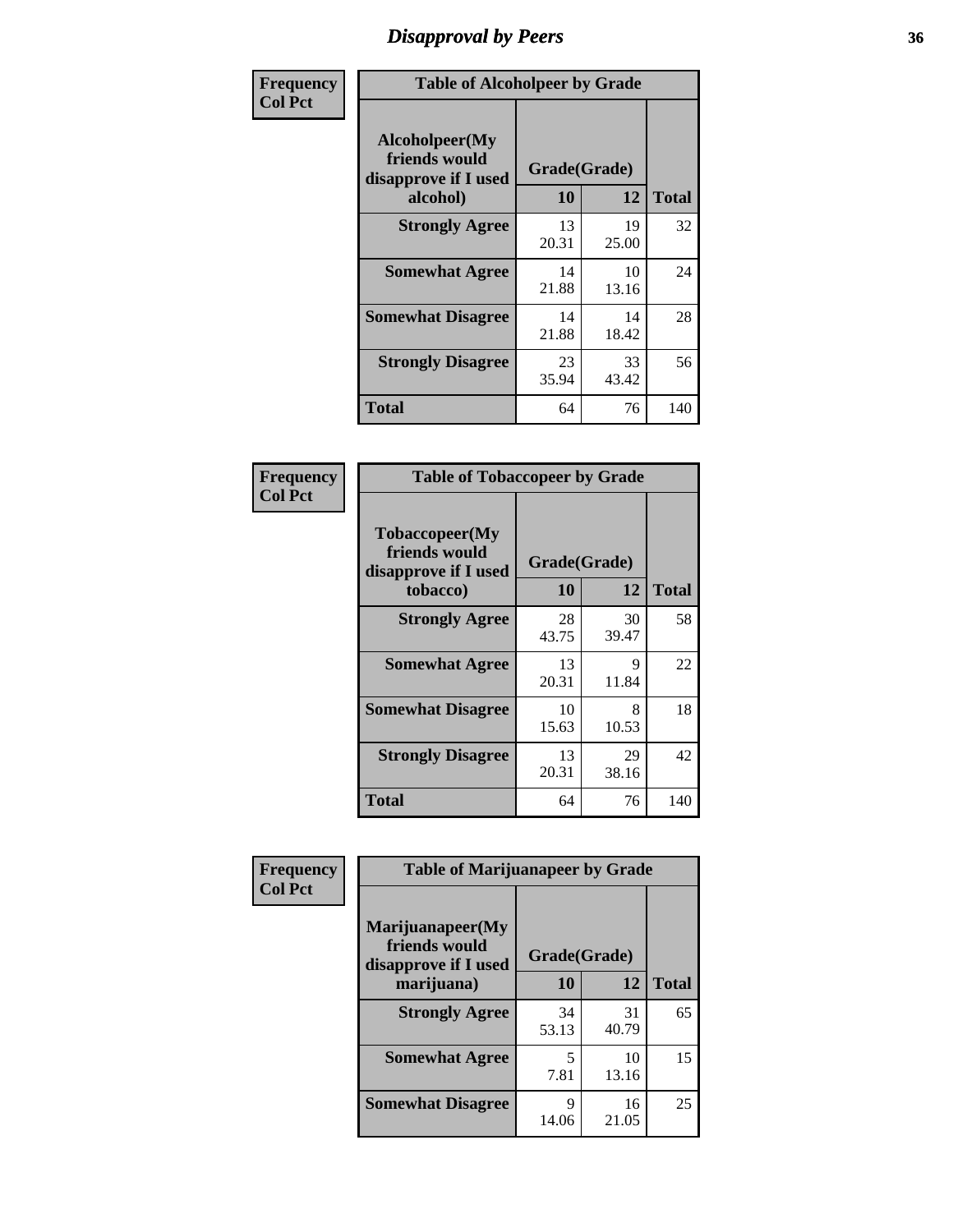# Disapproval by Peers

| Frequency<br>Col Pct | Table of Alcoholpeer by Grade | | |
|---|---|---|---|
| Alcoholpeer(My friends would disapprove if I used alcohol) | Grade(Grade) | | |
| | 10 | 12 | Total |
| Strongly Agree | 13<br>20.31 | 19<br>25.00 | 32 |
| Somewhat Agree | 14<br>21.88 | 10<br>13.16 | 24 |
| Somewhat Disagree | 14<br>21.88 | 14<br>18.42 | 28 |
| Strongly Disagree | 23<br>35.94 | 33<br>43.42 | 56 |
| Total | 64 | 76 | 140 |

| Frequency<br>Col Pct | Table of Tobaccopeer by Grade | | |
|---|---|---|---|
| Tobaccopeer(My friends would disapprove if I used tobacco) | Grade(Grade) | | |
| | 10 | 12 | Total |
| Strongly Agree | 28<br>43.75 | 30<br>39.47 | 58 |
| Somewhat Agree | 13<br>20.31 | 9<br>11.84 | 22 |
| Somewhat Disagree | 10<br>15.63 | 8<br>10.53 | 18 |
| Strongly Disagree | 13<br>20.31 | 29<br>38.16 | 42 |
| Total | 64 | 76 | 140 |

| Frequency<br>Col Pct | Table of Marijuanapeer by Grade | | |
|---|---|---|---|
| Marijuanapeer(My friends would disapprove if I used marijuana) | Grade(Grade) | | |
| | 10 | 12 | Total |
| Strongly Agree | 34<br>53.13 | 31<br>40.79 | 65 |
| Somewhat Agree | 5<br>7.81 | 10<br>13.16 | 15 |
| Somewhat Disagree | 9<br>14.06 | 16<br>21.05 | 25 |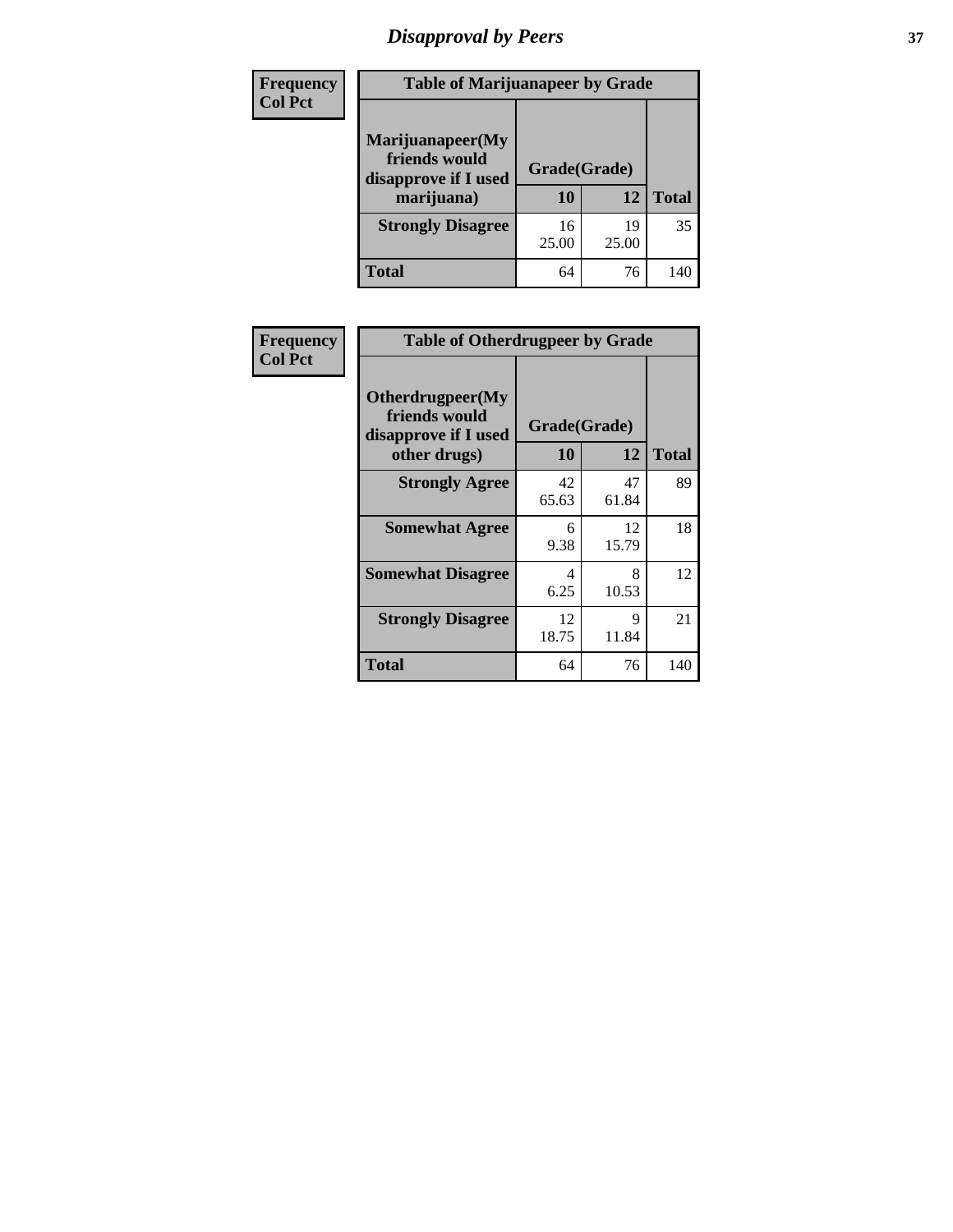# Disapproval by Peers

| Frequency<br>Col Pct | Table of Marijuanapeer by Grade | | |
|---|---|---|---|
| Marijuanapeer(My friends would disapprove if I used marijuana) | Grade(Grade) | | |
| | 10 | 12 | Total |
| Strongly Disagree | 16<br>25.00 | 19<br>25.00 | 35 |
| Total | 64 | 76 | 140 |

| Frequency<br>Col Pct | Table of Otherdrugpeer by Grade | | |
|---|---|---|---|
| Otherdrugpeer(My friends would disapprove if I used other drugs) | Grade(Grade) | | |
| | 10 | 12 | Total |
| Strongly Agree | 42<br>65.63 | 47<br>61.84 | 89 |
| Somewhat Agree | 6<br>9.38 | 12<br>15.79 | 18 |
| Somewhat Disagree | 4<br>6.25 | 8<br>10.53 | 12 |
| Strongly Disagree | 12<br>18.75 | 9<br>11.84 | 21 |
| Total | 64 | 76 | 140 |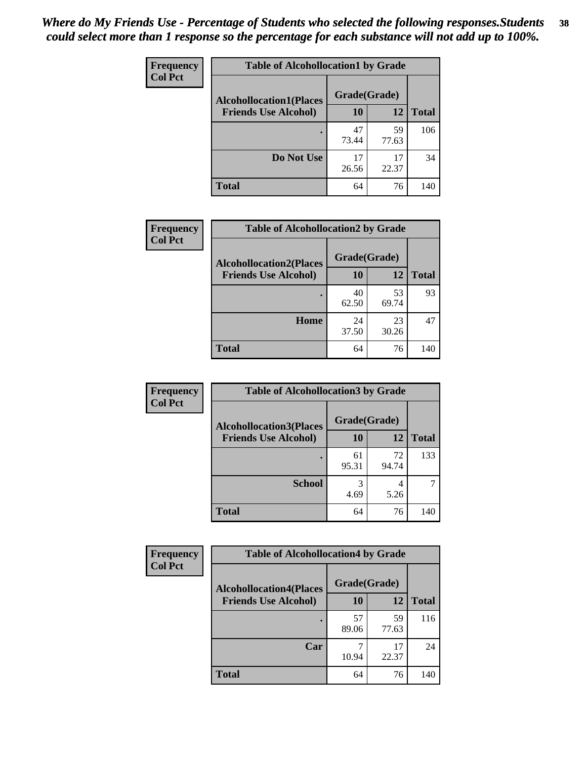*Where do My Friends Use - Percentage of Students who selected the following responses.Students could select more than 1 response so the percentage for each substance will not add up to 100%.*

**Frequency**
**Col Pct**

| Table of Alcohollocation1 by Grade | | | |
|---|---|---|---|
| **Alcohollocation1(Places Friends Use Alcohol)** | **Grade(Grade)** | | **Total** |
| | **10** | **12** | |
| **.** | 47<br>73.44 | 59<br>77.63 | 106 |
| **Do Not Use** | 17<br>26.56 | 17<br>22.37 | 34 |
| **Total** | 64 | 76 | 140 |

**Frequency**
**Col Pct**

| Table of Alcohollocation2 by Grade | | | |
|---|---|---|---|
| **Alcohollocation2(Places Friends Use Alcohol)** | **Grade(Grade)** | | **Total** |
| | **10** | **12** | |
| **.** | 40<br>62.50 | 53<br>69.74 | 93 |
| **Home** | 24<br>37.50 | 23<br>30.26 | 47 |
| **Total** | 64 | 76 | 140 |

**Frequency**
**Col Pct**

| Table of Alcohollocation3 by Grade | | | |
|---|---|---|---|
| **Alcohollocation3(Places Friends Use Alcohol)** | **Grade(Grade)** | | **Total** |
| | **10** | **12** | |
| **.** | 61<br>95.31 | 72<br>94.74 | 133 |
| **School** | 3<br>4.69 | 4<br>5.26 | 7 |
| **Total** | 64 | 76 | 140 |

**Frequency**
**Col Pct**

| Table of Alcohollocation4 by Grade | | | |
|---|---|---|---|
| **Alcohollocation4(Places Friends Use Alcohol)** | **Grade(Grade)** | | **Total** |
| | **10** | **12** | |
| **.** | 57<br>89.06 | 59<br>77.63 | 116 |
| **Car** | 7<br>10.94 | 17<br>22.37 | 24 |
| **Total** | 64 | 76 | 140 |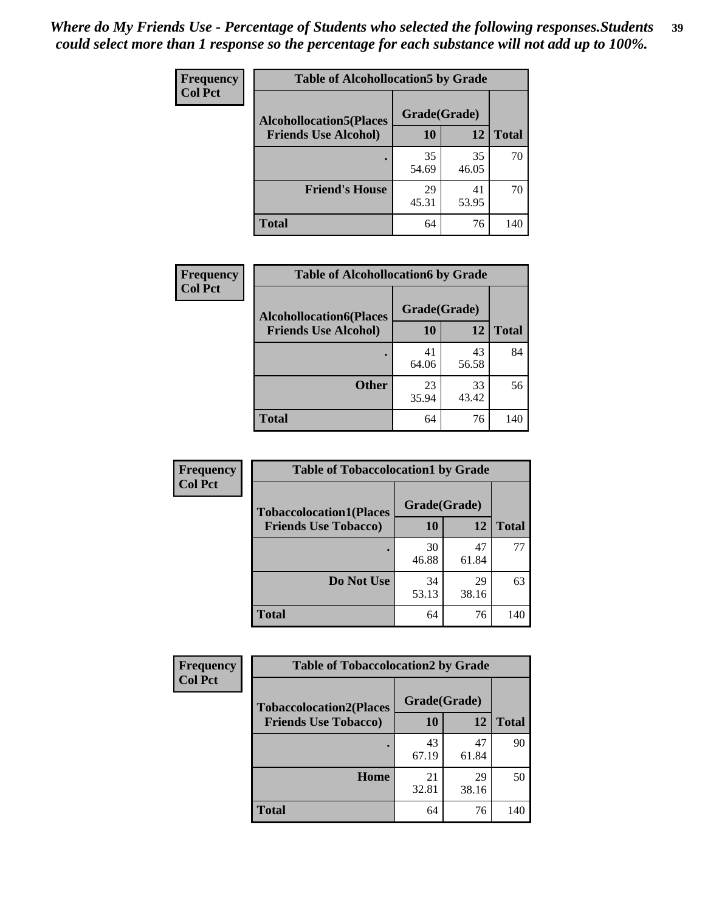*Where do My Friends Use - Percentage of Students who selected the following responses.Students could select more than 1 response so the percentage for each substance will not add up to 100%.*

**Frequency**
**Col Pct**

| Table of Alcohollocation5 by Grade | | | |
|---|---|---|---|
| **Alcohollocation5(Places Friends Use Alcohol)** | **Grade(Grade)** | | **Total** |
| | **10** | **12** | |
| **.** | 35<br>54.69 | 35<br>46.05 | 70 |
| **Friend's House** | 29<br>45.31 | 41<br>53.95 | 70 |
| **Total** | 64 | 76 | 140 |

**Frequency**
**Col Pct**

| Table of Alcohollocation6 by Grade | | | |
|---|---|---|---|
| **Alcohollocation6(Places Friends Use Alcohol)** | **Grade(Grade)** | | **Total** |
| | **10** | **12** | |
| **.** | 41<br>64.06 | 43<br>56.58 | 84 |
| **Other** | 23<br>35.94 | 33<br>43.42 | 56 |
| **Total** | 64 | 76 | 140 |

**Frequency**
**Col Pct**

| Table of Tobaccolocation1 by Grade | | | |
|---|---|---|---|
| **Tobaccolocation1(Places Friends Use Tobacco)** | **Grade(Grade)** | | **Total** |
| | **10** | **12** | |
| **.** | 30<br>46.88 | 47<br>61.84 | 77 |
| **Do Not Use** | 34<br>53.13 | 29<br>38.16 | 63 |
| **Total** | 64 | 76 | 140 |

**Frequency**
**Col Pct**

| Table of Tobaccolocation2 by Grade | | | |
|---|---|---|---|
| **Tobaccolocation2(Places Friends Use Tobacco)** | **Grade(Grade)** | | **Total** |
| | **10** | **12** | |
| **.** | 43<br>67.19 | 47<br>61.84 | 90 |
| **Home** | 21<br>32.81 | 29<br>38.16 | 50 |
| **Total** | 64 | 76 | 140 |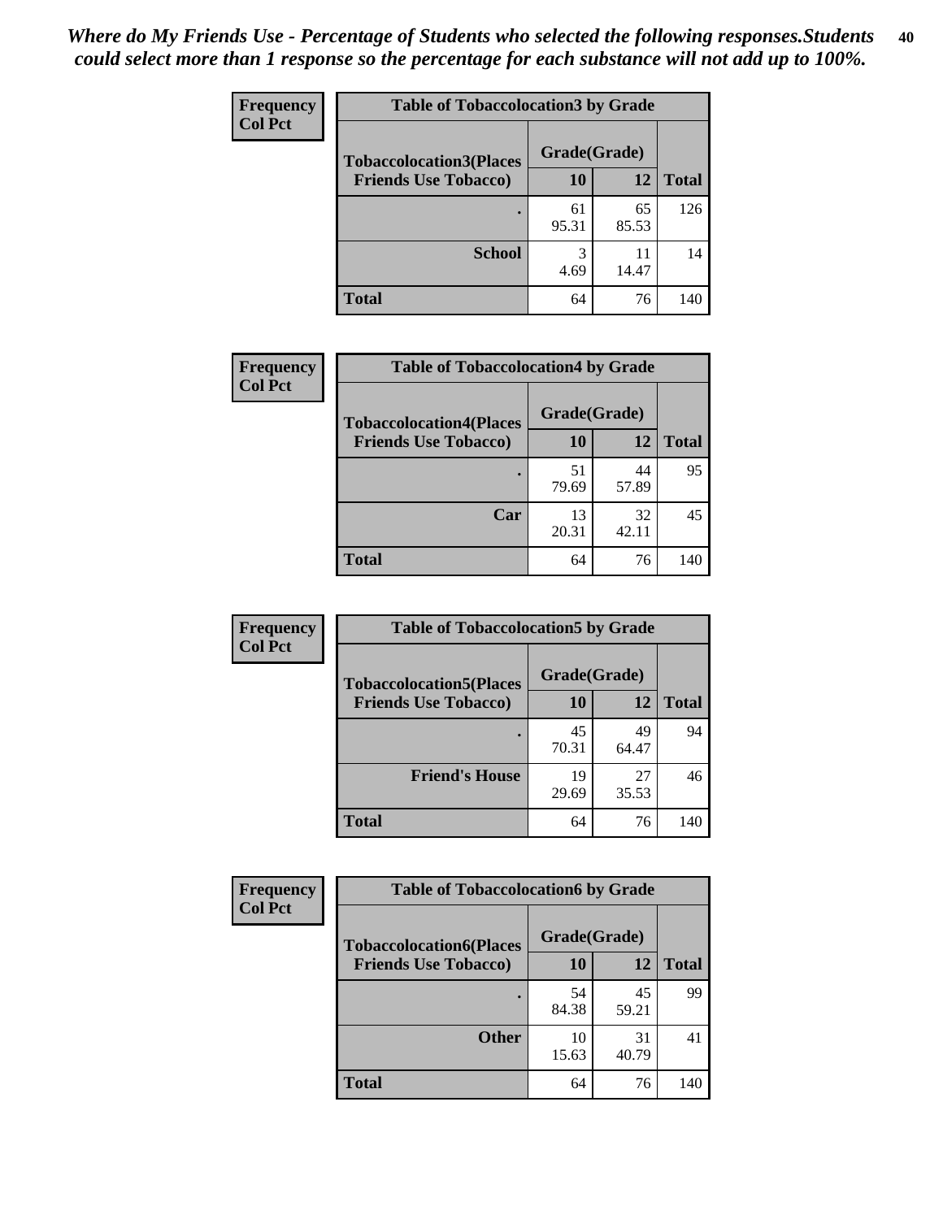*Where do My Friends Use - Percentage of Students who selected the following responses.Students could select more than 1 response so the percentage for each substance will not add up to 100%.*

**Frequency**
**Col Pct**

| Table of Tobaccolocation3 by Grade | | | |
|---|---|---|---|
| **Tobaccolocation3(Places Friends Use Tobacco)** | **Grade(Grade)** | | **Total** |
| | **10** | **12** | |
| **.** | 61<br>95.31 | 65<br>85.53 | 126 |
| **School** | 3<br>4.69 | 11<br>14.47 | 14 |
| **Total** | 64 | 76 | 140 |

**Frequency**
**Col Pct**

| Table of Tobaccolocation4 by Grade | | | |
|---|---|---|---|
| **Tobaccolocation4(Places Friends Use Tobacco)** | **Grade(Grade)** | | **Total** |
| | **10** | **12** | |
| **.** | 51<br>79.69 | 44<br>57.89 | 95 |
| **Car** | 13<br>20.31 | 32<br>42.11 | 45 |
| **Total** | 64 | 76 | 140 |

**Frequency**
**Col Pct**

| Table of Tobaccolocation5 by Grade | | | |
|---|---|---|---|
| **Tobaccolocation5(Places Friends Use Tobacco)** | **Grade(Grade)** | | **Total** |
| | **10** | **12** | |
| **.** | 45<br>70.31 | 49<br>64.47 | 94 |
| **Friend's House** | 19<br>29.69 | 27<br>35.53 | 46 |
| **Total** | 64 | 76 | 140 |

**Frequency**
**Col Pct**

| Table of Tobaccolocation6 by Grade | | | |
|---|---|---|---|
| **Tobaccolocation6(Places Friends Use Tobacco)** | **Grade(Grade)** | | **Total** |
| | **10** | **12** | |
| **.** | 54<br>84.38 | 45<br>59.21 | 99 |
| **Other** | 10<br>15.63 | 31<br>40.79 | 41 |
| **Total** | 64 | 76 | 140 |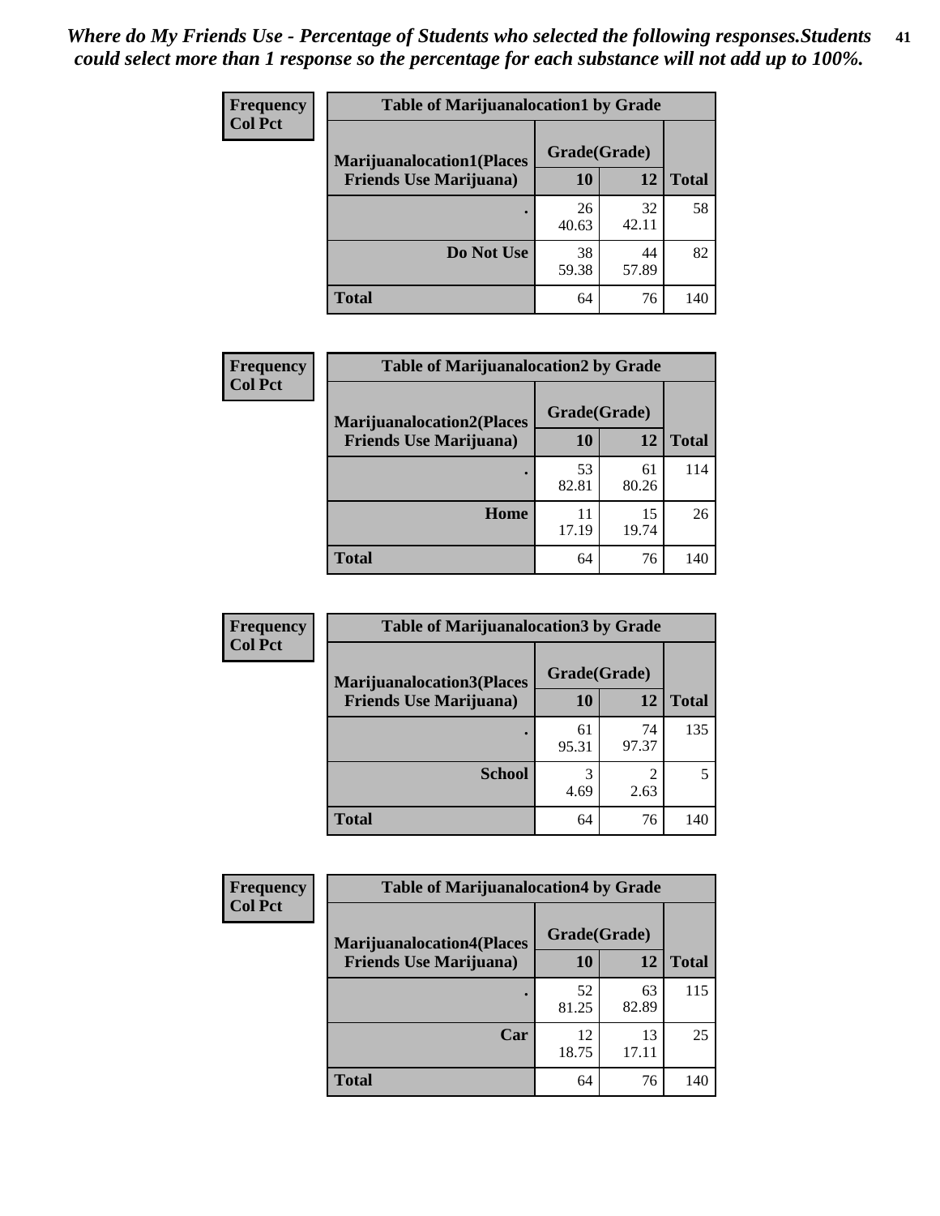*Where do My Friends Use - Percentage of Students who selected the following responses.Students could select more than 1 response so the percentage for each substance will not add up to 100%.*

**Frequency**
**Col Pct**

| Table of Marijuanalocation1 by Grade | | | |
|---|---|---|---|
| **Marijuanalocation1(Places Friends Use Marijuana)** | **Grade(Grade)** | | **Total** |
| | **10** | **12** | |
| **.** | 26<br>40.63 | 32<br>42.11 | 58 |
| **Do Not Use** | 38<br>59.38 | 44<br>57.89 | 82 |
| **Total** | 64 | 76 | 140 |

**Frequency**
**Col Pct**

| Table of Marijuanalocation2 by Grade | | | |
|---|---|---|---|
| **Marijuanalocation2(Places Friends Use Marijuana)** | **Grade(Grade)** | | **Total** |
| | **10** | **12** | |
| **.** | 53<br>82.81 | 61<br>80.26 | 114 |
| **Home** | 11<br>17.19 | 15<br>19.74 | 26 |
| **Total** | 64 | 76 | 140 |

**Frequency**
**Col Pct**

| Table of Marijuanalocation3 by Grade | | | |
|---|---|---|---|
| **Marijuanalocation3(Places Friends Use Marijuana)** | **Grade(Grade)** | | **Total** |
| | **10** | **12** | |
| **.** | 61<br>95.31 | 74<br>97.37 | 135 |
| **School** | 3<br>4.69 | 2<br>2.63 | 5 |
| **Total** | 64 | 76 | 140 |

**Frequency**
**Col Pct**

| Table of Marijuanalocation4 by Grade | | | |
|---|---|---|---|
| **Marijuanalocation4(Places Friends Use Marijuana)** | **Grade(Grade)** | | **Total** |
| | **10** | **12** | |
| **.** | 52<br>81.25 | 63<br>82.89 | 115 |
| **Car** | 12<br>18.75 | 13<br>17.11 | 25 |
| **Total** | 64 | 76 | 140 |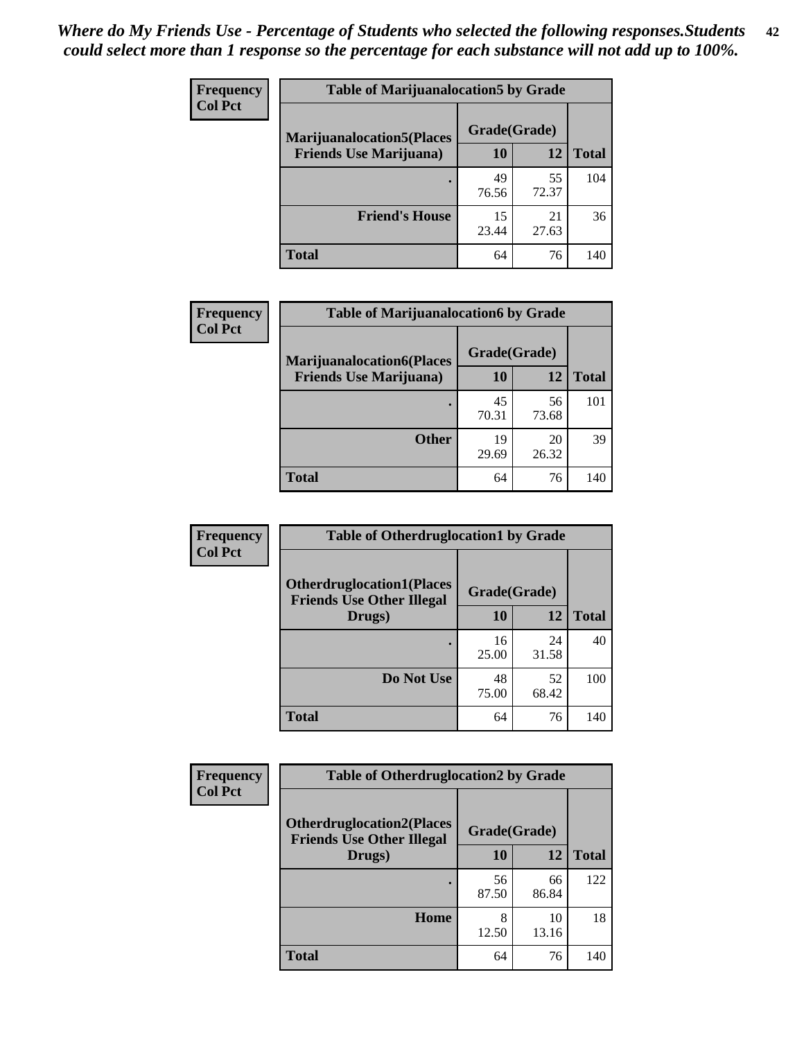*Where do My Friends Use - Percentage of Students who selected the following responses.Students could select more than 1 response so the percentage for each substance will not add up to 100%.*

**Frequency**
**Col Pct**

| Table of Marijuanalocation5 by Grade | | | |
|---|---|---|---|
| Marijuanalocation5(Places Friends Use Marijuana) | Grade(Grade) | | Total |
| | 10 | 12 | |
| . | 49<br>76.56 | 55<br>72.37 | 104 |
| Friend's House | 15<br>23.44 | 21<br>27.63 | 36 |
| Total | 64 | 76 | 140 |

**Frequency**
**Col Pct**

| Table of Marijuanalocation6 by Grade | | | |
|---|---|---|---|
| Marijuanalocation6(Places Friends Use Marijuana) | Grade(Grade) | | Total |
| | 10 | 12 | |
| . | 45<br>70.31 | 56<br>73.68 | 101 |
| Other | 19<br>29.69 | 20<br>26.32 | 39 |
| Total | 64 | 76 | 140 |

**Frequency**
**Col Pct**

| Table of Otherdruglocation1 by Grade | | | |
|---|---|---|---|
| Otherdruglocation1(Places Friends Use Other Illegal Drugs) | Grade(Grade) | | Total |
| | 10 | 12 | |
| . | 16<br>25.00 | 24<br>31.58 | 40 |
| Do Not Use | 48<br>75.00 | 52<br>68.42 | 100 |
| Total | 64 | 76 | 140 |

**Frequency**
**Col Pct**

| Table of Otherdruglocation2 by Grade | | | |
|---|---|---|---|
| Otherdruglocation2(Places Friends Use Other Illegal Drugs) | Grade(Grade) | | Total |
| | 10 | 12 | |
| . | 56<br>87.50 | 66<br>86.84 | 122 |
| Home | 8<br>12.50 | 10<br>13.16 | 18 |
| Total | 64 | 76 | 140 |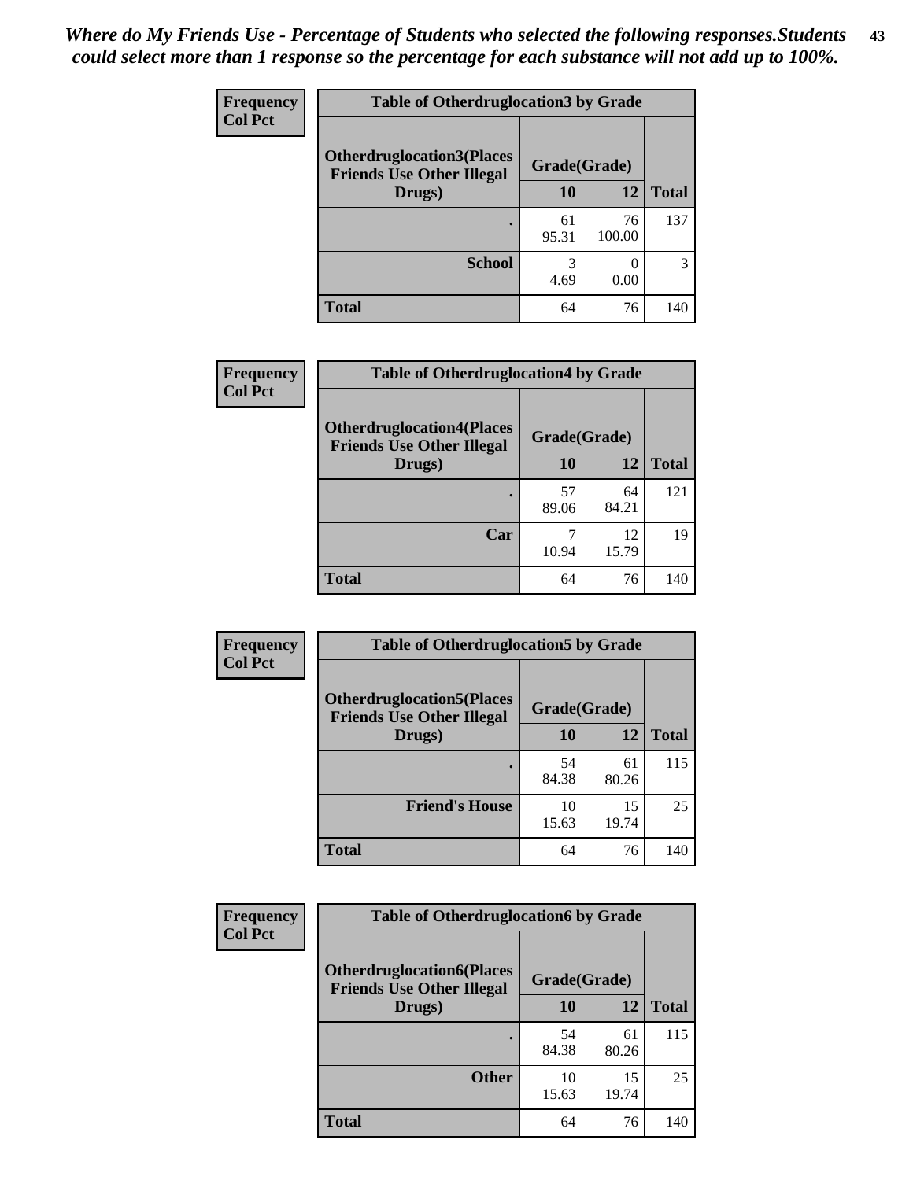*Where do My Friends Use - Percentage of Students who selected the following responses.Students could select more than 1 response so the percentage for each substance will not add up to 100%.*

**Frequency**
**Col Pct**

| Table of Otherdruglocation3 by Grade | | | |
|---|---|---|---|
| **Otherdruglocation3(Places Friends Use Other Illegal Drugs)** | **Grade(Grade)** | | |
| | **10** | **12** | **Total** |
| **.** | 61<br>95.31 | 76<br>100.00 | 137 |
| **School** | 3<br>4.69 | 0<br>0.00 | 3 |
| **Total** | 64 | 76 | 140 |

**Frequency**
**Col Pct**

| Table of Otherdruglocation4 by Grade | | | |
|---|---|---|---|
| **Otherdruglocation4(Places Friends Use Other Illegal Drugs)** | **Grade(Grade)** | | |
| | **10** | **12** | **Total** |
| **.** | 57<br>89.06 | 64<br>84.21 | 121 |
| **Car** | 7<br>10.94 | 12<br>15.79 | 19 |
| **Total** | 64 | 76 | 140 |

**Frequency**
**Col Pct**

| Table of Otherdruglocation5 by Grade | | | |
|---|---|---|---|
| **Otherdruglocation5(Places Friends Use Other Illegal Drugs)** | **Grade(Grade)** | | |
| | **10** | **12** | **Total** |
| **.** | 54<br>84.38 | 61<br>80.26 | 115 |
| **Friend's House** | 10<br>15.63 | 15<br>19.74 | 25 |
| **Total** | 64 | 76 | 140 |

**Frequency**
**Col Pct**

| Table of Otherdruglocation6 by Grade | | | |
|---|---|---|---|
| **Otherdruglocation6(Places Friends Use Other Illegal Drugs)** | **Grade(Grade)** | | |
| | **10** | **12** | **Total** |
| **.** | 54<br>84.38 | 61<br>80.26 | 115 |
| **Other** | 10<br>15.63 | 15<br>19.74 | 25 |
| **Total** | 64 | 76 | 140 |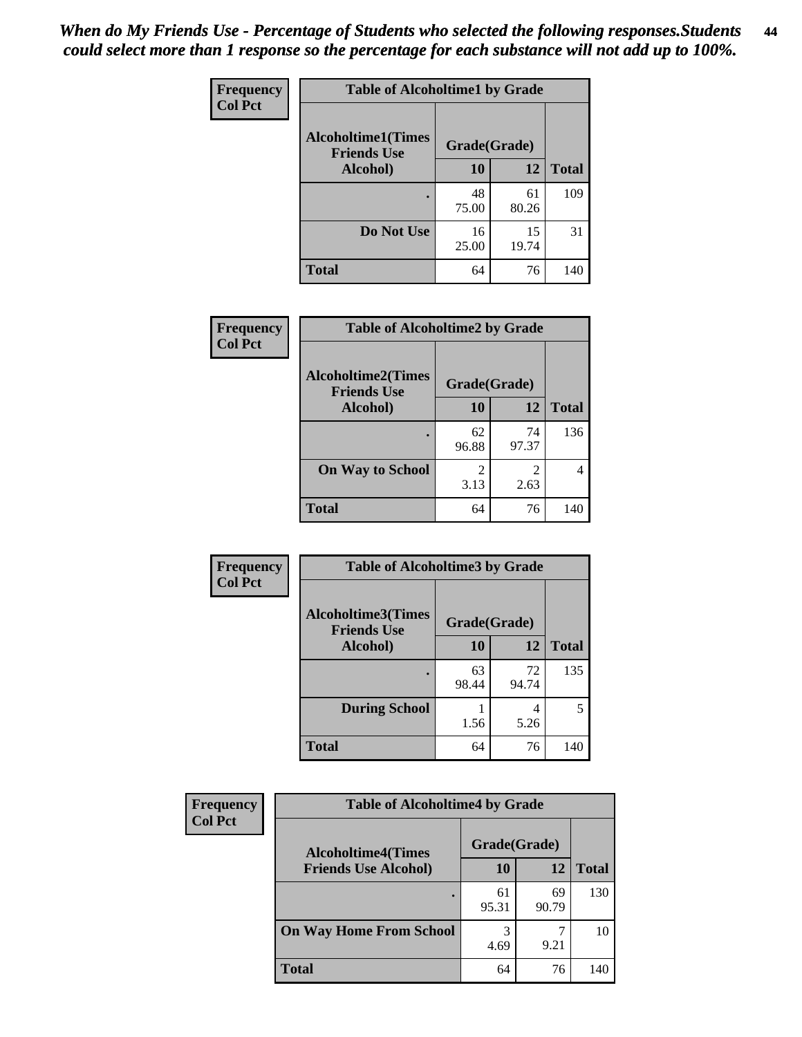*When do My Friends Use - Percentage of Students who selected the following responses.Students could select more than 1 response so the percentage for each substance will not add up to 100%.*

**Frequency**
**Col Pct**

| Table of Alcoholtime1 by Grade | | | |
|---|---|---|---|
| Alcoholtime1(Times Friends Use Alcohol) | Grade(Grade) | | |
| | 10 | 12 | Total |
| . | 48<br>75.00 | 61<br>80.26 | 109 |
| Do Not Use | 16<br>25.00 | 15<br>19.74 | 31 |
| Total | 64 | 76 | 140 |

**Frequency**
**Col Pct**

| Table of Alcoholtime2 by Grade | | | |
|---|---|---|---|
| Alcoholtime2(Times Friends Use Alcohol) | Grade(Grade) | | |
| | 10 | 12 | Total |
| . | 62<br>96.88 | 74<br>97.37 | 136 |
| On Way to School | 2<br>3.13 | 2<br>2.63 | 4 |
| Total | 64 | 76 | 140 |

**Frequency**
**Col Pct**

| Table of Alcoholtime3 by Grade | | | |
|---|---|---|---|
| Alcoholtime3(Times Friends Use Alcohol) | Grade(Grade) | | |
| | 10 | 12 | Total |
| . | 63<br>98.44 | 72<br>94.74 | 135 |
| During School | 1<br>1.56 | 4<br>5.26 | 5 |
| Total | 64 | 76 | 140 |

**Frequency**
**Col Pct**

| Table of Alcoholtime4 by Grade | | | |
|---|---|---|---|
| Alcoholtime4(Times Friends Use Alcohol) | Grade(Grade) | | |
| | 10 | 12 | Total |
| . | 61<br>95.31 | 69<br>90.79 | 130 |
| On Way Home From School | 3<br>4.69 | 7<br>9.21 | 10 |
| Total | 64 | 76 | 140 |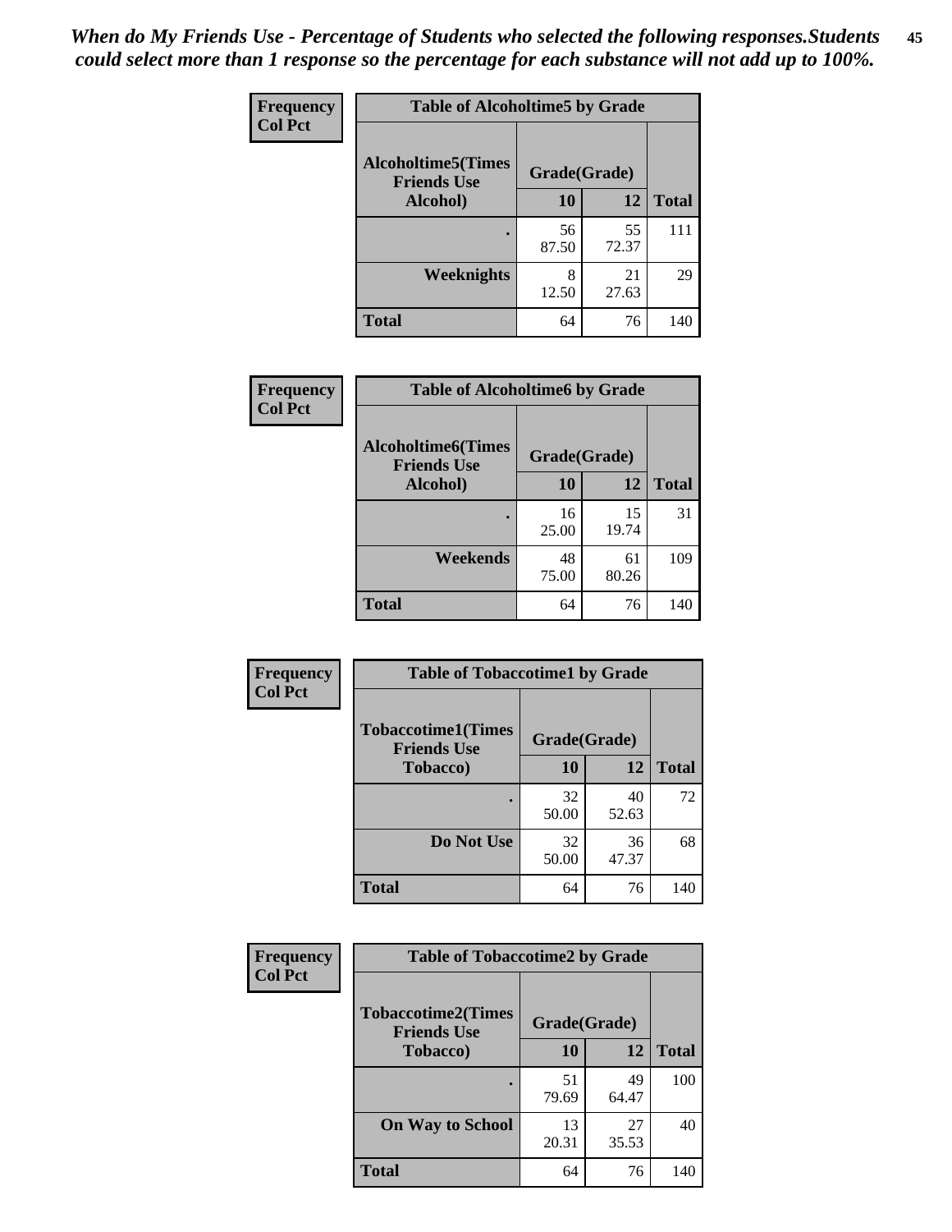*When do My Friends Use - Percentage of Students who selected the following responses.Students could select more than 1 response so the percentage for each substance will not add up to 100%.*

**Frequency**
**Col Pct**

| Table of Alcoholtime5 by Grade | | | |
|---|---|---|---|
| **Alcoholtime5(Times Friends Use Alcohol)** | **Grade(Grade)** | | **Total** |
| | **10** | **12** | |
| . | 56<br>87.50 | 55<br>72.37 | 111 |
| **Weeknights** | 8<br>12.50 | 21<br>27.63 | 29 |
| **Total** | 64 | 76 | 140 |

**Frequency**
**Col Pct**

| Table of Alcoholtime6 by Grade | | | |
|---|---|---|---|
| **Alcoholtime6(Times Friends Use Alcohol)** | **Grade(Grade)** | | **Total** |
| | **10** | **12** | |
| . | 16<br>25.00 | 15<br>19.74 | 31 |
| **Weekends** | 48<br>75.00 | 61<br>80.26 | 109 |
| **Total** | 64 | 76 | 140 |

**Frequency**
**Col Pct**

| Table of Tobaccotime1 by Grade | | | |
|---|---|---|---|
| **Tobaccotime1(Times Friends Use Tobacco)** | **Grade(Grade)** | | **Total** |
| | **10** | **12** | |
| . | 32<br>50.00 | 40<br>52.63 | 72 |
| **Do Not Use** | 32<br>50.00 | 36<br>47.37 | 68 |
| **Total** | 64 | 76 | 140 |

**Frequency**
**Col Pct**

| Table of Tobaccotime2 by Grade | | | |
|---|---|---|---|
| **Tobaccotime2(Times Friends Use Tobacco)** | **Grade(Grade)** | | **Total** |
| | **10** | **12** | |
| . | 51<br>79.69 | 49<br>64.47 | 100 |
| **On Way to School** | 13<br>20.31 | 27<br>35.53 | 40 |
| **Total** | 64 | 76 | 140 |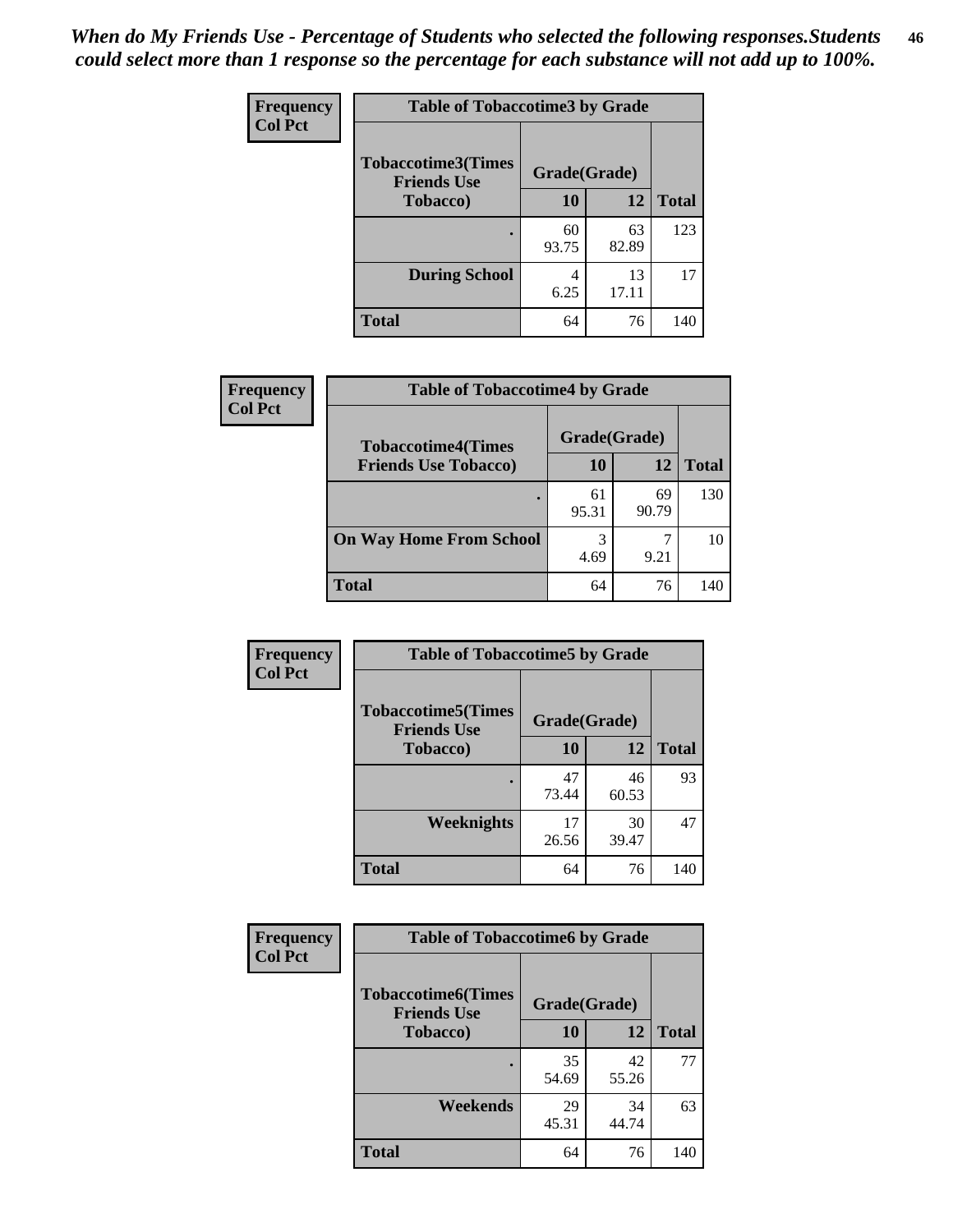*When do My Friends Use - Percentage of Students who selected the following responses.Students could select more than 1 response so the percentage for each substance will not add up to 100%.*

**Frequency**
**Col Pct**

**Table of Tobaccotime3 by Grade**

| Tobaccotime3(Times Friends Use Tobacco) | Grade(Grade) | | Total |
|---|---|---|---|
| | 10 | 12 | |
| . | 60<br>93.75 | 63<br>82.89 | 123 |
| During School | 4<br>6.25 | 13<br>17.11 | 17 |
| Total | 64 | 76 | 140 |

**Frequency**
**Col Pct**

**Table of Tobaccotime4 by Grade**

| Tobaccotime4(Times Friends Use Tobacco) | Grade(Grade) | | Total |
|---|---|---|---|
| | 10 | 12 | |
| . | 61<br>95.31 | 69<br>90.79 | 130 |
| On Way Home From School | 3<br>4.69 | 7<br>9.21 | 10 |
| Total | 64 | 76 | 140 |

**Frequency**
**Col Pct**

**Table of Tobaccotime5 by Grade**

| Tobaccotime5(Times Friends Use Tobacco) | Grade(Grade) | | Total |
|---|---|---|---|
| | 10 | 12 | |
| . | 47<br>73.44 | 46<br>60.53 | 93 |
| Weeknights | 17<br>26.56 | 30<br>39.47 | 47 |
| Total | 64 | 76 | 140 |

**Frequency**
**Col Pct**

**Table of Tobaccotime6 by Grade**

| Tobaccotime6(Times Friends Use Tobacco) | Grade(Grade) | | Total |
|---|---|---|---|
| | 10 | 12 | |
| . | 35<br>54.69 | 42<br>55.26 | 77 |
| Weekends | 29<br>45.31 | 34<br>44.74 | 63 |
| Total | 64 | 76 | 140 |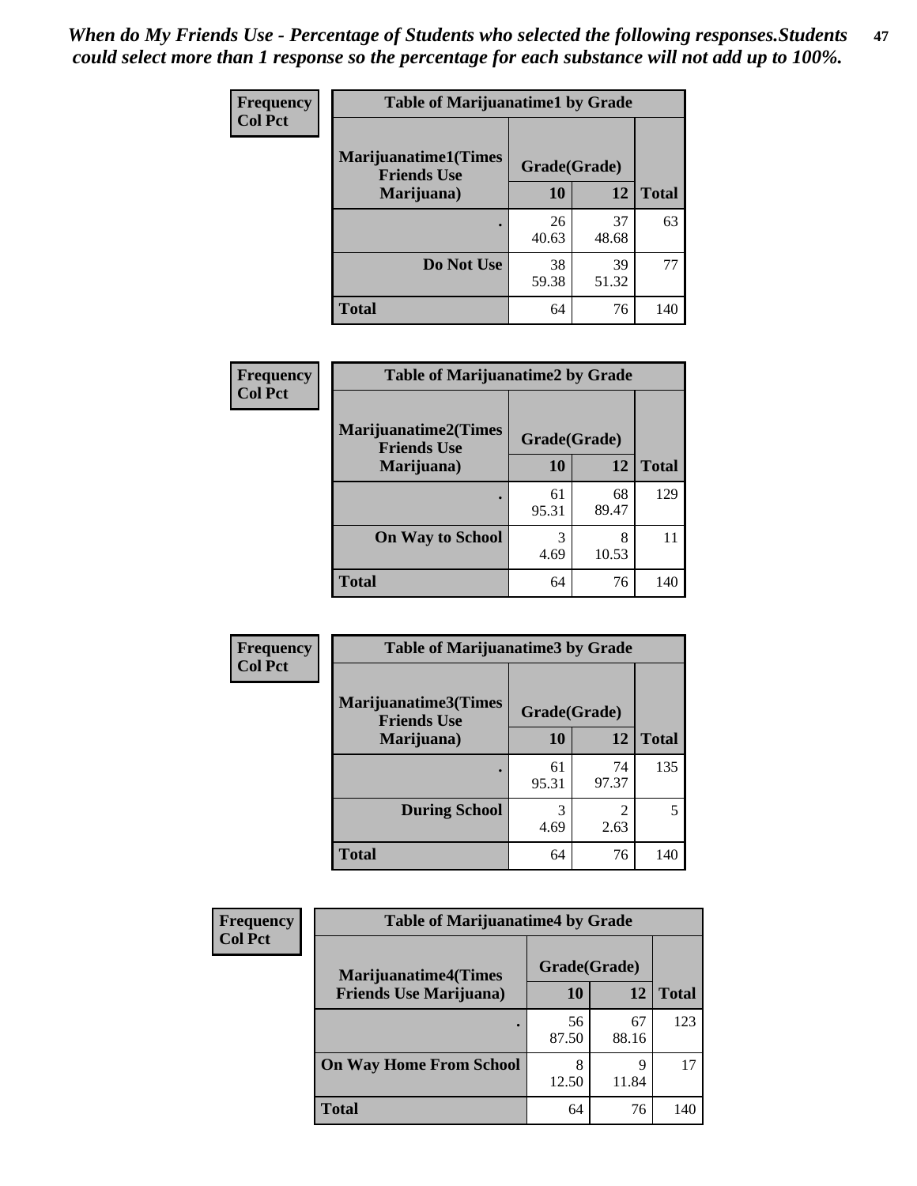*When do My Friends Use - Percentage of Students who selected the following responses.Students could select more than 1 response so the percentage for each substance will not add up to 100%.*

**Frequency**
**Col Pct**

| Table of Marijuanatime1 by Grade | | | |
|---|---|---|---|
| **Marijuanatime1(Times Friends Use Marijuana)** | **Grade(Grade)** | | |
| | **10** | **12** | **Total** |
| **.** | 26<br>40.63 | 37<br>48.68 | 63 |
| **Do Not Use** | 38<br>59.38 | 39<br>51.32 | 77 |
| **Total** | 64 | 76 | 140 |

**Frequency**
**Col Pct**

| Table of Marijuanatime2 by Grade | | | |
|---|---|---|---|
| **Marijuanatime2(Times Friends Use Marijuana)** | **Grade(Grade)** | | |
| | **10** | **12** | **Total** |
| **.** | 61<br>95.31 | 68<br>89.47 | 129 |
| **On Way to School** | 3<br>4.69 | 8<br>10.53 | 11 |
| **Total** | 64 | 76 | 140 |

**Frequency**
**Col Pct**

| Table of Marijuanatime3 by Grade | | | |
|---|---|---|---|
| **Marijuanatime3(Times Friends Use Marijuana)** | **Grade(Grade)** | | |
| | **10** | **12** | **Total** |
| **.** | 61<br>95.31 | 74<br>97.37 | 135 |
| **During School** | 3<br>4.69 | 2<br>2.63 | 5 |
| **Total** | 64 | 76 | 140 |

**Frequency**
**Col Pct**

| Table of Marijuanatime4 by Grade | | | |
|---|---|---|---|
| **Marijuanatime4(Times Friends Use Marijuana)** | **Grade(Grade)** | | |
| | **10** | **12** | **Total** |
| **.** | 56<br>87.50 | 67<br>88.16 | 123 |
| **On Way Home From School** | 8<br>12.50 | 9<br>11.84 | 17 |
| **Total** | 64 | 76 | 140 |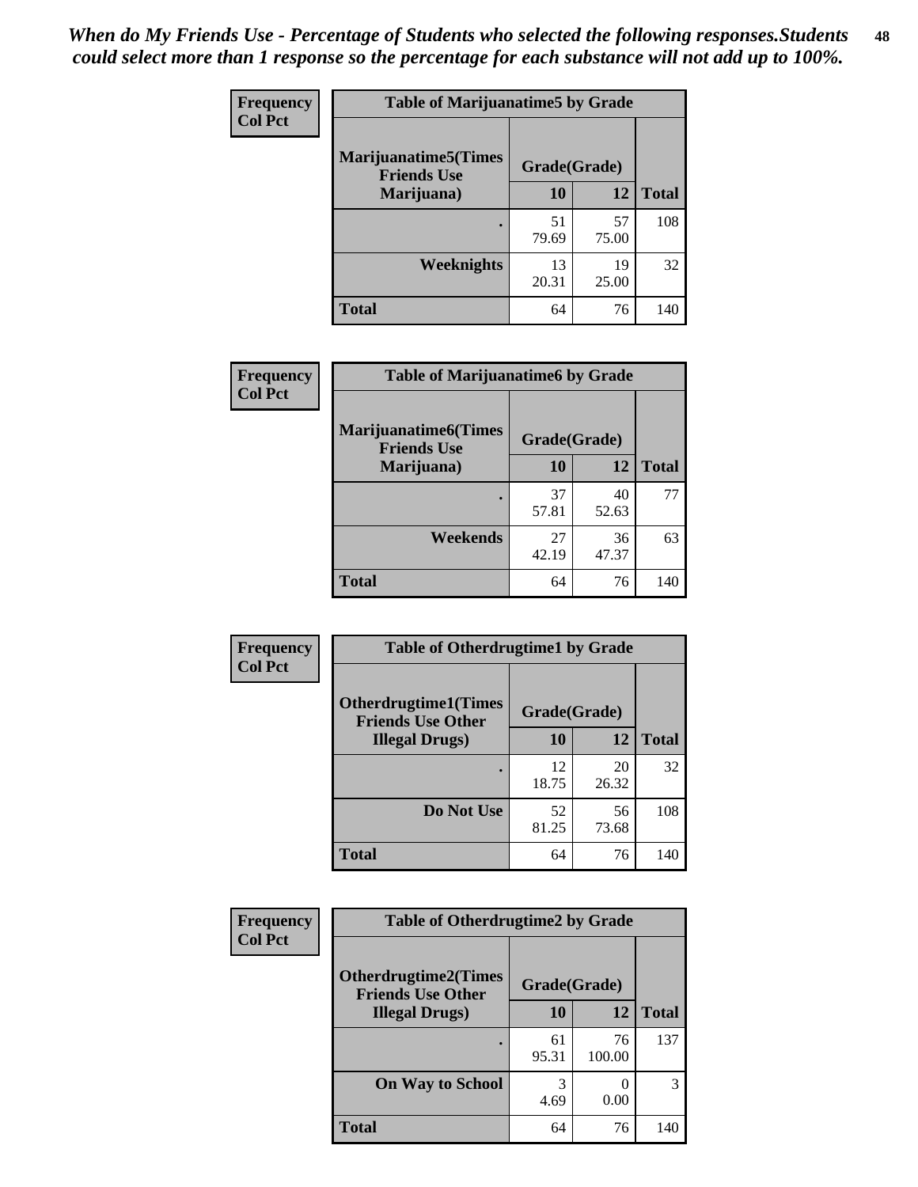*When do My Friends Use - Percentage of Students who selected the following responses.Students could select more than 1 response so the percentage for each substance will not add up to 100%.*

**Frequency / Col Pct**

| Table of Marijuanatime5 by Grade | | | |
|---|---|---|---|
| **Marijuanatime5(Times Friends Use Marijuana)** | **Grade(Grade)** | | **Total** |
| | **10** | **12** | |
| **.** | 51<br>79.69 | 57<br>75.00 | 108 |
| **Weeknights** | 13<br>20.31 | 19<br>25.00 | 32 |
| **Total** | 64 | 76 | 140 |

**Frequency / Col Pct**

| Table of Marijuanatime6 by Grade | | | |
|---|---|---|---|
| **Marijuanatime6(Times Friends Use Marijuana)** | **Grade(Grade)** | | **Total** |
| | **10** | **12** | |
| **.** | 37<br>57.81 | 40<br>52.63 | 77 |
| **Weekends** | 27<br>42.19 | 36<br>47.37 | 63 |
| **Total** | 64 | 76 | 140 |

**Frequency / Col Pct**

| Table of Otherdrugtime1 by Grade | | | |
|---|---|---|---|
| **Otherdrugtime1(Times Friends Use Other Illegal Drugs)** | **Grade(Grade)** | | **Total** |
| | **10** | **12** | |
| **.** | 12<br>18.75 | 20<br>26.32 | 32 |
| **Do Not Use** | 52<br>81.25 | 56<br>73.68 | 108 |
| **Total** | 64 | 76 | 140 |

**Frequency / Col Pct**

| Table of Otherdrugtime2 by Grade | | | |
|---|---|---|---|
| **Otherdrugtime2(Times Friends Use Other Illegal Drugs)** | **Grade(Grade)** | | **Total** |
| | **10** | **12** | |
| **.** | 61<br>95.31 | 76<br>100.00 | 137 |
| **On Way to School** | 3<br>4.69 | 0<br>0.00 | 3 |
| **Total** | 64 | 76 | 140 |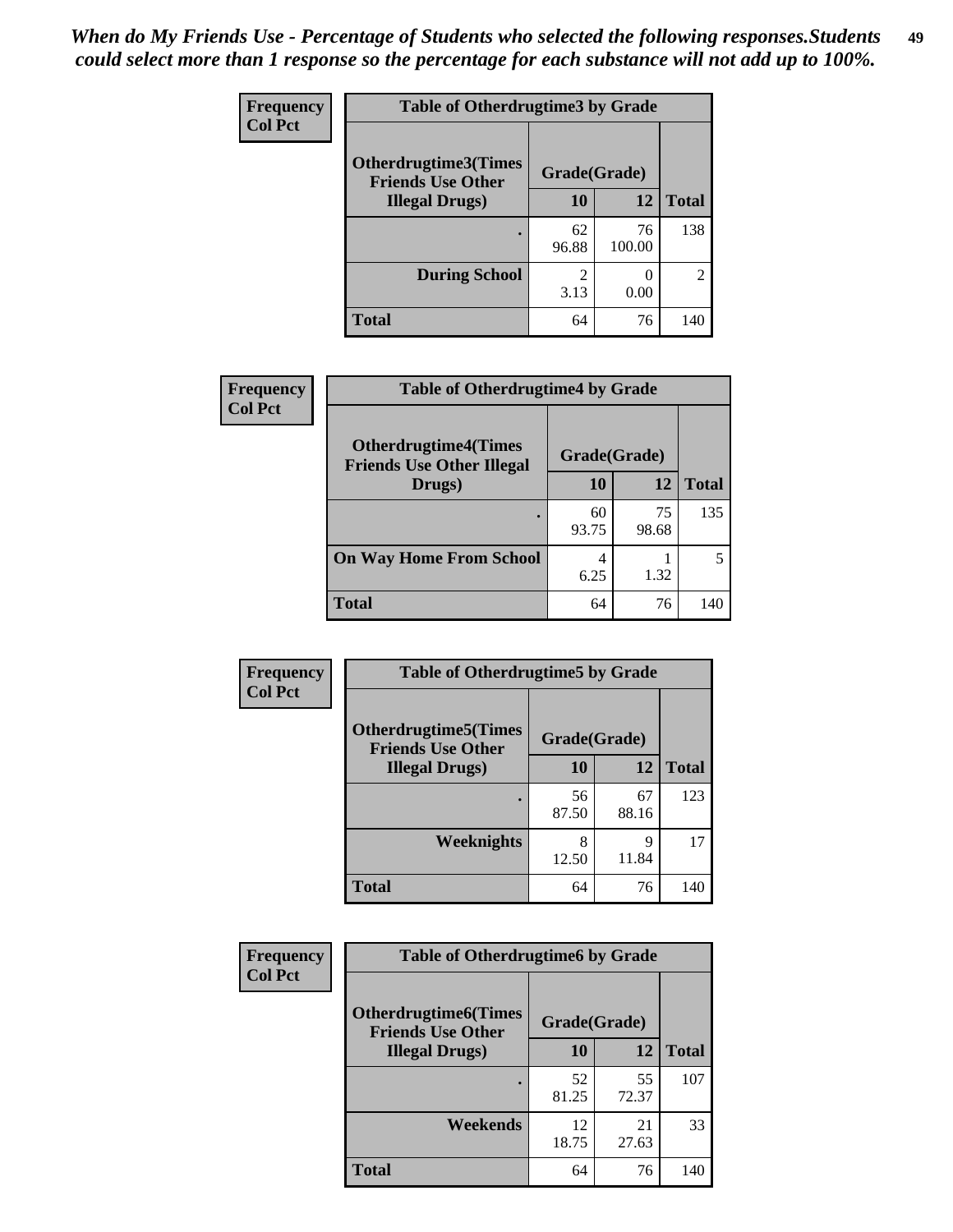*When do My Friends Use - Percentage of Students who selected the following responses.Students could select more than 1 response so the percentage for each substance will not add up to 100%.*

**Frequency**
**Col Pct**

| Table of Otherdrugtime3 by Grade | | | |
|---|---|---|---|
| **Otherdrugtime3(Times Friends Use Other Illegal Drugs)** | **Grade(Grade)** | | |
| | **10** | **12** | **Total** |
| **.** | 62<br>96.88 | 76<br>100.00 | 138 |
| **During School** | 2<br>3.13 | 0<br>0.00 | 2 |
| **Total** | 64 | 76 | 140 |

**Frequency**
**Col Pct**

| Table of Otherdrugtime4 by Grade | | | |
|---|---|---|---|
| **Otherdrugtime4(Times Friends Use Other Illegal Drugs)** | **Grade(Grade)** | | |
| | **10** | **12** | **Total** |
| **.** | 60<br>93.75 | 75<br>98.68 | 135 |
| **On Way Home From School** | 4<br>6.25 | 1<br>1.32 | 5 |
| **Total** | 64 | 76 | 140 |

**Frequency**
**Col Pct**

| Table of Otherdrugtime5 by Grade | | | |
|---|---|---|---|
| **Otherdrugtime5(Times Friends Use Other Illegal Drugs)** | **Grade(Grade)** | | |
| | **10** | **12** | **Total** |
| **.** | 56<br>87.50 | 67<br>88.16 | 123 |
| **Weeknights** | 8<br>12.50 | 9<br>11.84 | 17 |
| **Total** | 64 | 76 | 140 |

**Frequency**
**Col Pct**

| Table of Otherdrugtime6 by Grade | | | |
|---|---|---|---|
| **Otherdrugtime6(Times Friends Use Other Illegal Drugs)** | **Grade(Grade)** | | |
| | **10** | **12** | **Total** |
| **.** | 52<br>81.25 | 55<br>72.37 | 107 |
| **Weekends** | 12<br>18.75 | 21<br>27.63 | 33 |
| **Total** | 64 | 76 | 140 |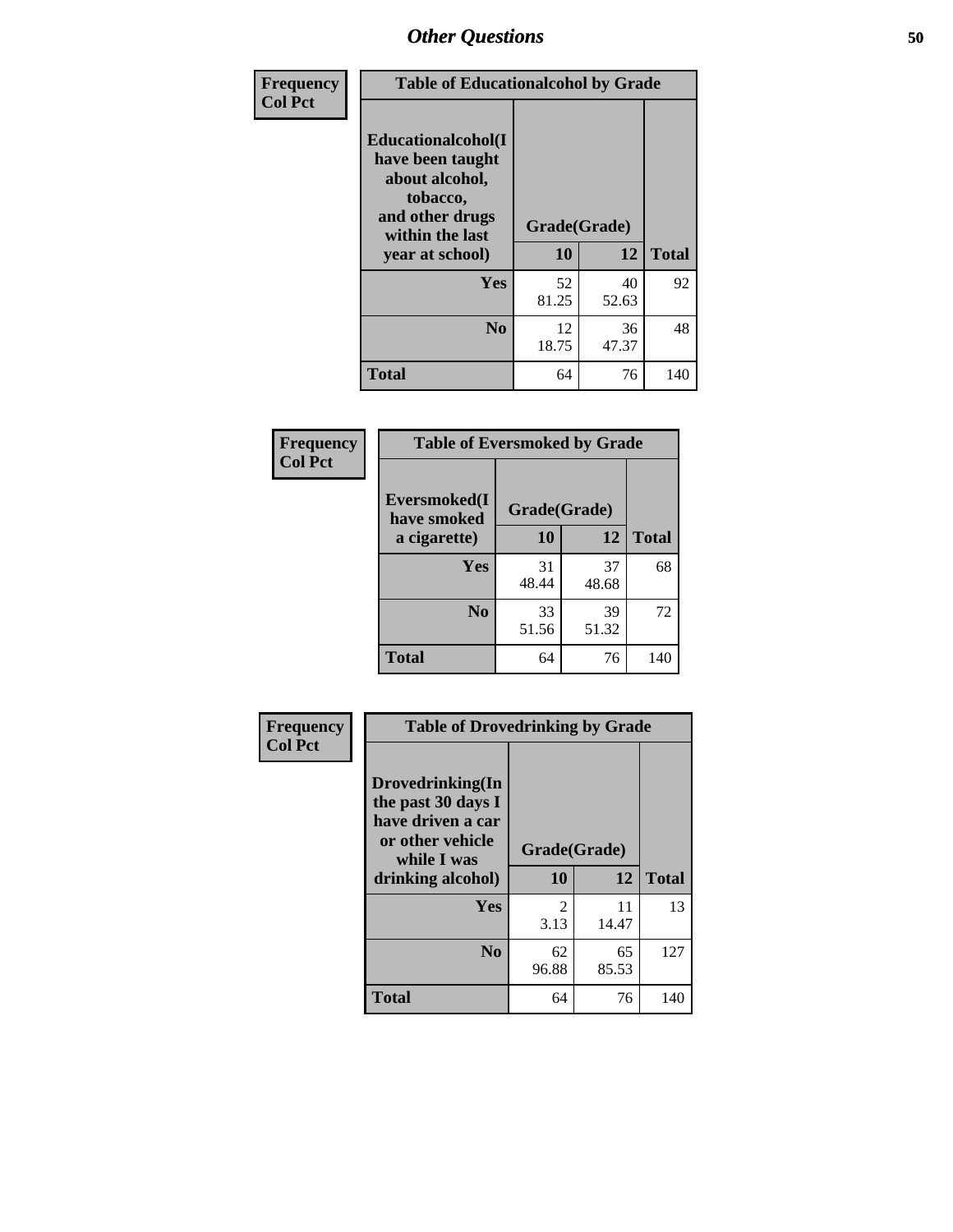## Other Questions

**Frequency**
**Col Pct**

| Table of Educationalalcohol by Grade | | | |
|---|---|---|---|
| **Educationalalcohol(I have been taught about alcohol, tobacco, and other drugs within the last year at school)** | **Grade(Grade)** | | |
| | **10** | **12** | **Total** |
| **Yes** | 52<br>81.25 | 40<br>52.63 | 92 |
| **No** | 12<br>18.75 | 36<br>47.37 | 48 |
| **Total** | 64 | 76 | 140 |

**Frequency**
**Col Pct**

| Table of Eversmoked by Grade | | | |
|---|---|---|---|
| **Eversmoked(I have smoked a cigarette)** | **Grade(Grade)** | | |
| | **10** | **12** | **Total** |
| **Yes** | 31<br>48.44 | 37<br>48.68 | 68 |
| **No** | 33<br>51.56 | 39<br>51.32 | 72 |
| **Total** | 64 | 76 | 140 |

**Frequency**
**Col Pct**

| Table of Drovedrinking by Grade | | | |
|---|---|---|---|
| **Drovedrinking(In the past 30 days I have driven a car or other vehicle while I was drinking alcohol)** | **Grade(Grade)** | | |
| | **10** | **12** | **Total** |
| **Yes** | 2<br>3.13 | 11<br>14.47 | 13 |
| **No** | 62<br>96.88 | 65<br>85.53 | 127 |
| **Total** | 64 | 76 | 140 |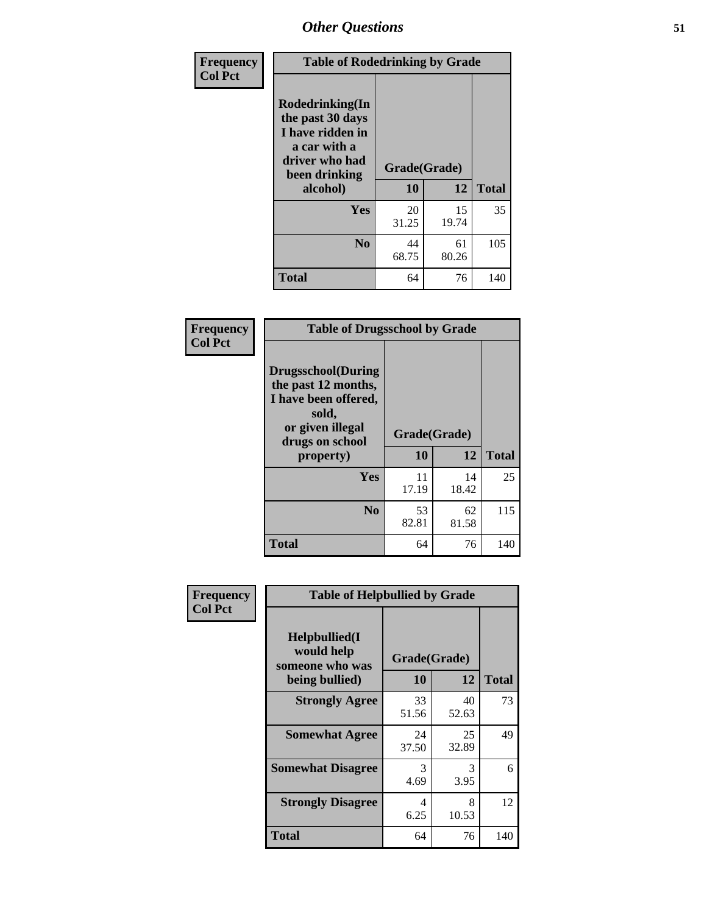# Other Questions

**Frequency**
**Col Pct**

**Table of Rodedrinking by Grade**

| Rodedrinking(In the past 30 days I have ridden in a car with a driver who had been drinking alcohol) | Grade(Grade) | | |
|---|---|---|---|
| | 10 | 12 | Total |
| Yes | 20<br>31.25 | 15<br>19.74 | 35 |
| No | 44<br>68.75 | 61<br>80.26 | 105 |
| Total | 64 | 76 | 140 |

**Frequency**
**Col Pct**

**Table of Drugsschool by Grade**

| Drugsschool(During the past 12 months, I have been offered, sold, or given illegal drugs on school property) | Grade(Grade) | | |
|---|---|---|---|
| | 10 | 12 | Total |
| Yes | 11<br>17.19 | 14<br>18.42 | 25 |
| No | 53<br>82.81 | 62<br>81.58 | 115 |
| Total | 64 | 76 | 140 |

**Frequency**
**Col Pct**

**Table of Helpbullied by Grade**

| Helpbullied(I would help someone who was being bullied) | Grade(Grade) | | |
|---|---|---|---|
| | 10 | 12 | Total |
| Strongly Agree | 33<br>51.56 | 40<br>52.63 | 73 |
| Somewhat Agree | 24<br>37.50 | 25<br>32.89 | 49 |
| Somewhat Disagree | 3<br>4.69 | 3<br>3.95 | 6 |
| Strongly Disagree | 4<br>6.25 | 8<br>10.53 | 12 |
| Total | 64 | 76 | 140 |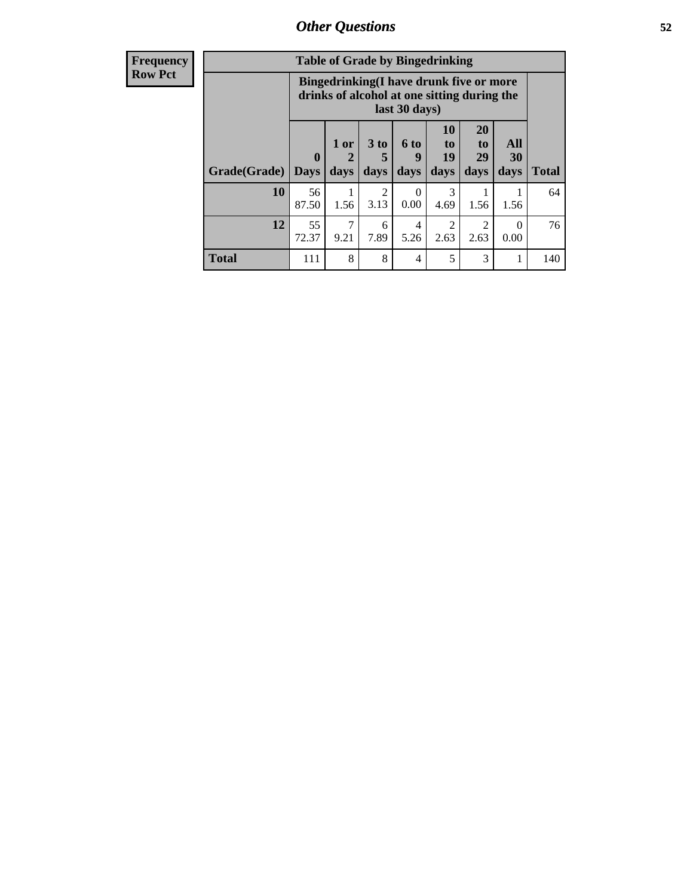## Other Questions

| Frequency Row Pct | Table of Grade by Bingedrinking | | | | | | | |
|---|---|---|---|---|---|---|---|---|
| | Bingedrinking(I have drunk five or more drinks of alcohol at one sitting during the last 30 days) | | | | | | | |
| Grade(Grade) | 0 Days | 1 or 2 days | 3 to 5 days | 6 to 9 days | 10 to 19 days | 20 to 29 days | All 30 days | Total |
| **10** | 56 87.50 | 1 1.56 | 2 3.13 | 0 0.00 | 3 4.69 | 1 1.56 | 1 1.56 | 64 |
| **12** | 55 72.37 | 7 9.21 | 6 7.89 | 4 5.26 | 2 2.63 | 2 2.63 | 0 0.00 | 76 |
| **Total** | 111 | 8 | 8 | 4 | 5 | 3 | 1 | 140 |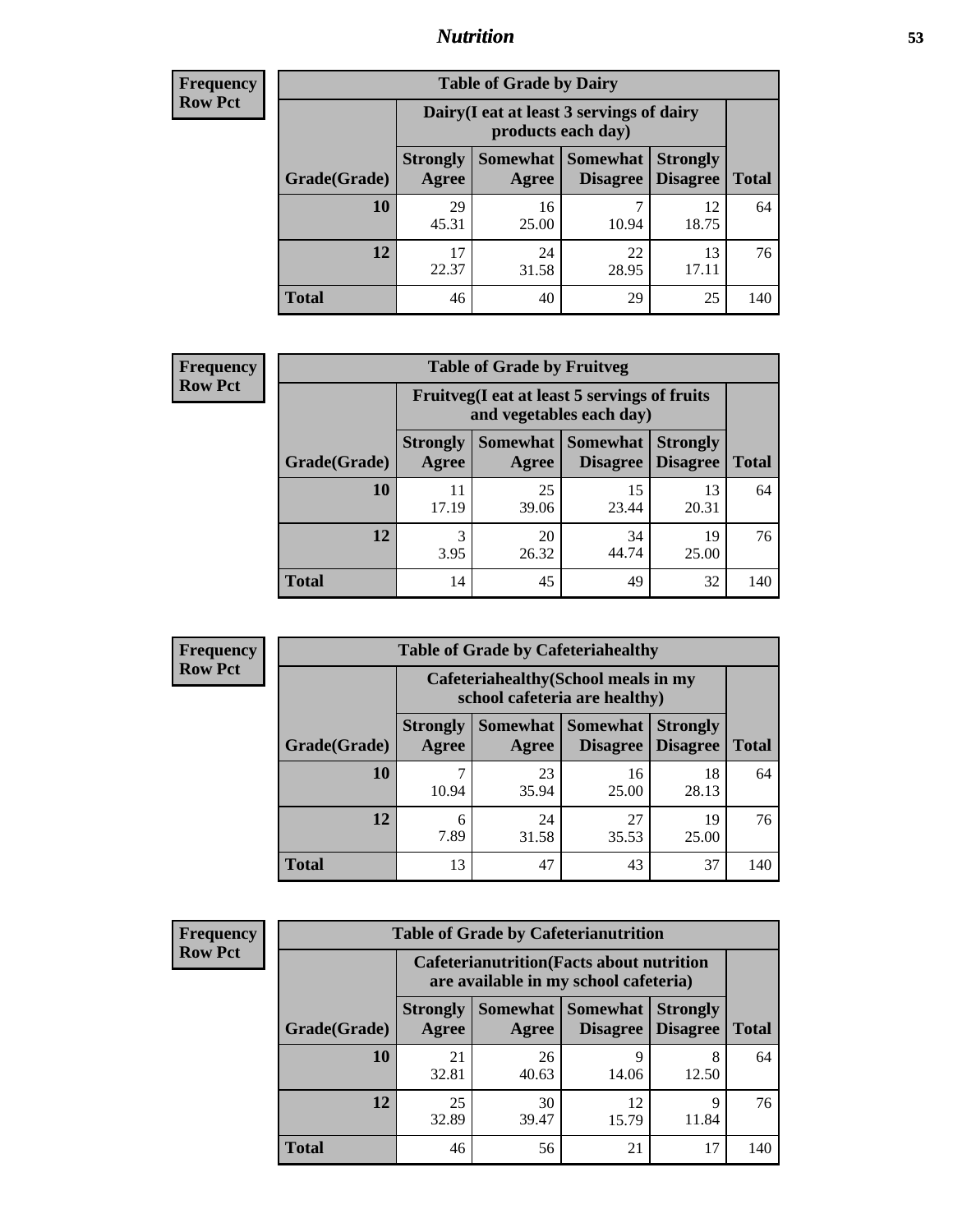## Nutrition

**Frequency**
**Row Pct**

| Table of Grade by Dairy | | | | | |
|---|---|---|---|---|---|
| | Dairy(I eat at least 3 servings of dairy products each day) | | | | |
| Grade(Grade) | Strongly Agree | Somewhat Agree | Somewhat Disagree | Strongly Disagree | Total |
| 10 | 29<br>45.31 | 16<br>25.00 | 7<br>10.94 | 12<br>18.75 | 64 |
| 12 | 17<br>22.37 | 24<br>31.58 | 22<br>28.95 | 13<br>17.11 | 76 |
| Total | 46 | 40 | 29 | 25 | 140 |

**Frequency**
**Row Pct**

| Table of Grade by Fruitveg | | | | | |
|---|---|---|---|---|---|
| | Fruitveg(I eat at least 5 servings of fruits and vegetables each day) | | | | |
| Grade(Grade) | Strongly Agree | Somewhat Agree | Somewhat Disagree | Strongly Disagree | Total |
| 10 | 11<br>17.19 | 25<br>39.06 | 15<br>23.44 | 13<br>20.31 | 64 |
| 12 | 3<br>3.95 | 20<br>26.32 | 34<br>44.74 | 19<br>25.00 | 76 |
| Total | 14 | 45 | 49 | 32 | 140 |

**Frequency**
**Row Pct**

| Table of Grade by Cafeteriahealthy | | | | | |
|---|---|---|---|---|---|
| | Cafeteriahealthy(School meals in my school cafeteria are healthy) | | | | |
| Grade(Grade) | Strongly Agree | Somewhat Agree | Somewhat Disagree | Strongly Disagree | Total |
| 10 | 7<br>10.94 | 23<br>35.94 | 16<br>25.00 | 18<br>28.13 | 64 |
| 12 | 6<br>7.89 | 24<br>31.58 | 27<br>35.53 | 19<br>25.00 | 76 |
| Total | 13 | 47 | 43 | 37 | 140 |

**Frequency**
**Row Pct**

| Table of Grade by Cafeterianutrition | | | | | |
|---|---|---|---|---|---|
| | Cafeterianutrition(Facts about nutrition are available in my school cafeteria) | | | | |
| Grade(Grade) | Strongly Agree | Somewhat Agree | Somewhat Disagree | Strongly Disagree | Total |
| 10 | 21<br>32.81 | 26<br>40.63 | 9<br>14.06 | 8<br>12.50 | 64 |
| 12 | 25<br>32.89 | 30<br>39.47 | 12<br>15.79 | 9<br>11.84 | 76 |
| Total | 46 | 56 | 21 | 17 | 140 |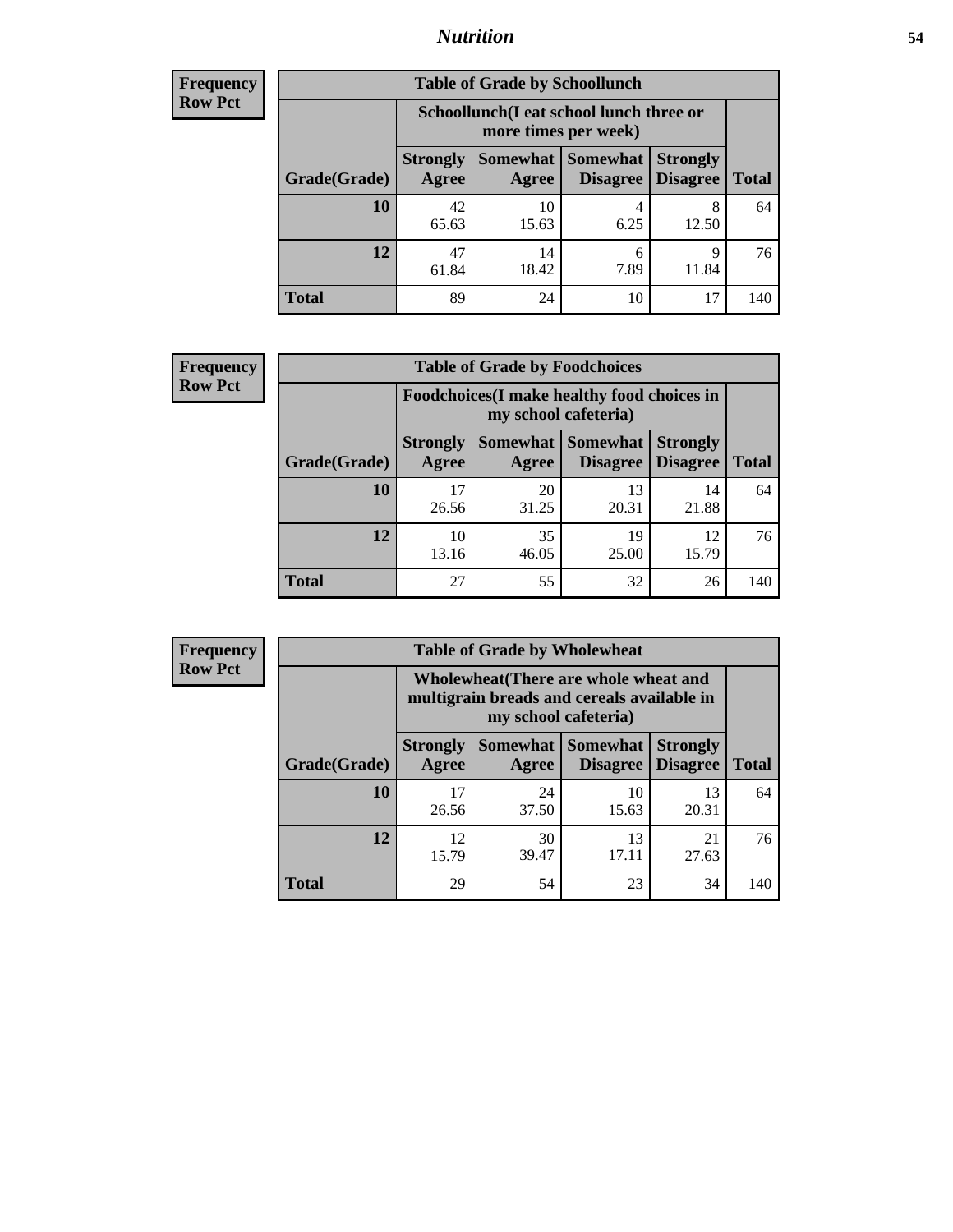# Nutrition

**Frequency**
**Row Pct**

| Table of Grade by Schoollunch | | | | | |
|---|---|---|---|---|---|
| | Schoollunch(I eat school lunch three or more times per week) | | | | |
| Grade(Grade) | Strongly Agree | Somewhat Agree | Somewhat Disagree | Strongly Disagree | Total |
| 10 | 42<br>65.63 | 10<br>15.63 | 4<br>6.25 | 8<br>12.50 | 64 |
| 12 | 47<br>61.84 | 14<br>18.42 | 6<br>7.89 | 9<br>11.84 | 76 |
| Total | 89 | 24 | 10 | 17 | 140 |

**Frequency**
**Row Pct**

| Table of Grade by Foodchoices | | | | | |
|---|---|---|---|---|---|
| | Foodchoices(I make healthy food choices in my school cafeteria) | | | | |
| Grade(Grade) | Strongly Agree | Somewhat Agree | Somewhat Disagree | Strongly Disagree | Total |
| 10 | 17<br>26.56 | 20<br>31.25 | 13<br>20.31 | 14<br>21.88 | 64 |
| 12 | 10<br>13.16 | 35<br>46.05 | 19<br>25.00 | 12<br>15.79 | 76 |
| Total | 27 | 55 | 32 | 26 | 140 |

**Frequency**
**Row Pct**

| Table of Grade by Wholewheat | | | | | |
|---|---|---|---|---|---|
| | Wholewheat(There are whole wheat and multigrain breads and cereals available in my school cafeteria) | | | | |
| Grade(Grade) | Strongly Agree | Somewhat Agree | Somewhat Disagree | Strongly Disagree | Total |
| 10 | 17<br>26.56 | 24<br>37.50 | 10<br>15.63 | 13<br>20.31 | 64 |
| 12 | 12<br>15.79 | 30<br>39.47 | 13<br>17.11 | 21<br>27.63 | 76 |
| Total | 29 | 54 | 23 | 34 | 140 |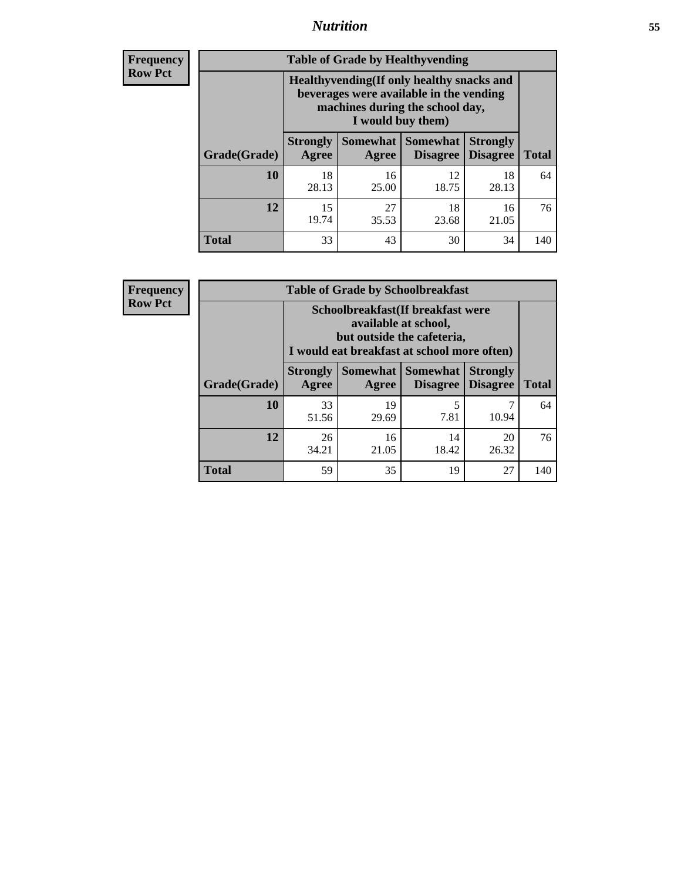**Frequency Row Pct**

| Table of Grade by Healthyvending | | | | | |
|---|---|---|---|---|---|
| | Healthyvending(If only healthy snacks and beverages were available in the vending machines during the school day, I would buy them) | | | | |
| Grade(Grade) | Strongly Agree | Somewhat Agree | Somewhat Disagree | Strongly Disagree | Total |
| **10** | 18<br>28.13 | 16<br>25.00 | 12<br>18.75 | 18<br>28.13 | 64 |
| **12** | 15<br>19.74 | 27<br>35.53 | 18<br>23.68 | 16<br>21.05 | 76 |
| **Total** | 33 | 43 | 30 | 34 | 140 |

**Frequency Row Pct**

| Table of Grade by Schoolbreakfast | | | | | |
|---|---|---|---|---|---|
| | Schoolbreakfast(If breakfast were available at school, but outside the cafeteria, I would eat breakfast at school more often) | | | | |
| Grade(Grade) | Strongly Agree | Somewhat Agree | Somewhat Disagree | Strongly Disagree | Total |
| **10** | 33<br>51.56 | 19<br>29.69 | 5<br>7.81 | 7<br>10.94 | 64 |
| **12** | 26<br>34.21 | 16<br>21.05 | 14<br>18.42 | 20<br>26.32 | 76 |
| **Total** | 59 | 35 | 19 | 27 | 140 |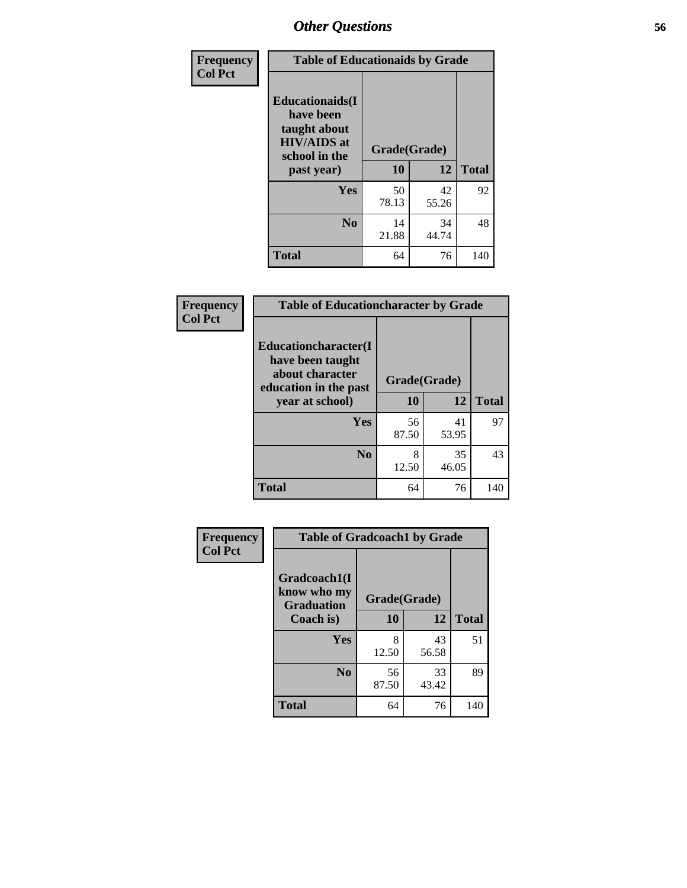## Other Questions

**Frequency / Col Pct**

| Table of Educationaids by Grade | | | |
|---|---|---|---|
| **Educationaids(I have been taught about HIV/AIDS at school in the past year)** | **Grade(Grade)** | | |
| | **10** | **12** | **Total** |
| **Yes** | 50<br>78.13 | 42<br>55.26 | 92 |
| **No** | 14<br>21.88 | 34<br>44.74 | 48 |
| **Total** | 64 | 76 | 140 |

**Frequency / Col Pct**

| Table of Educationcharacter by Grade | | | |
|---|---|---|---|
| **Educationcharacter(I have been taught about character education in the past year at school)** | **Grade(Grade)** | | |
| | **10** | **12** | **Total** |
| **Yes** | 56<br>87.50 | 41<br>53.95 | 97 |
| **No** | 8<br>12.50 | 35<br>46.05 | 43 |
| **Total** | 64 | 76 | 140 |

**Frequency / Col Pct**

| Table of Gradcoach1 by Grade | | | |
|---|---|---|---|
| **Gradcoach1(I know who my Graduation Coach is)** | **Grade(Grade)** | | |
| | **10** | **12** | **Total** |
| **Yes** | 8<br>12.50 | 43<br>56.58 | 51 |
| **No** | 56<br>87.50 | 33<br>43.42 | 89 |
| **Total** | 64 | 76 | 140 |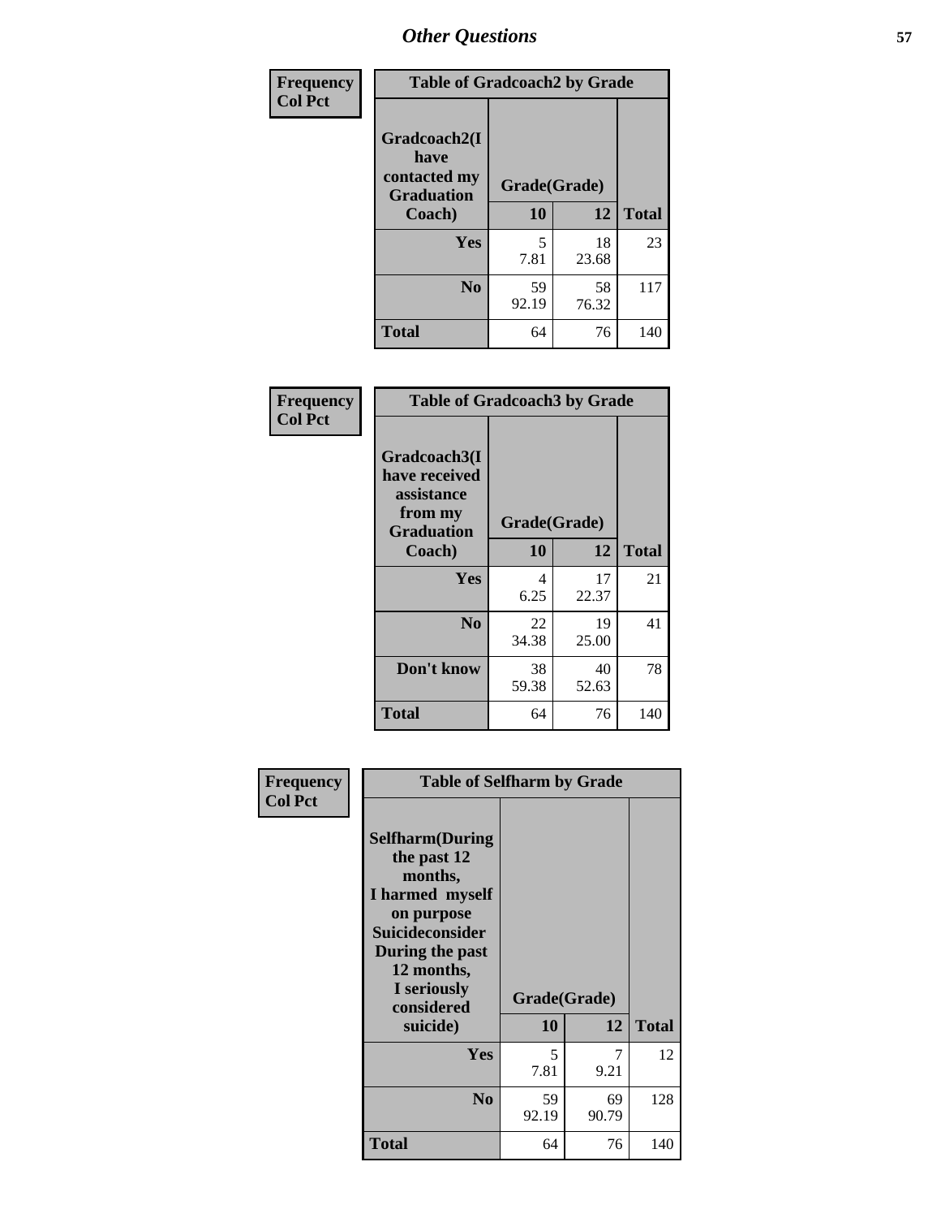## Other Questions

**Frequency / Col Pct**

| Table of Gradcoach2 by Grade | | | |
|---|---|---|---|
| Gradcoach2(I have contacted my Graduation Coach) | Grade(Grade) | | |
| | 10 | 12 | Total |
| Yes | 5<br>7.81 | 18<br>23.68 | 23 |
| No | 59<br>92.19 | 58<br>76.32 | 117 |
| Total | 64 | 76 | 140 |

**Frequency / Col Pct**

| Table of Gradcoach3 by Grade | | | |
|---|---|---|---|
| Gradcoach3(I have received assistance from my Graduation Coach) | Grade(Grade) | | |
| | 10 | 12 | Total |
| Yes | 4<br>6.25 | 17<br>22.37 | 21 |
| No | 22<br>34.38 | 19<br>25.00 | 41 |
| Don't know | 38<br>59.38 | 40<br>52.63 | 78 |
| Total | 64 | 76 | 140 |

**Frequency / Col Pct**

| Table of Selfharm by Grade | | | |
|---|---|---|---|
| Selfharm(During the past 12 months, I harmed myself on purpose Suicideconsider During the past 12 months, I seriously considered suicide) | Grade(Grade) | | |
| | 10 | 12 | Total |
| Yes | 5<br>7.81 | 7<br>9.21 | 12 |
| No | 59<br>92.19 | 69<br>90.79 | 128 |
| Total | 64 | 76 | 140 |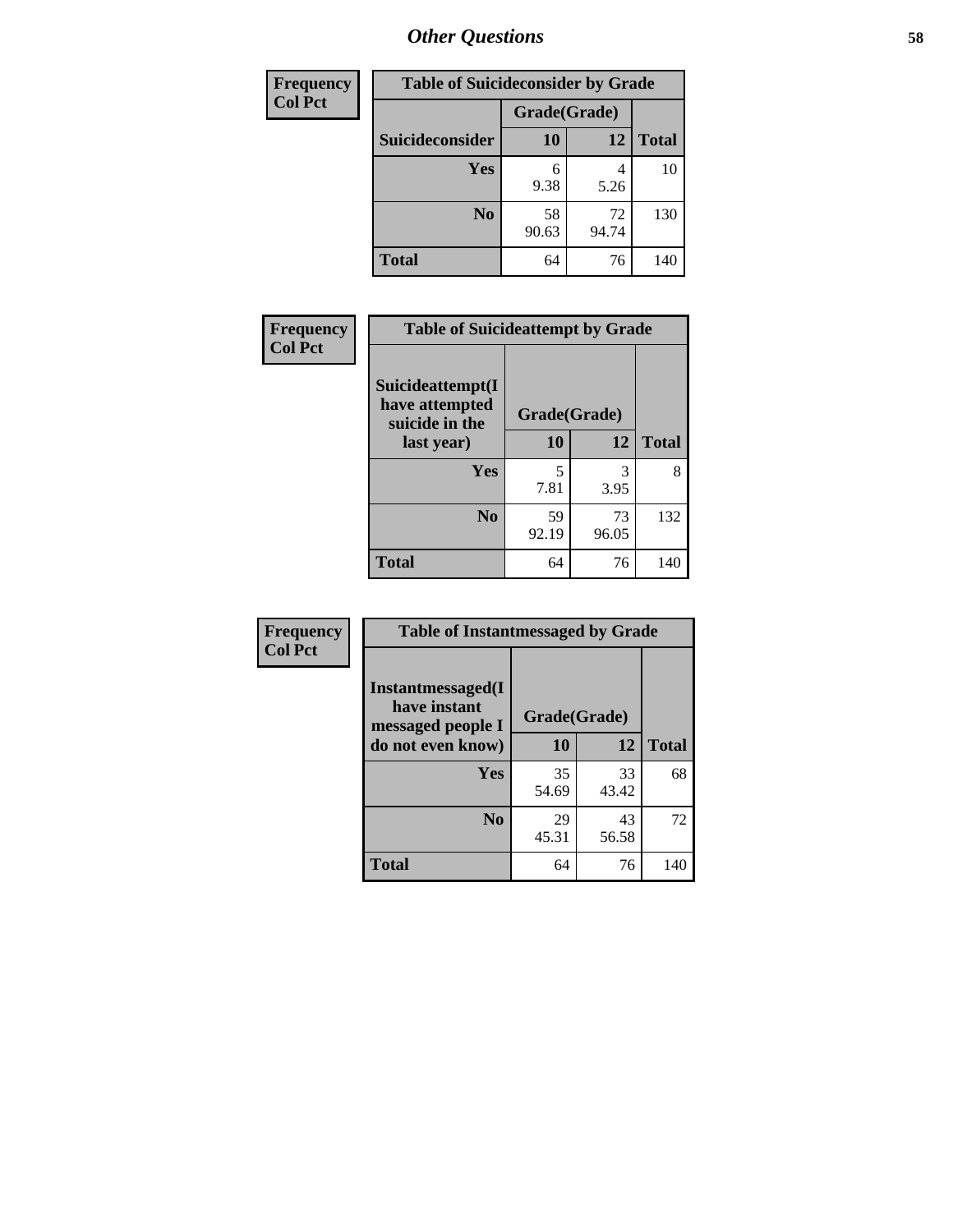# *Other Questions*

| Frequency<br>Col Pct | Table of Suicideconsider by Grade | | |
|---|---|---|---|
| | Grade(Grade) | | |
| Suicideconsider | 10 | 12 | Total |
| Yes | 6<br>9.38 | 4<br>5.26 | 10 |
| No | 58<br>90.63 | 72<br>94.74 | 130 |
| Total | 64 | 76 | 140 |

| Frequency<br>Col Pct | Table of Suicideattempt by Grade | | |
|---|---|---|---|
| | Grade(Grade) | | |
| Suicideattempt(I have attempted suicide in the last year) | 10 | 12 | Total |
| Yes | 5<br>7.81 | 3<br>3.95 | 8 |
| No | 59<br>92.19 | 73<br>96.05 | 132 |
| Total | 64 | 76 | 140 |

| Frequency<br>Col Pct | Table of Instantmessaged by Grade | | |
|---|---|---|---|
| | Grade(Grade) | | |
| Instantmessaged(I have instant messaged people I do not even know) | 10 | 12 | Total |
| Yes | 35<br>54.69 | 33<br>43.42 | 68 |
| No | 29<br>45.31 | 43<br>56.58 | 72 |
| Total | 64 | 76 | 140 |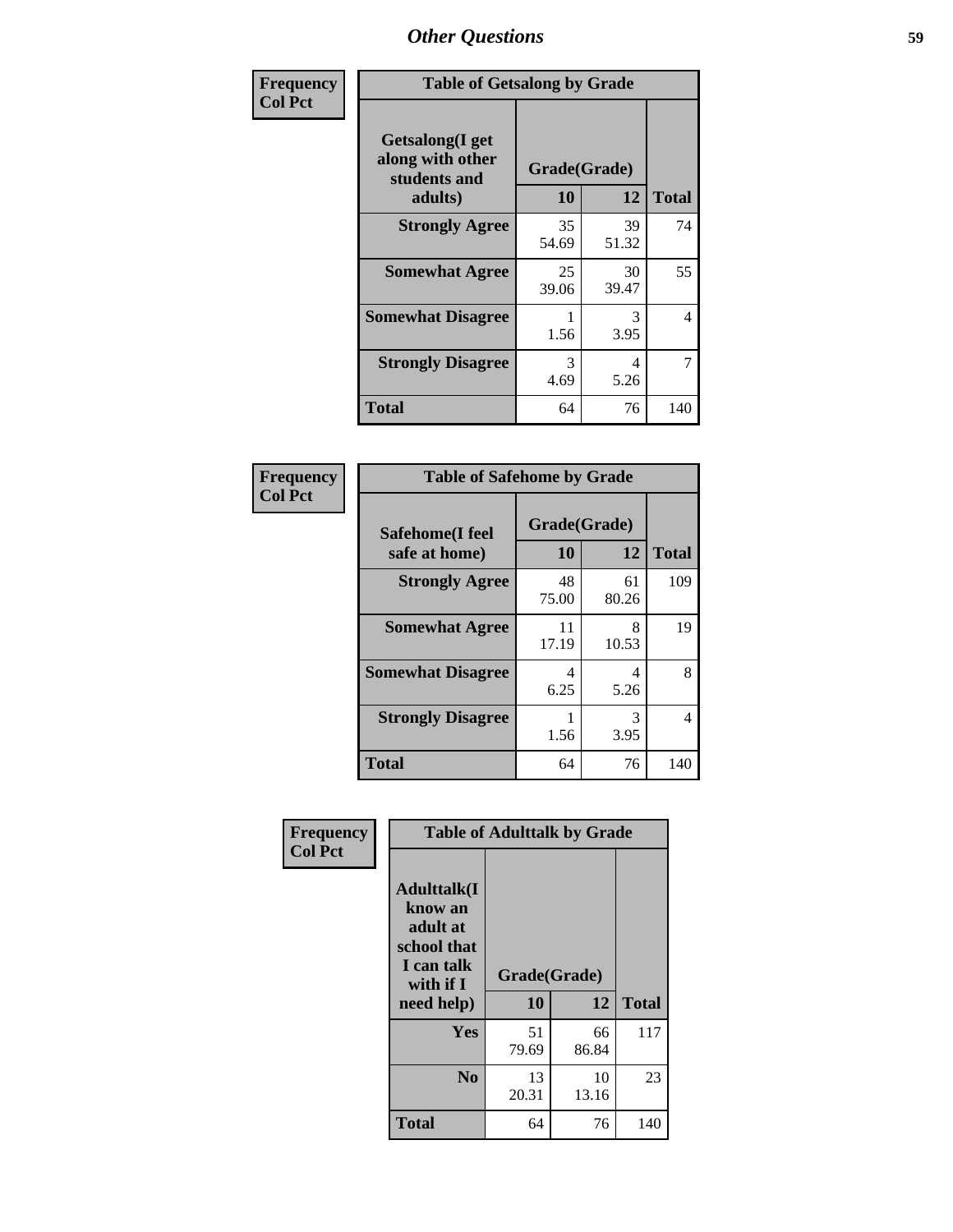# Other Questions

Frequency
Col Pct

**Table of Getsalong by Grade**

| Getsalong(I get along with other students and adults) | Grade(Grade) | | Total |
|---|---|---|---|
| | 10 | 12 | |
| **Strongly Agree** | 35<br>54.69 | 39<br>51.32 | 74 |
| **Somewhat Agree** | 25<br>39.06 | 30<br>39.47 | 55 |
| **Somewhat Disagree** | 1<br>1.56 | 3<br>3.95 | 4 |
| **Strongly Disagree** | 3<br>4.69 | 4<br>5.26 | 7 |
| **Total** | 64 | 76 | 140 |

Frequency
Col Pct

**Table of Safehome by Grade**

| Safehome(I feel safe at home) | Grade(Grade) | | Total |
|---|---|---|---|
| | 10 | 12 | |
| **Strongly Agree** | 48<br>75.00 | 61<br>80.26 | 109 |
| **Somewhat Agree** | 11<br>17.19 | 8<br>10.53 | 19 |
| **Somewhat Disagree** | 4<br>6.25 | 4<br>5.26 | 8 |
| **Strongly Disagree** | 1<br>1.56 | 3<br>3.95 | 4 |
| **Total** | 64 | 76 | 140 |

Frequency
Col Pct

**Table of Adulttalk by Grade**

| Adulttalk(I know an adult at school that I can talk with if I need help) | Grade(Grade) | | Total |
|---|---|---|---|
| | 10 | 12 | |
| **Yes** | 51<br>79.69 | 66<br>86.84 | 117 |
| **No** | 13<br>20.31 | 10<br>13.16 | 23 |
| **Total** | 64 | 76 | 140 |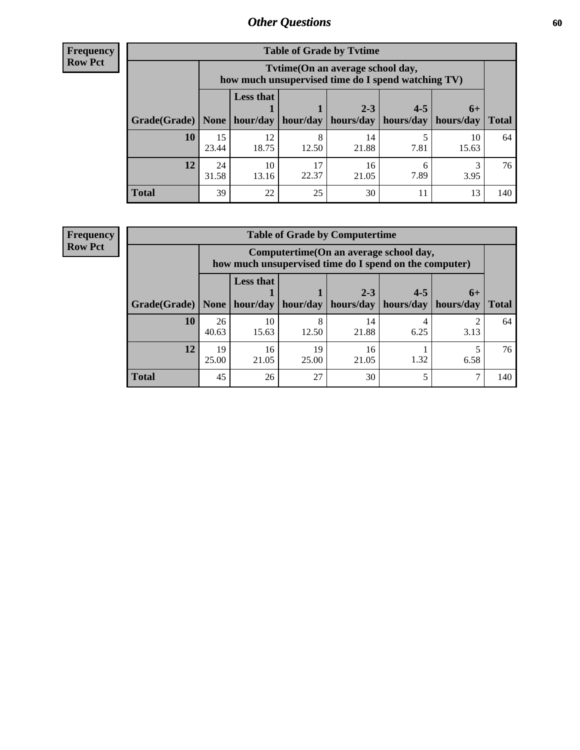## Other Questions

**Frequency Row Pct**

| Table of Grade by Tvtime | | | | | | | |
|---|---|---|---|---|---|---|---|
| | Tvtime(On an average school day, how much unsupervised time do I spend watching TV) | | | | | | |
| Grade(Grade) | None | Less that 1 hour/day | 1 hour/day | 2-3 hours/day | 4-5 hours/day | 6+ hours/day | Total |
| **10** | 15<br>23.44 | 12<br>18.75 | 8<br>12.50 | 14<br>21.88 | 5<br>7.81 | 10<br>15.63 | 64 |
| **12** | 24<br>31.58 | 10<br>13.16 | 17<br>22.37 | 16<br>21.05 | 6<br>7.89 | 3<br>3.95 | 76 |
| **Total** | 39 | 22 | 25 | 30 | 11 | 13 | 140 |

**Frequency Row Pct**

| Table of Grade by Computertime | | | | | | | |
|---|---|---|---|---|---|---|---|
| | Computertime(On an average school day, how much unsupervised time do I spend on the computer) | | | | | | |
| Grade(Grade) | None | Less that 1 hour/day | 1 hour/day | 2-3 hours/day | 4-5 hours/day | 6+ hours/day | Total |
| **10** | 26<br>40.63 | 10<br>15.63 | 8<br>12.50 | 14<br>21.88 | 4<br>6.25 | 2<br>3.13 | 64 |
| **12** | 19<br>25.00 | 16<br>21.05 | 19<br>25.00 | 16<br>21.05 | 1<br>1.32 | 5<br>6.58 | 76 |
| **Total** | 45 | 26 | 27 | 30 | 5 | 7 | 140 |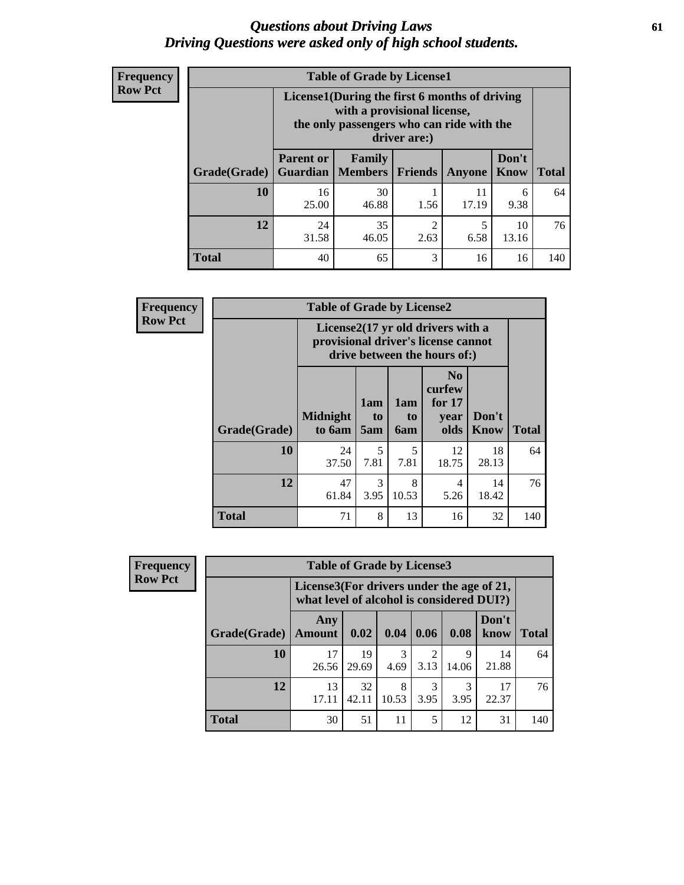# *Questions about Driving Laws*
# *Driving Questions were asked only of high school students.*

**Frequency**
**Row Pct**

| Table of Grade by License1 | | | | | | |
|---|---|---|---|---|---|---|
| | License1(During the first 6 months of driving with a provisional license, the only passengers who can ride with the driver are:) | | | | | |
| Grade(Grade) | Parent or Guardian | Family Members | Friends | Anyone | Don't Know | Total |
| 10 | 16<br>25.00 | 30<br>46.88 | 1<br>1.56 | 11<br>17.19 | 6<br>9.38 | 64 |
| 12 | 24<br>31.58 | 35<br>46.05 | 2<br>2.63 | 5<br>6.58 | 10<br>13.16 | 76 |
| Total | 40 | 65 | 3 | 16 | 16 | 140 |

**Frequency**
**Row Pct**

| Table of Grade by License2 | | | | | | |
|---|---|---|---|---|---|---|
| | License2(17 yr old drivers with a provisional driver's license cannot drive between the hours of:) | | | | | |
| Grade(Grade) | Midnight to 6am | 1am to 5am | 1am to 6am | No curfew for 17 year olds | Don't Know | Total |
| 10 | 24<br>37.50 | 5<br>7.81 | 5<br>7.81 | 12<br>18.75 | 18<br>28.13 | 64 |
| 12 | 47<br>61.84 | 3<br>3.95 | 8<br>10.53 | 4<br>5.26 | 14<br>18.42 | 76 |
| Total | 71 | 8 | 13 | 16 | 32 | 140 |

**Frequency**
**Row Pct**

| Table of Grade by License3 | | | | | | | |
|---|---|---|---|---|---|---|---|
| | License3(For drivers under the age of 21, what level of alcohol is considered DUI?) | | | | | | |
| Grade(Grade) | Any Amount | 0.02 | 0.04 | 0.06 | 0.08 | Don't know | Total |
| 10 | 17<br>26.56 | 19<br>29.69 | 3<br>4.69 | 2<br>3.13 | 9<br>14.06 | 14<br>21.88 | 64 |
| 12 | 13<br>17.11 | 32<br>42.11 | 8<br>10.53 | 3<br>3.95 | 3<br>3.95 | 17<br>22.37 | 76 |
| Total | 30 | 51 | 11 | 5 | 12 | 31 | 140 |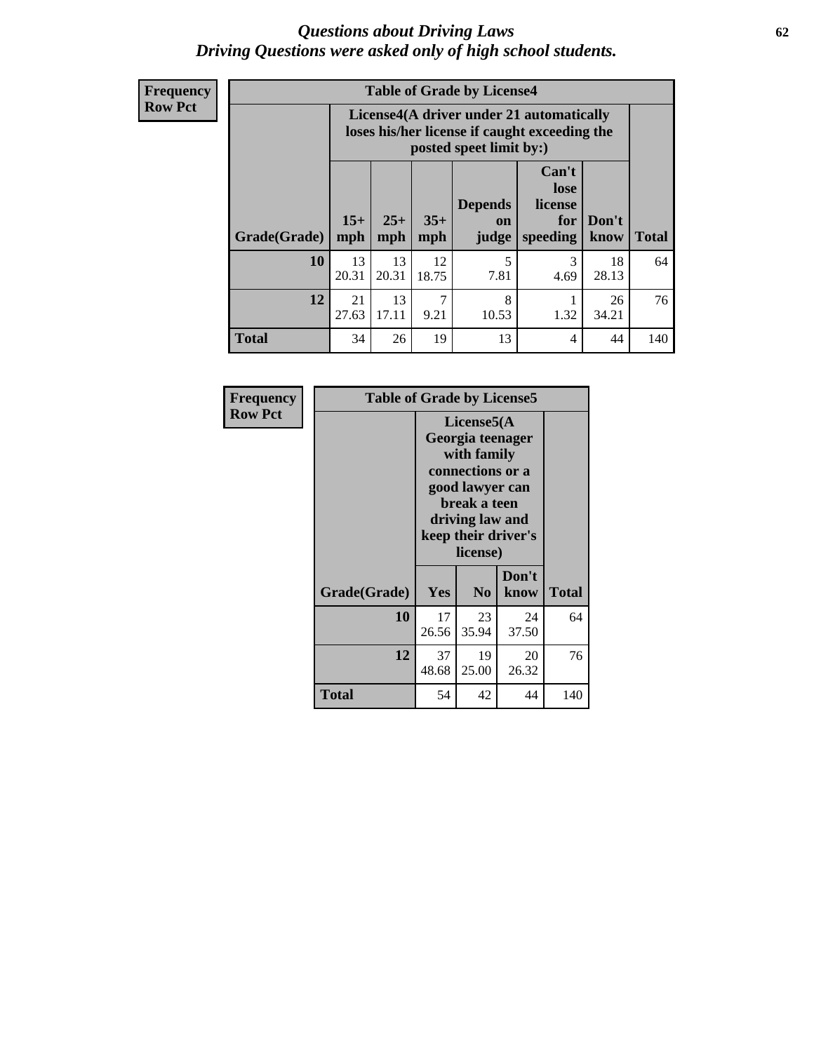# Questions about Driving Laws
## Driving Questions were asked only of high school students.

**Frequency**
**Row Pct**

| Table of Grade by License4 | | | | | | | |
|---|---|---|---|---|---|---|---|
| | License4(A driver under 21 automatically loses his/her license if caught exceeding the posted speet limit by:) | | | | | | |
| Grade(Grade) | 15+ mph | 25+ mph | 35+ mph | Depends on judge | Can't lose license for speeding | Don't know | Total |
| 10 | 13<br>20.31 | 13<br>20.31 | 12<br>18.75 | 5<br>7.81 | 3<br>4.69 | 18<br>28.13 | 64 |
| 12 | 21<br>27.63 | 13<br>17.11 | 7<br>9.21 | 8<br>10.53 | 1<br>1.32 | 26<br>34.21 | 76 |
| Total | 34 | 26 | 19 | 13 | 4 | 44 | 140 |

**Frequency**
**Row Pct**

| Table of Grade by License5 | | | | |
|---|---|---|---|---|
| | License5(A Georgia teenager with family connections or a good lawyer can break a teen driving law and keep their driver's license) | | | |
| Grade(Grade) | Yes | No | Don't know | Total |
| 10 | 17<br>26.56 | 23<br>35.94 | 24<br>37.50 | 64 |
| 12 | 37<br>48.68 | 19<br>25.00 | 20<br>26.32 | 76 |
| Total | 54 | 42 | 44 | 140 |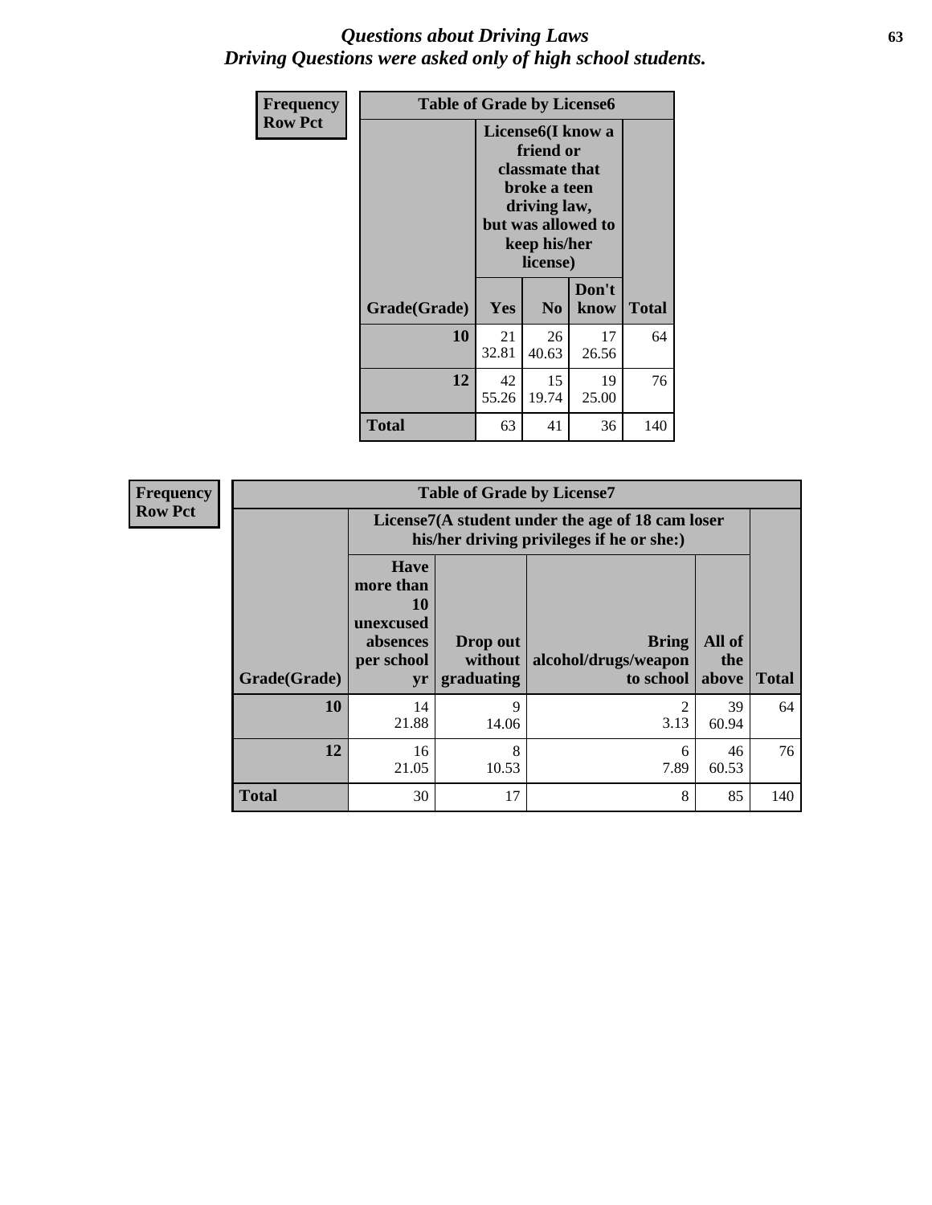# *Questions about Driving Laws*
# *Driving Questions were asked only of high school students.*

**Frequency**
**Row Pct**

**Table of Grade by License6**

| Grade(Grade) | License6(I know a friend or classmate that broke a teen driving law, but was allowed to keep his/her license) | | | Total |
|---|---|---|---|---|
| | Yes | No | Don't know | |
| **10** | 21<br>32.81 | 26<br>40.63 | 17<br>26.56 | 64 |
| **12** | 42<br>55.26 | 15<br>19.74 | 19<br>25.00 | 76 |
| **Total** | 63 | 41 | 36 | 140 |

**Frequency**
**Row Pct**

**Table of Grade by License7**

| Grade(Grade) | License7(A student under the age of 18 cam loser his/her driving privileges if he or she:) | | | | Total |
|---|---|---|---|---|---|
| | Have more than 10 unexcused absences per school yr | Drop out without graduating | Bring alcohol/drugs/weapon to school | All of the above | |
| **10** | 14<br>21.88 | 9<br>14.06 | 2<br>3.13 | 39<br>60.94 | 64 |
| **12** | 16<br>21.05 | 8<br>10.53 | 6<br>7.89 | 46<br>60.53 | 76 |
| **Total** | 30 | 17 | 8 | 85 | 140 |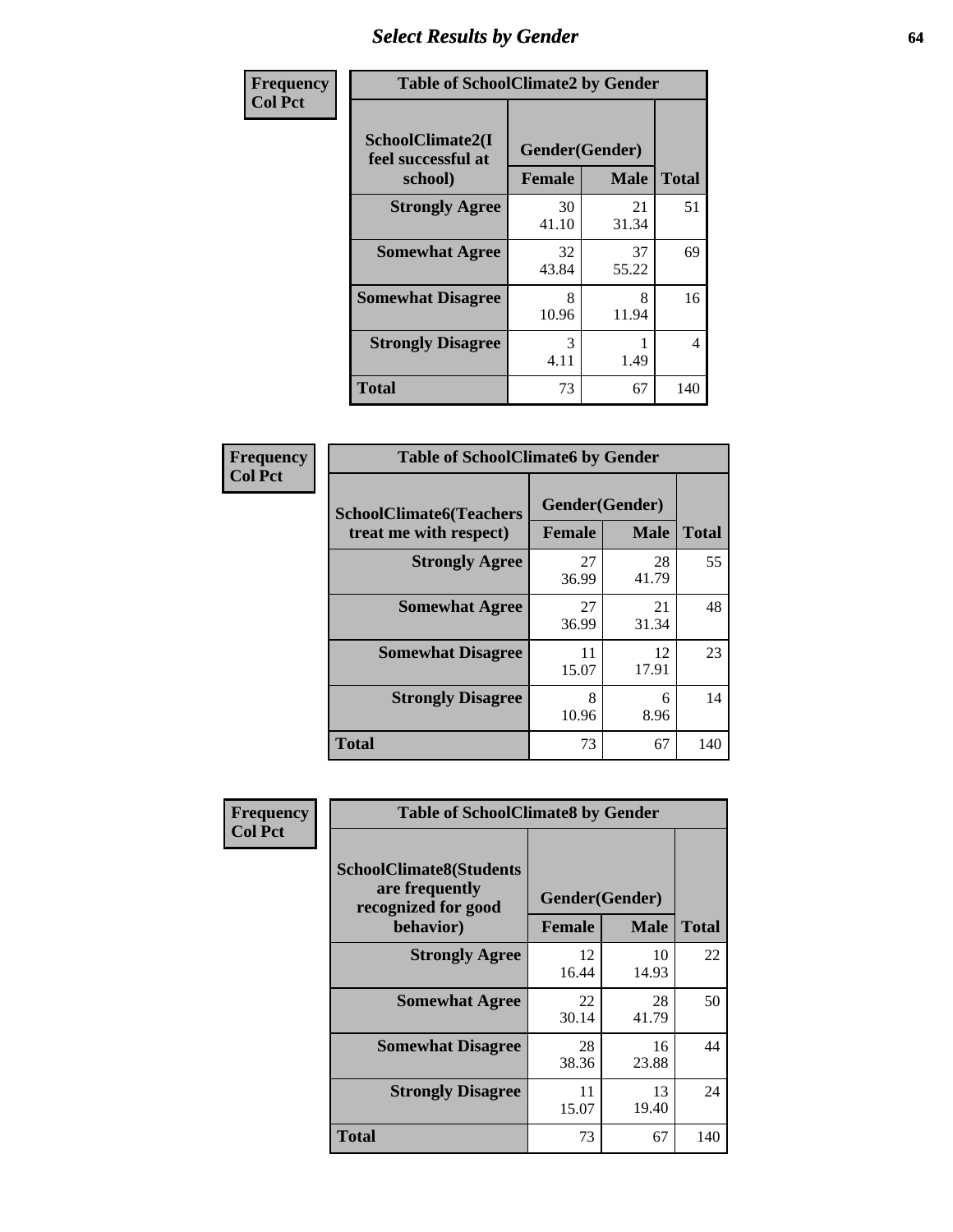# Select Results by Gender

**Frequency**
**Col Pct**

| Table of SchoolClimate2 by Gender | | | |
|---|---|---|---|
| SchoolClimate2(I feel successful at school) | Gender(Gender) | | Total |
| | Female | Male | |
| **Strongly Agree** | 30<br>41.10 | 21<br>31.34 | 51 |
| **Somewhat Agree** | 32<br>43.84 | 37<br>55.22 | 69 |
| **Somewhat Disagree** | 8<br>10.96 | 8<br>11.94 | 16 |
| **Strongly Disagree** | 3<br>4.11 | 1<br>1.49 | 4 |
| **Total** | 73 | 67 | 140 |

**Frequency**
**Col Pct**

| Table of SchoolClimate6 by Gender | | | |
|---|---|---|---|
| SchoolClimate6(Teachers treat me with respect) | Gender(Gender) | | Total |
| | Female | Male | |
| **Strongly Agree** | 27<br>36.99 | 28<br>41.79 | 55 |
| **Somewhat Agree** | 27<br>36.99 | 21<br>31.34 | 48 |
| **Somewhat Disagree** | 11<br>15.07 | 12<br>17.91 | 23 |
| **Strongly Disagree** | 8<br>10.96 | 6<br>8.96 | 14 |
| **Total** | 73 | 67 | 140 |

**Frequency**
**Col Pct**

| Table of SchoolClimate8 by Gender | | | |
|---|---|---|---|
| SchoolClimate8(Students are frequently recognized for good behavior) | Gender(Gender) | | Total |
| | Female | Male | |
| **Strongly Agree** | 12<br>16.44 | 10<br>14.93 | 22 |
| **Somewhat Agree** | 22<br>30.14 | 28<br>41.79 | 50 |
| **Somewhat Disagree** | 28<br>38.36 | 16<br>23.88 | 44 |
| **Strongly Disagree** | 11<br>15.07 | 13<br>19.40 | 24 |
| **Total** | 73 | 67 | 140 |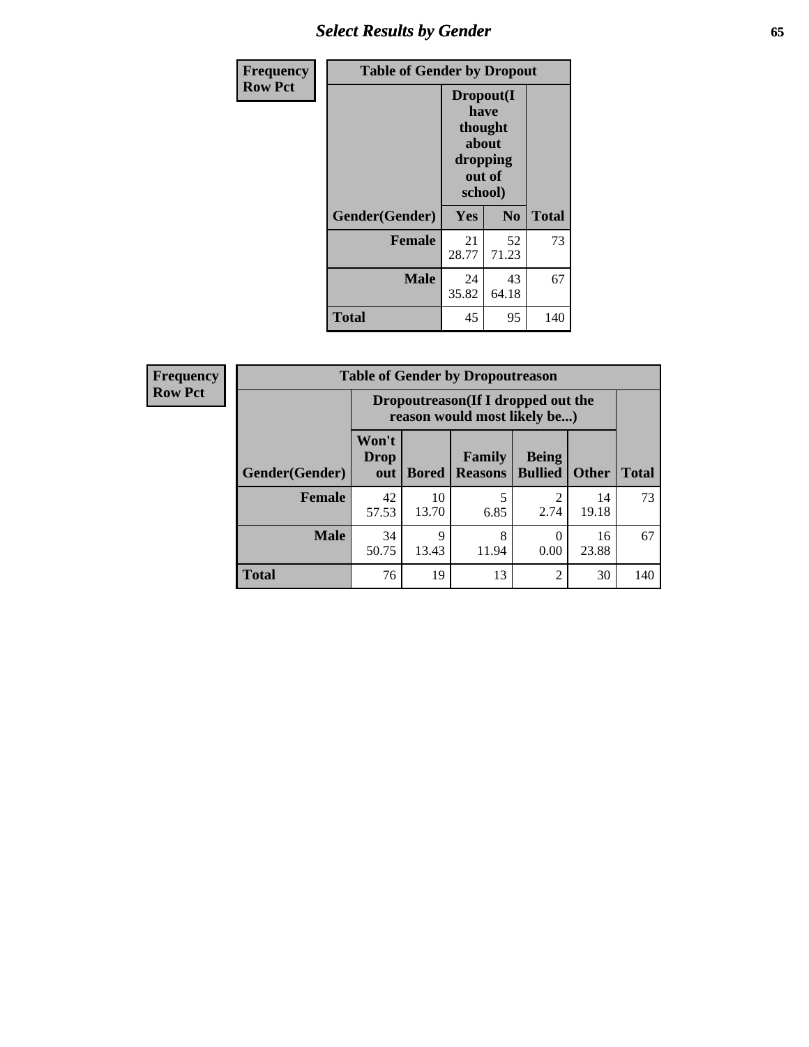| Frequency<br>Row Pct | Table of Gender by Dropout | | |
|---|---|---|---|
| | Dropout(I have thought about dropping out of school) | | |
| Gender(Gender) | Yes | No | Total |
| **Female** | 21<br>28.77 | 52<br>71.23 | 73 |
| **Male** | 24<br>35.82 | 43<br>64.18 | 67 |
| **Total** | 45 | 95 | 140 |

| Frequency<br>Row Pct | Table of Gender by Dropoutreason | | | | | |
|---|---|---|---|---|---|---|
| | Dropoutreason(If I dropped out the reason would most likely be...) | | | | | |
| Gender(Gender) | Won't Drop out | Bored | Family Reasons | Being Bullied | Other | Total |
| **Female** | 42<br>57.53 | 10<br>13.70 | 5<br>6.85 | 2<br>2.74 | 14<br>19.18 | 73 |
| **Male** | 34<br>50.75 | 9<br>13.43 | 8<br>11.94 | 0<br>0.00 | 16<br>23.88 | 67 |
| **Total** | 76 | 19 | 13 | 2 | 30 | 140 |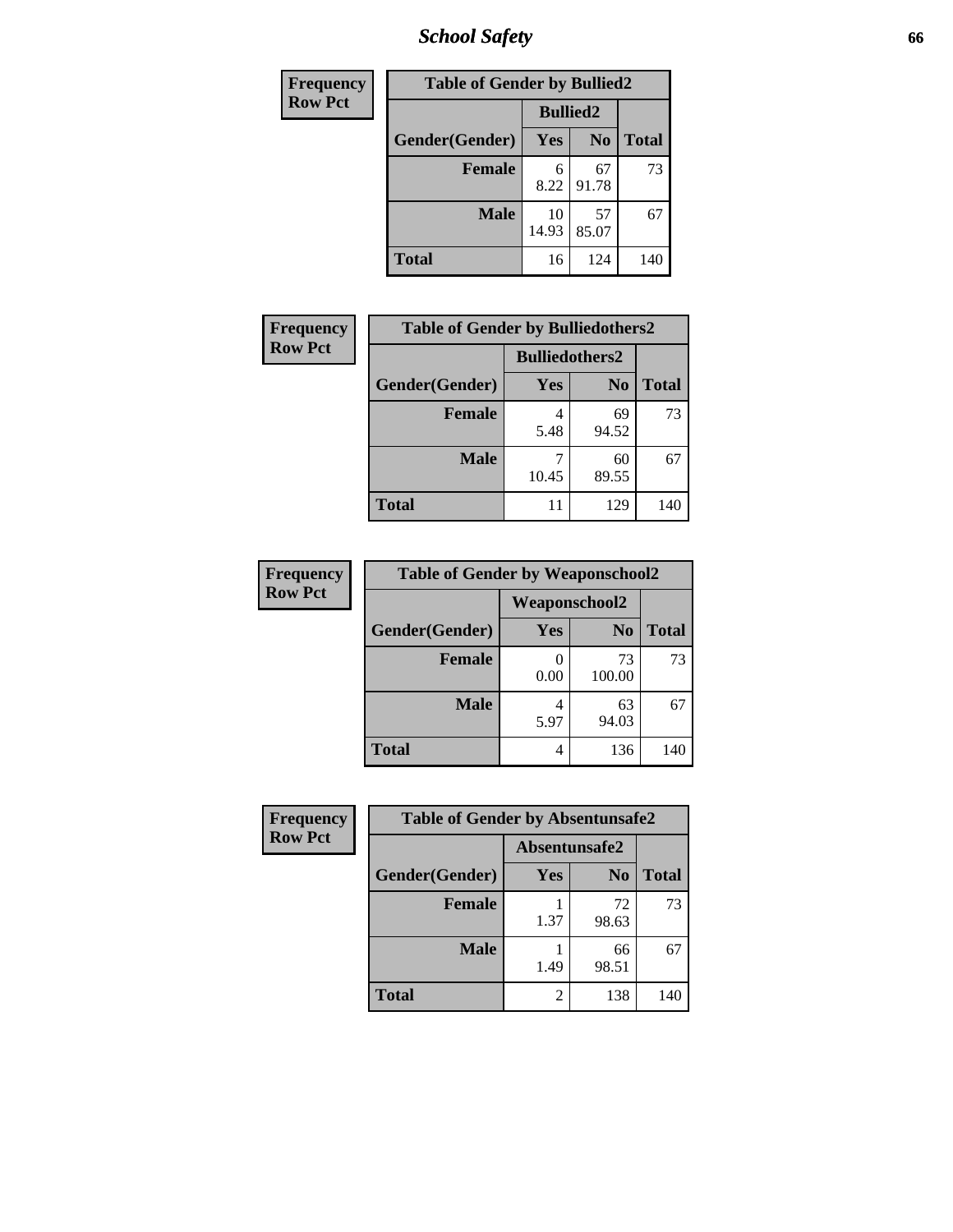| Frequency |
|---|
| Row Pct |

| Table of Gender by Bullied2 | | | |
|---|---|---|---|
| | Bullied2 | | |
| Gender(Gender) | Yes | No | Total |
| Female | 6<br>8.22 | 67<br>91.78 | 73 |
| Male | 10<br>14.93 | 57<br>85.07 | 67 |
| Total | 16 | 124 | 140 |

| Frequency |
|---|
| Row Pct |

| Table of Gender by Bulliedothers2 | | | |
|---|---|---|---|
| | Bulliedothers2 | | |
| Gender(Gender) | Yes | No | Total |
| Female | 4<br>5.48 | 69<br>94.52 | 73 |
| Male | 7<br>10.45 | 60<br>89.55 | 67 |
| Total | 11 | 129 | 140 |

| Frequency |
|---|
| Row Pct |

| Table of Gender by Weaponschool2 | | | |
|---|---|---|---|
| | Weaponschool2 | | |
| Gender(Gender) | Yes | No | Total |
| Female | 0<br>0.00 | 73<br>100.00 | 73 |
| Male | 4<br>5.97 | 63<br>94.03 | 67 |
| Total | 4 | 136 | 140 |

| Frequency |
|---|
| Row Pct |

| Table of Gender by Absentunsafe2 | | | |
|---|---|---|---|
| | Absentunsafe2 | | |
| Gender(Gender) | Yes | No | Total |
| Female | 1<br>1.37 | 72<br>98.63 | 73 |
| Male | 1<br>1.49 | 66<br>98.51 | 67 |
| Total | 2 | 138 | 140 |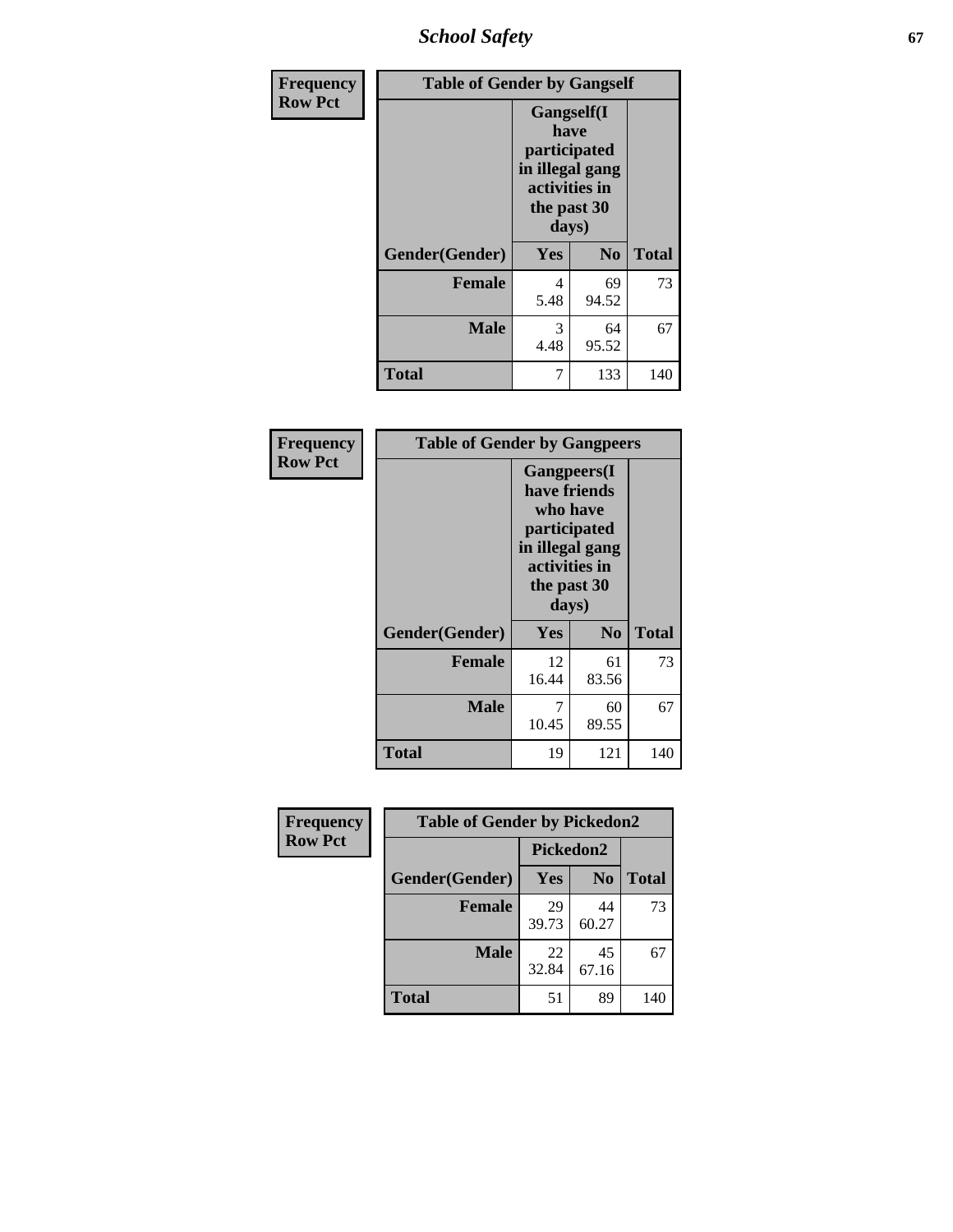| Frequency<br>Row Pct |
|---|

**Table of Gender by Gangself**

| Gender(Gender) | Gangself(I have participated in illegal gang activities in the past 30 days) Yes | No | Total |
|---|---|---|---|
| Female | 4<br>5.48 | 69<br>94.52 | 73 |
| Male | 3<br>4.48 | 64<br>95.52 | 67 |
| Total | 7 | 133 | 140 |

| Frequency<br>Row Pct |
|---|

**Table of Gender by Gangpeers**

| Gender(Gender) | Gangpeers(I have friends who have participated in illegal gang activities in the past 30 days) Yes | No | Total |
|---|---|---|---|
| Female | 12<br>16.44 | 61<br>83.56 | 73 |
| Male | 7<br>10.45 | 60<br>89.55 | 67 |
| Total | 19 | 121 | 140 |

| Frequency<br>Row Pct |
|---|

**Table of Gender by Pickedon2**

| Gender(Gender) | Pickedon2 Yes | No | Total |
|---|---|---|---|
| Female | 29<br>39.73 | 44<br>60.27 | 73 |
| Male | 22<br>32.84 | 45<br>67.16 | 67 |
| Total | 51 | 89 | 140 |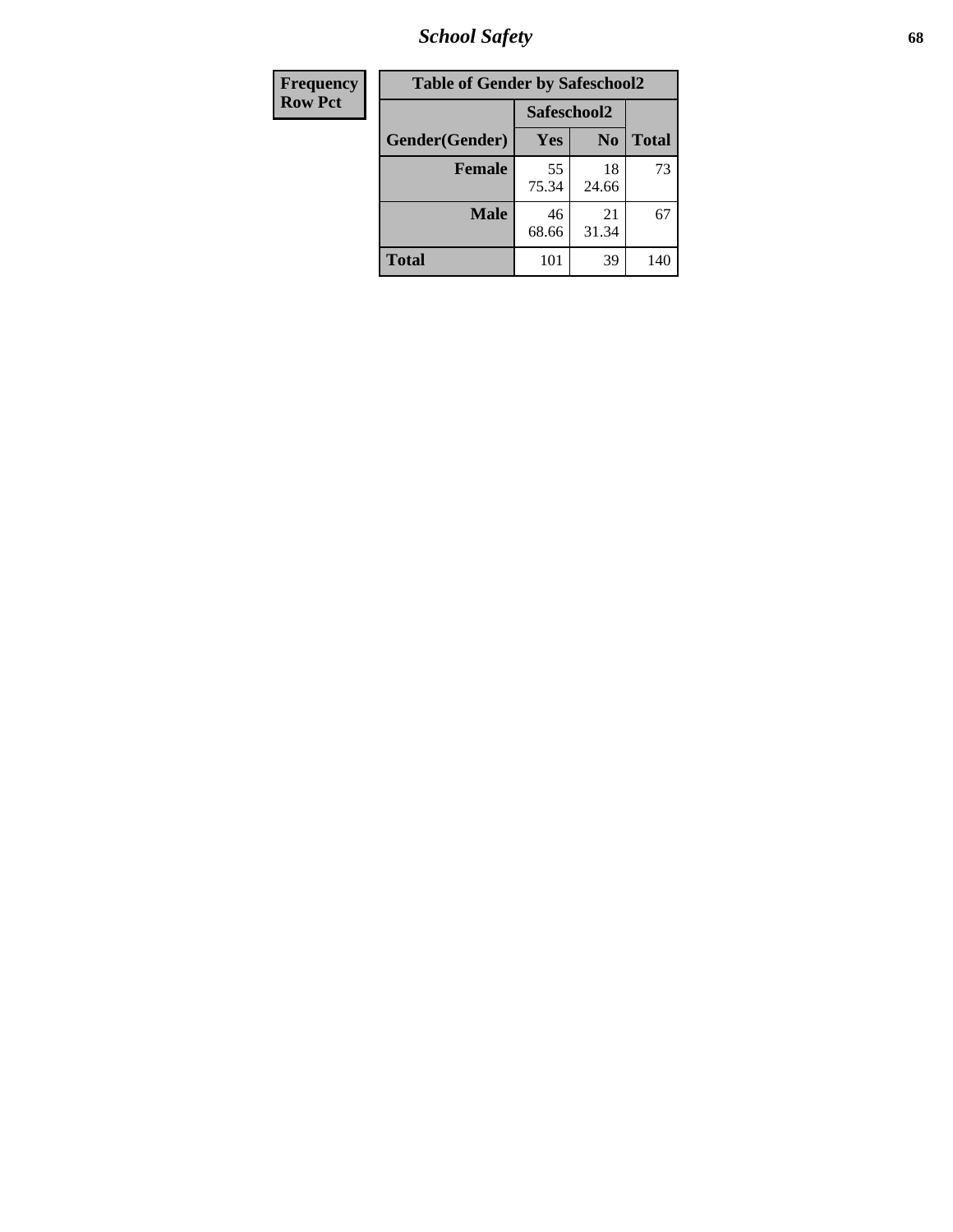| Frequency |
|---|
| Row Pct |

| Table of Gender by Safeschool2 | | | |
|---|---|---|---|
| | Safeschool2 | | |
| Gender(Gender) | Yes | No | Total |
| Female | 55<br>75.34 | 18<br>24.66 | 73 |
| Male | 46<br>68.66 | 21<br>31.34 | 67 |
| Total | 101 | 39 | 140 |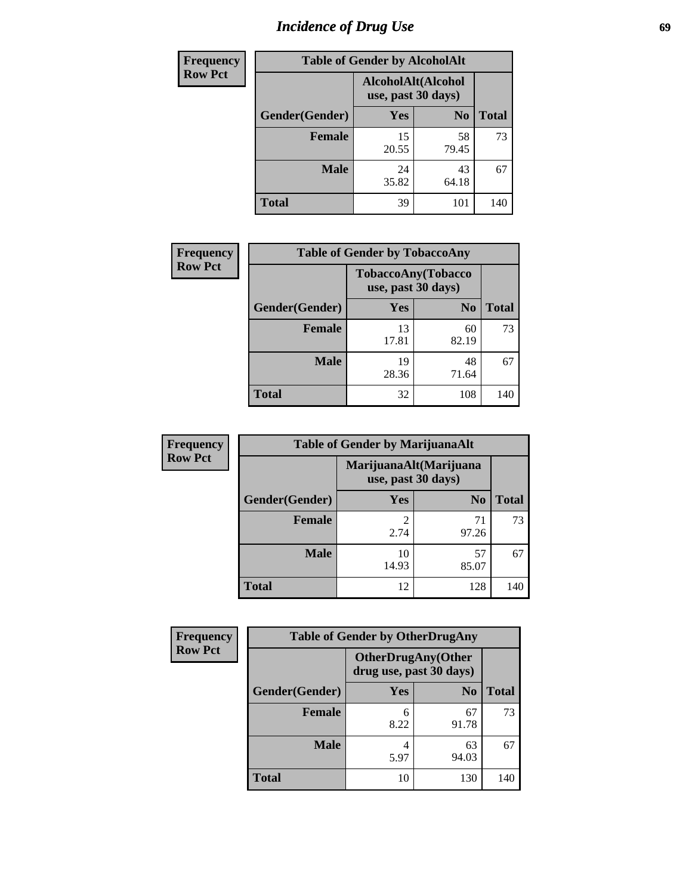# Incidence of Drug Use

| Frequency<br>Row Pct | Table of Gender by AlcoholAlt | | |
|---|---|---|---|
| | AlcoholAlt(Alcohol use, past 30 days) | | |
| Gender(Gender) | Yes | No | Total |
| Female | 15<br>20.55 | 58<br>79.45 | 73 |
| Male | 24<br>35.82 | 43<br>64.18 | 67 |
| Total | 39 | 101 | 140 |

| Frequency<br>Row Pct | Table of Gender by TobaccoAny | | |
|---|---|---|---|
| | TobaccoAny(Tobacco use, past 30 days) | | |
| Gender(Gender) | Yes | No | Total |
| Female | 13<br>17.81 | 60<br>82.19 | 73 |
| Male | 19<br>28.36 | 48<br>71.64 | 67 |
| Total | 32 | 108 | 140 |

| Frequency<br>Row Pct | Table of Gender by MarijuanaAlt | | |
|---|---|---|---|
| | MarijuanaAlt(Marijuana use, past 30 days) | | |
| Gender(Gender) | Yes | No | Total |
| Female | 2<br>2.74 | 71<br>97.26 | 73 |
| Male | 10<br>14.93 | 57<br>85.07 | 67 |
| Total | 12 | 128 | 140 |

| Frequency<br>Row Pct | Table of Gender by OtherDrugAny | | |
|---|---|---|---|
| | OtherDrugAny(Other drug use, past 30 days) | | |
| Gender(Gender) | Yes | No | Total |
| Female | 6<br>8.22 | 67<br>91.78 | 73 |
| Male | 4<br>5.97 | 63<br>94.03 | 67 |
| Total | 10 | 130 | 140 |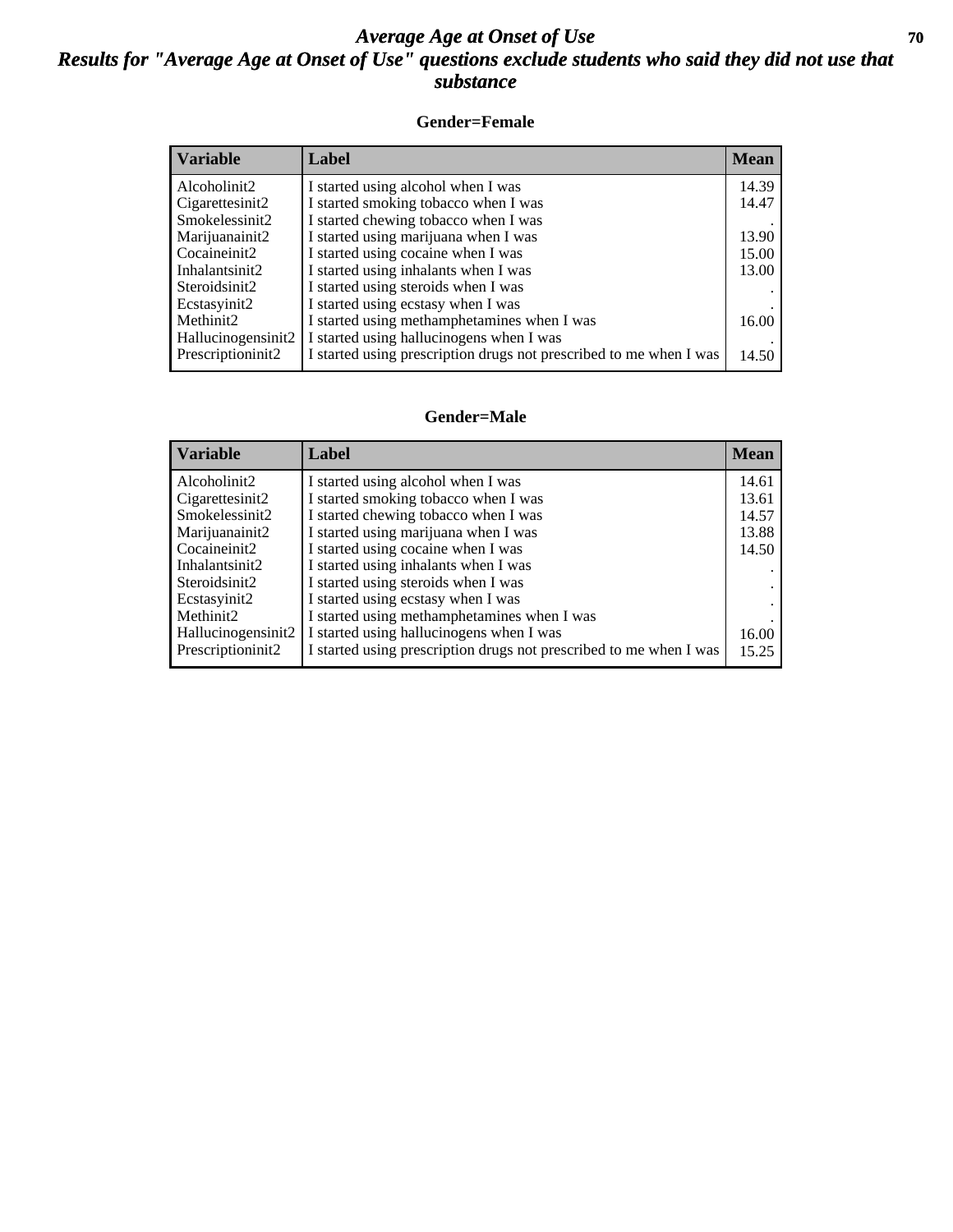# Average Age at Onset of Use

## Results for "Average Age at Onset of Use" questions exclude students who said they did not use that substance

### Gender=Female

| Variable | Label | Mean |
|---|---|---|
| Alcoholinit2 | I started using alcohol when I was | 14.39 |
| Cigarettesinit2 | I started smoking tobacco when I was | 14.47 |
| Smokelessinit2 | I started chewing tobacco when I was | . |
| Marijuanainit2 | I started using marijuana when I was | 13.90 |
| Cocaineinit2 | I started using cocaine when I was | 15.00 |
| Inhalantsinit2 | I started using inhalants when I was | 13.00 |
| Steroidsinit2 | I started using steroids when I was | . |
| Ecstasyinit2 | I started using ecstasy when I was | . |
| Methinit2 | I started using methamphetamines when I was | 16.00 |
| Hallucinogensinit2 | I started using hallucinogens when I was | . |
| Prescriptioninit2 | I started using prescription drugs not prescribed to me when I was | 14.50 |

### Gender=Male

| Variable | Label | Mean |
|---|---|---|
| Alcoholinit2 | I started using alcohol when I was | 14.61 |
| Cigarettesinit2 | I started smoking tobacco when I was | 13.61 |
| Smokelessinit2 | I started chewing tobacco when I was | 14.57 |
| Marijuanainit2 | I started using marijuana when I was | 13.88 |
| Cocaineinit2 | I started using cocaine when I was | 14.50 |
| Inhalantsinit2 | I started using inhalants when I was | . |
| Steroidsinit2 | I started using steroids when I was | . |
| Ecstasyinit2 | I started using ecstasy when I was | . |
| Methinit2 | I started using methamphetamines when I was | . |
| Hallucinogensinit2 | I started using hallucinogens when I was | 16.00 |
| Prescriptioninit2 | I started using prescription drugs not prescribed to me when I was | 15.25 |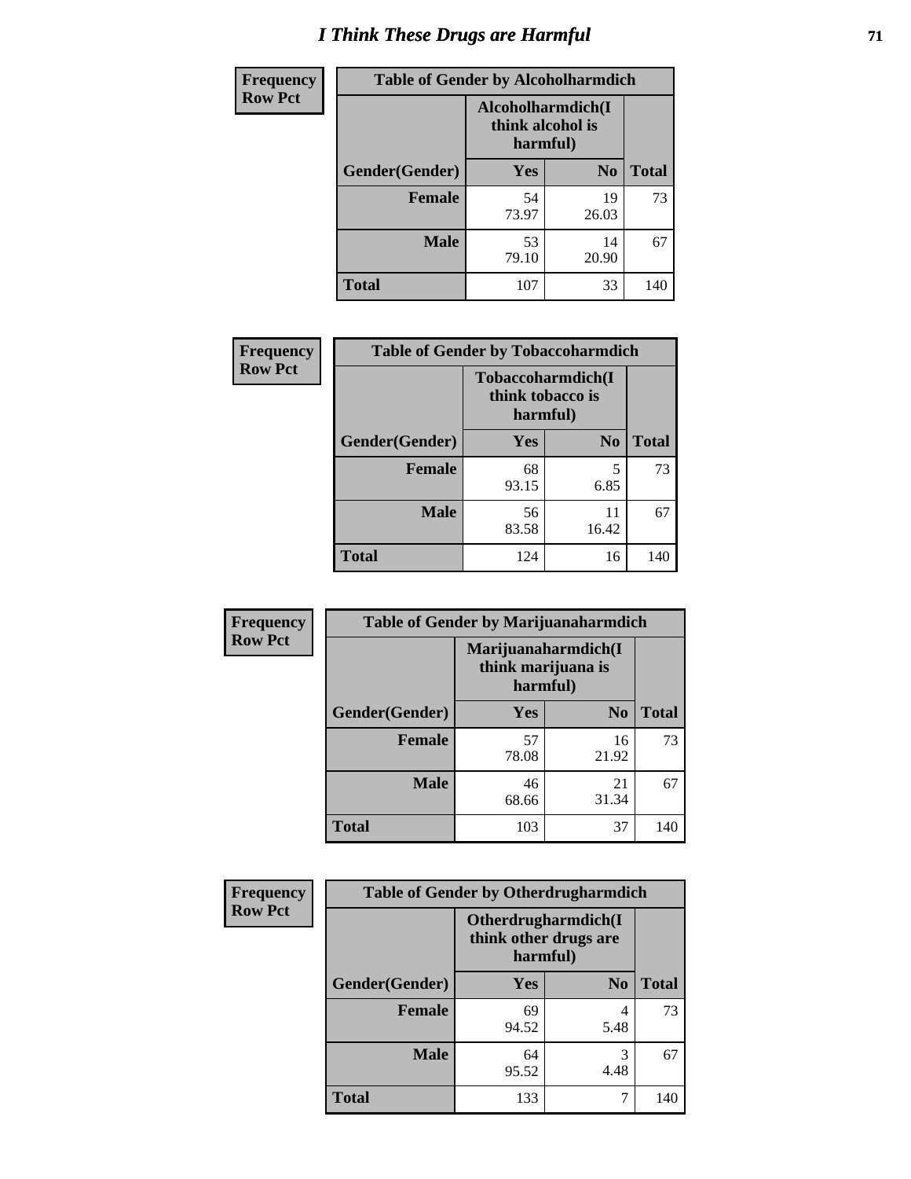# I Think These Drugs are Harmful

| Frequency<br>Row Pct | Table of Gender by Alcoholharmdich | | |
|---|---|---|---|
| | Alcoholharmdich(I think alcohol is harmful) | | |
| Gender(Gender) | Yes | No | Total |
| Female | 54<br>73.97 | 19<br>26.03 | 73 |
| Male | 53<br>79.10 | 14<br>20.90 | 67 |
| Total | 107 | 33 | 140 |

| Frequency<br>Row Pct | Table of Gender by Tobaccoharmdich | | |
|---|---|---|---|
| | Tobaccoharmdich(I think tobacco is harmful) | | |
| Gender(Gender) | Yes | No | Total |
| Female | 68<br>93.15 | 5<br>6.85 | 73 |
| Male | 56<br>83.58 | 11<br>16.42 | 67 |
| Total | 124 | 16 | 140 |

| Frequency<br>Row Pct | Table of Gender by Marijuanaharmdich | | |
|---|---|---|---|
| | Marijuanaharmdich(I think marijuana is harmful) | | |
| Gender(Gender) | Yes | No | Total |
| Female | 57<br>78.08 | 16<br>21.92 | 73 |
| Male | 46<br>68.66 | 21<br>31.34 | 67 |
| Total | 103 | 37 | 140 |

| Frequency<br>Row Pct | Table of Gender by Otherdrugharmdich | | |
|---|---|---|---|
| | Otherdrugharmdich(I think other drugs are harmful) | | |
| Gender(Gender) | Yes | No | Total |
| Female | 69<br>94.52 | 4<br>5.48 | 73 |
| Male | 64<br>95.52 | 3<br>4.48 | 67 |
| Total | 133 | 7 | 140 |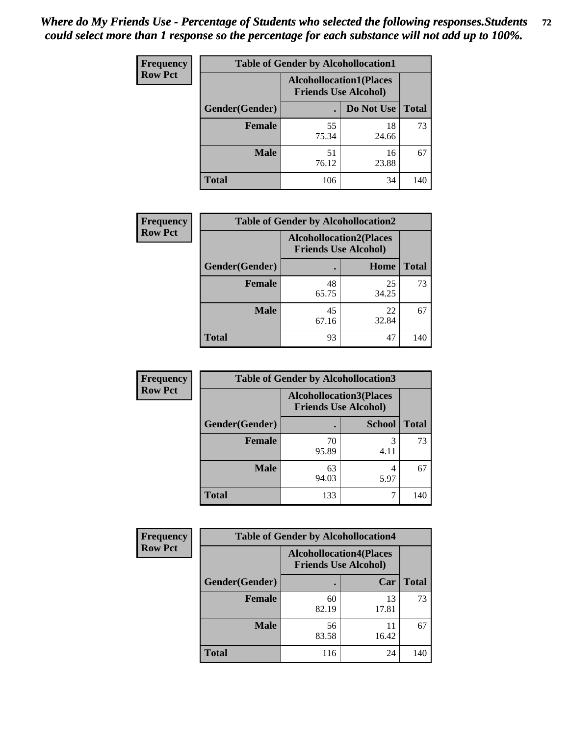*Where do My Friends Use - Percentage of Students who selected the following responses.Students could select more than 1 response so the percentage for each substance will not add up to 100%.*

**Frequency**
**Row Pct**

| Table of Gender by Alcohollocation1 | | | |
|---|---|---|---|
| | Alcohollocation1(Places Friends Use Alcohol) | | |
| Gender(Gender) | . | Do Not Use | Total |
| Female | 55<br>75.34 | 18<br>24.66 | 73 |
| Male | 51<br>76.12 | 16<br>23.88 | 67 |
| Total | 106 | 34 | 140 |

**Frequency**
**Row Pct**

| Table of Gender by Alcohollocation2 | | | |
|---|---|---|---|
| | Alcohollocation2(Places Friends Use Alcohol) | | |
| Gender(Gender) | . | Home | Total |
| Female | 48<br>65.75 | 25<br>34.25 | 73 |
| Male | 45<br>67.16 | 22<br>32.84 | 67 |
| Total | 93 | 47 | 140 |

**Frequency**
**Row Pct**

| Table of Gender by Alcohollocation3 | | | |
|---|---|---|---|
| | Alcohollocation3(Places Friends Use Alcohol) | | |
| Gender(Gender) | . | School | Total |
| Female | 70<br>95.89 | 3<br>4.11 | 73 |
| Male | 63<br>94.03 | 4<br>5.97 | 67 |
| Total | 133 | 7 | 140 |

**Frequency**
**Row Pct**

| Table of Gender by Alcohollocation4 | | | |
|---|---|---|---|
| | Alcohollocation4(Places Friends Use Alcohol) | | |
| Gender(Gender) | . | Car | Total |
| Female | 60<br>82.19 | 13<br>17.81 | 73 |
| Male | 56<br>83.58 | 11<br>16.42 | 67 |
| Total | 116 | 24 | 140 |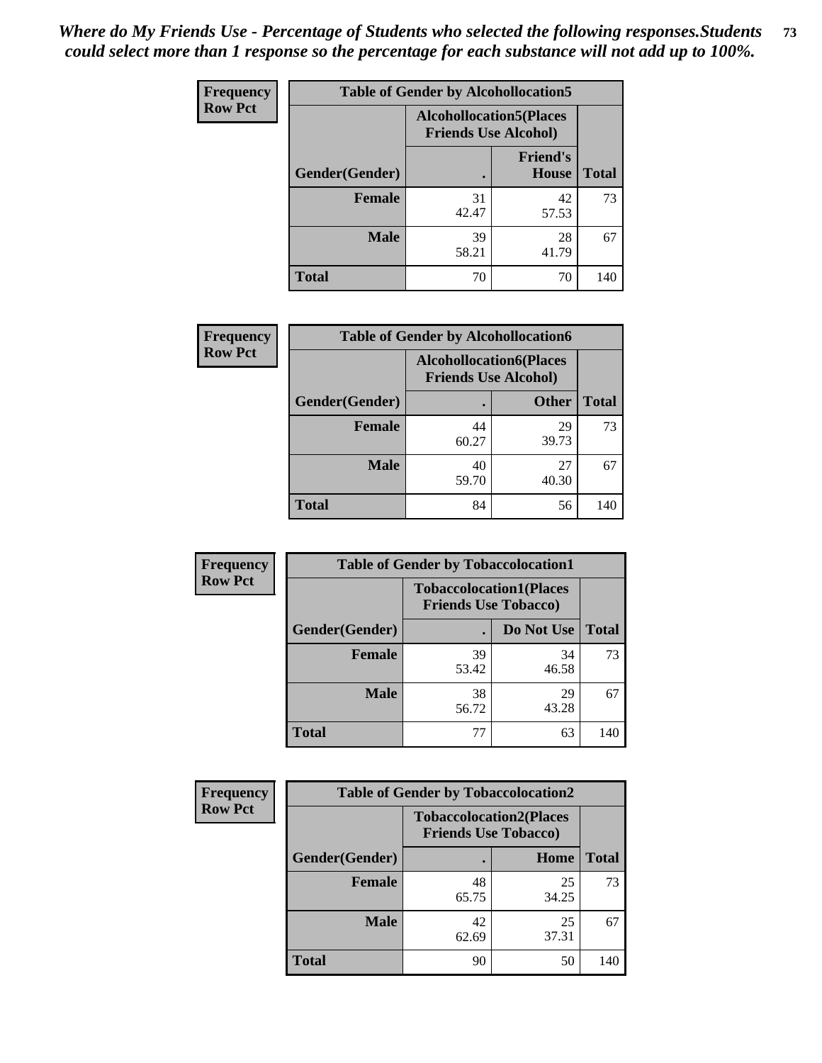*Where do My Friends Use - Percentage of Students who selected the following responses.Students could select more than 1 response so the percentage for each substance will not add up to 100%.*

**Frequency**
**Row Pct**

| Table of Gender by Alcohollocation5 | | | |
|---|---|---|---|
| | Alcohollocation5(Places Friends Use Alcohol) | | |
| Gender(Gender) | . | Friend's House | Total |
| Female | 31<br>42.47 | 42<br>57.53 | 73 |
| Male | 39<br>58.21 | 28<br>41.79 | 67 |
| Total | 70 | 70 | 140 |

**Frequency**
**Row Pct**

| Table of Gender by Alcohollocation6 | | | |
|---|---|---|---|
| | Alcohollocation6(Places Friends Use Alcohol) | | |
| Gender(Gender) | . | Other | Total |
| Female | 44<br>60.27 | 29<br>39.73 | 73 |
| Male | 40<br>59.70 | 27<br>40.30 | 67 |
| Total | 84 | 56 | 140 |

**Frequency**
**Row Pct**

| Table of Gender by Tobaccolocation1 | | | |
|---|---|---|---|
| | Tobaccolocation1(Places Friends Use Tobacco) | | |
| Gender(Gender) | . | Do Not Use | Total |
| Female | 39<br>53.42 | 34<br>46.58 | 73 |
| Male | 38<br>56.72 | 29<br>43.28 | 67 |
| Total | 77 | 63 | 140 |

**Frequency**
**Row Pct**

| Table of Gender by Tobaccolocation2 | | | |
|---|---|---|---|
| | Tobaccolocation2(Places Friends Use Tobacco) | | |
| Gender(Gender) | . | Home | Total |
| Female | 48<br>65.75 | 25<br>34.25 | 73 |
| Male | 42<br>62.69 | 25<br>37.31 | 67 |
| Total | 90 | 50 | 140 |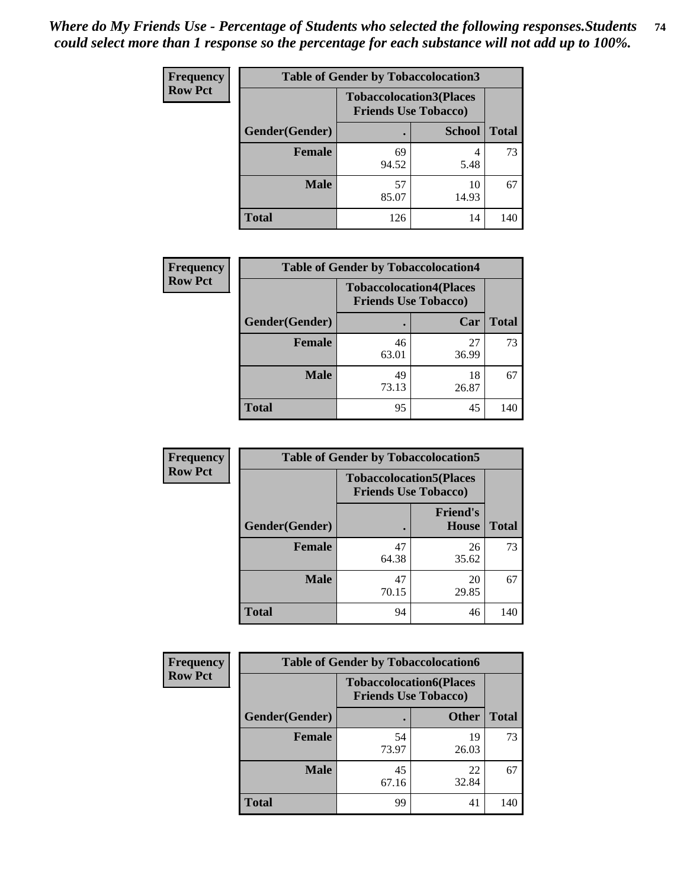***Where do My Friends Use - Percentage of Students who selected the following responses.Students could select more than 1 response so the percentage for each substance will not add up to 100%.***

**Frequency**
**Row Pct**

| Table of Gender by Tobaccolocation3 | | | |
|---|---|---|---|
| | Tobaccolocation3(Places Friends Use Tobacco) | | |
| Gender(Gender) | . | School | Total |
| Female | 69<br>94.52 | 4<br>5.48 | 73 |
| Male | 57<br>85.07 | 10<br>14.93 | 67 |
| Total | 126 | 14 | 140 |

**Frequency**
**Row Pct**

| Table of Gender by Tobaccolocation4 | | | |
|---|---|---|---|
| | Tobaccolocation4(Places Friends Use Tobacco) | | |
| Gender(Gender) | . | Car | Total |
| Female | 46<br>63.01 | 27<br>36.99 | 73 |
| Male | 49<br>73.13 | 18<br>26.87 | 67 |
| Total | 95 | 45 | 140 |

**Frequency**
**Row Pct**

| Table of Gender by Tobaccolocation5 | | | |
|---|---|---|---|
| | Tobaccolocation5(Places Friends Use Tobacco) | | |
| Gender(Gender) | . | Friend's House | Total |
| Female | 47<br>64.38 | 26<br>35.62 | 73 |
| Male | 47<br>70.15 | 20<br>29.85 | 67 |
| Total | 94 | 46 | 140 |

**Frequency**
**Row Pct**

| Table of Gender by Tobaccolocation6 | | | |
|---|---|---|---|
| | Tobaccolocation6(Places Friends Use Tobacco) | | |
| Gender(Gender) | . | Other | Total |
| Female | 54<br>73.97 | 19<br>26.03 | 73 |
| Male | 45<br>67.16 | 22<br>32.84 | 67 |
| Total | 99 | 41 | 140 |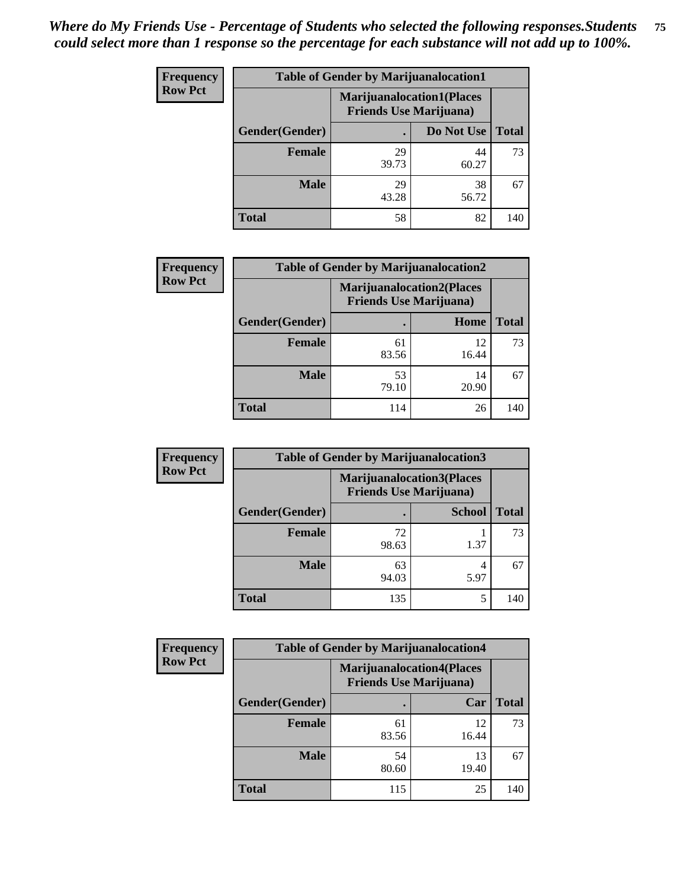*Where do My Friends Use - Percentage of Students who selected the following responses.Students could select more than 1 response so the percentage for each substance will not add up to 100%.*

**Frequency**
**Row Pct**

| Table of Gender by Marijuanalocation1 | | | |
|---|---|---|---|
| | Marijuanalocation1(Places Friends Use Marijuana) | | |
| Gender(Gender) | . | Do Not Use | Total |
| Female | 29<br>39.73 | 44<br>60.27 | 73 |
| Male | 29<br>43.28 | 38<br>56.72 | 67 |
| Total | 58 | 82 | 140 |

**Frequency**
**Row Pct**

| Table of Gender by Marijuanalocation2 | | | |
|---|---|---|---|
| | Marijuanalocation2(Places Friends Use Marijuana) | | |
| Gender(Gender) | . | Home | Total |
| Female | 61<br>83.56 | 12<br>16.44 | 73 |
| Male | 53<br>79.10 | 14<br>20.90 | 67 |
| Total | 114 | 26 | 140 |

**Frequency**
**Row Pct**

| Table of Gender by Marijuanalocation3 | | | |
|---|---|---|---|
| | Marijuanalocation3(Places Friends Use Marijuana) | | |
| Gender(Gender) | . | School | Total |
| Female | 72<br>98.63 | 1<br>1.37 | 73 |
| Male | 63<br>94.03 | 4<br>5.97 | 67 |
| Total | 135 | 5 | 140 |

**Frequency**
**Row Pct**

| Table of Gender by Marijuanalocation4 | | | |
|---|---|---|---|
| | Marijuanalocation4(Places Friends Use Marijuana) | | |
| Gender(Gender) | . | Car | Total |
| Female | 61<br>83.56 | 12<br>16.44 | 73 |
| Male | 54<br>80.60 | 13<br>19.40 | 67 |
| Total | 115 | 25 | 140 |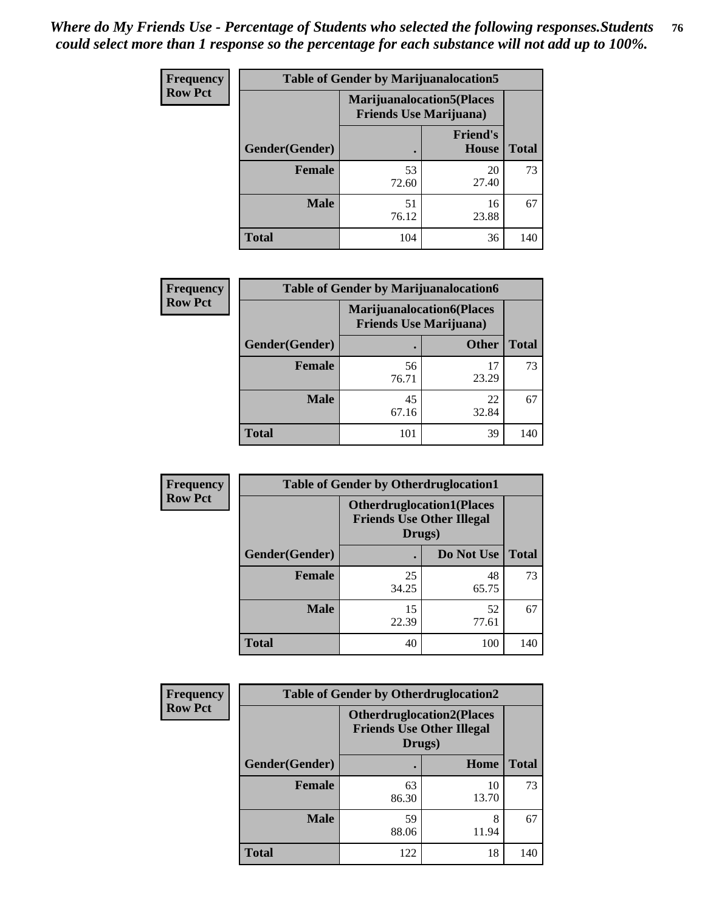*Where do My Friends Use - Percentage of Students who selected the following responses.Students could select more than 1 response so the percentage for each substance will not add up to 100%.*

**Frequency**
**Row Pct**

| Table of Gender by Marijuanalocation5 | | | |
|---|---|---|---|
| | Marijuanalocation5(Places Friends Use Marijuana) | | |
| Gender(Gender) | . | Friend's House | Total |
| **Female** | 53<br>72.60 | 20<br>27.40 | 73 |
| **Male** | 51<br>76.12 | 16<br>23.88 | 67 |
| **Total** | 104 | 36 | 140 |

**Frequency**
**Row Pct**

| Table of Gender by Marijuanalocation6 | | | |
|---|---|---|---|
| | Marijuanalocation6(Places Friends Use Marijuana) | | |
| Gender(Gender) | . | Other | Total |
| **Female** | 56<br>76.71 | 17<br>23.29 | 73 |
| **Male** | 45<br>67.16 | 22<br>32.84 | 67 |
| **Total** | 101 | 39 | 140 |

**Frequency**
**Row Pct**

| Table of Gender by Otherdruglocation1 | | | |
|---|---|---|---|
| | Otherdruglocation1(Places Friends Use Other Illegal Drugs) | | |
| Gender(Gender) | . | Do Not Use | Total |
| **Female** | 25<br>34.25 | 48<br>65.75 | 73 |
| **Male** | 15<br>22.39 | 52<br>77.61 | 67 |
| **Total** | 40 | 100 | 140 |

**Frequency**
**Row Pct**

| Table of Gender by Otherdruglocation2 | | | |
|---|---|---|---|
| | Otherdruglocation2(Places Friends Use Other Illegal Drugs) | | |
| Gender(Gender) | . | Home | Total |
| **Female** | 63<br>86.30 | 10<br>13.70 | 73 |
| **Male** | 59<br>88.06 | 8<br>11.94 | 67 |
| **Total** | 122 | 18 | 140 |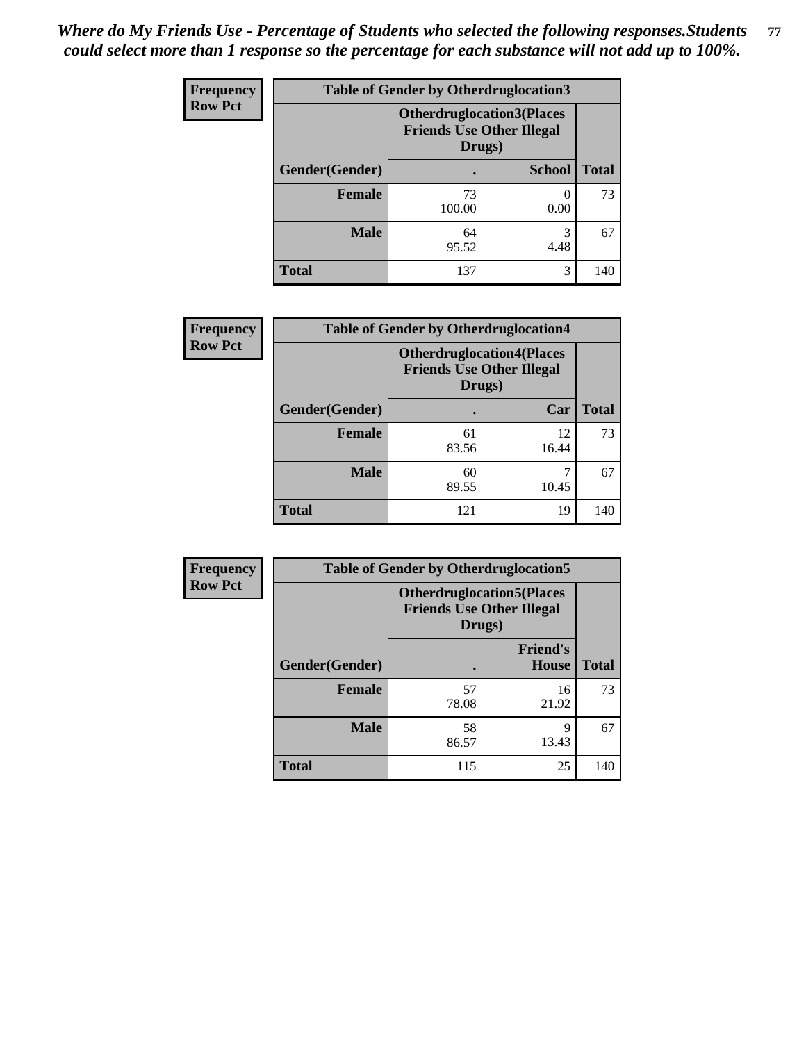*Where do My Friends Use - Percentage of Students who selected the following responses.Students could select more than 1 response so the percentage for each substance will not add up to 100%.*

**Frequency**
**Row Pct**

| Table of Gender by Otherdruglocation3 | | | |
|---|---|---|---|
| | Otherdruglocation3(Places Friends Use Other Illegal Drugs) | | |
| Gender(Gender) | . | School | Total |
| Female | 73<br>100.00 | 0<br>0.00 | 73 |
| Male | 64<br>95.52 | 3<br>4.48 | 67 |
| Total | 137 | 3 | 140 |

**Frequency**
**Row Pct**

| Table of Gender by Otherdruglocation4 | | | |
|---|---|---|---|
| | Otherdruglocation4(Places Friends Use Other Illegal Drugs) | | |
| Gender(Gender) | . | Car | Total |
| Female | 61<br>83.56 | 12<br>16.44 | 73 |
| Male | 60<br>89.55 | 7<br>10.45 | 67 |
| Total | 121 | 19 | 140 |

**Frequency**
**Row Pct**

| Table of Gender by Otherdruglocation5 | | | |
|---|---|---|---|
| | Otherdruglocation5(Places Friends Use Other Illegal Drugs) | | |
| Gender(Gender) | . | Friend's House | Total |
| Female | 57<br>78.08 | 16<br>21.92 | 73 |
| Male | 58<br>86.57 | 9<br>13.43 | 67 |
| Total | 115 | 25 | 140 |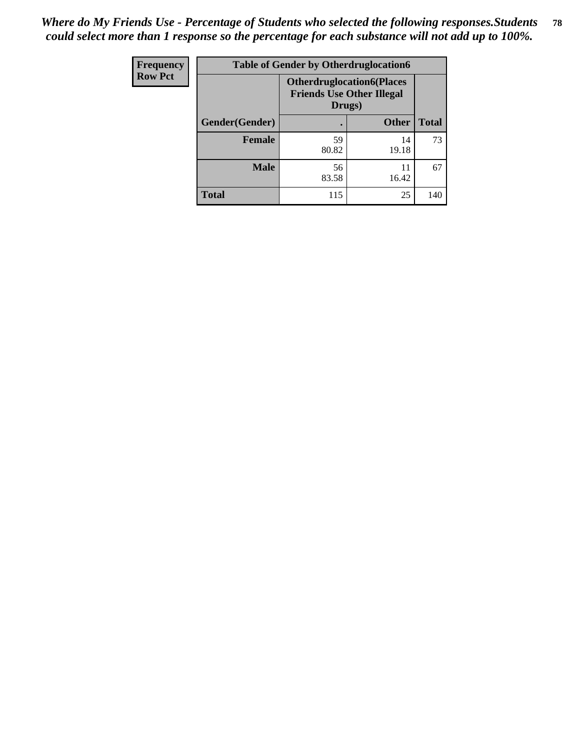*Where do My Friends Use - Percentage of Students who selected the following responses.Students could select more than 1 response so the percentage for each substance will not add up to 100%.*

| Frequency<br>Row Pct | Table of Gender by Otherdruglocation6 | | |
|---|---|---|---|
| | Otherdruglocation6(Places Friends Use Other Illegal Drugs) | | |
| Gender(Gender) | . | Other | Total |
| Female | 59<br>80.82 | 14<br>19.18 | 73 |
| Male | 56<br>83.58 | 11<br>16.42 | 67 |
| Total | 115 | 25 | 140 |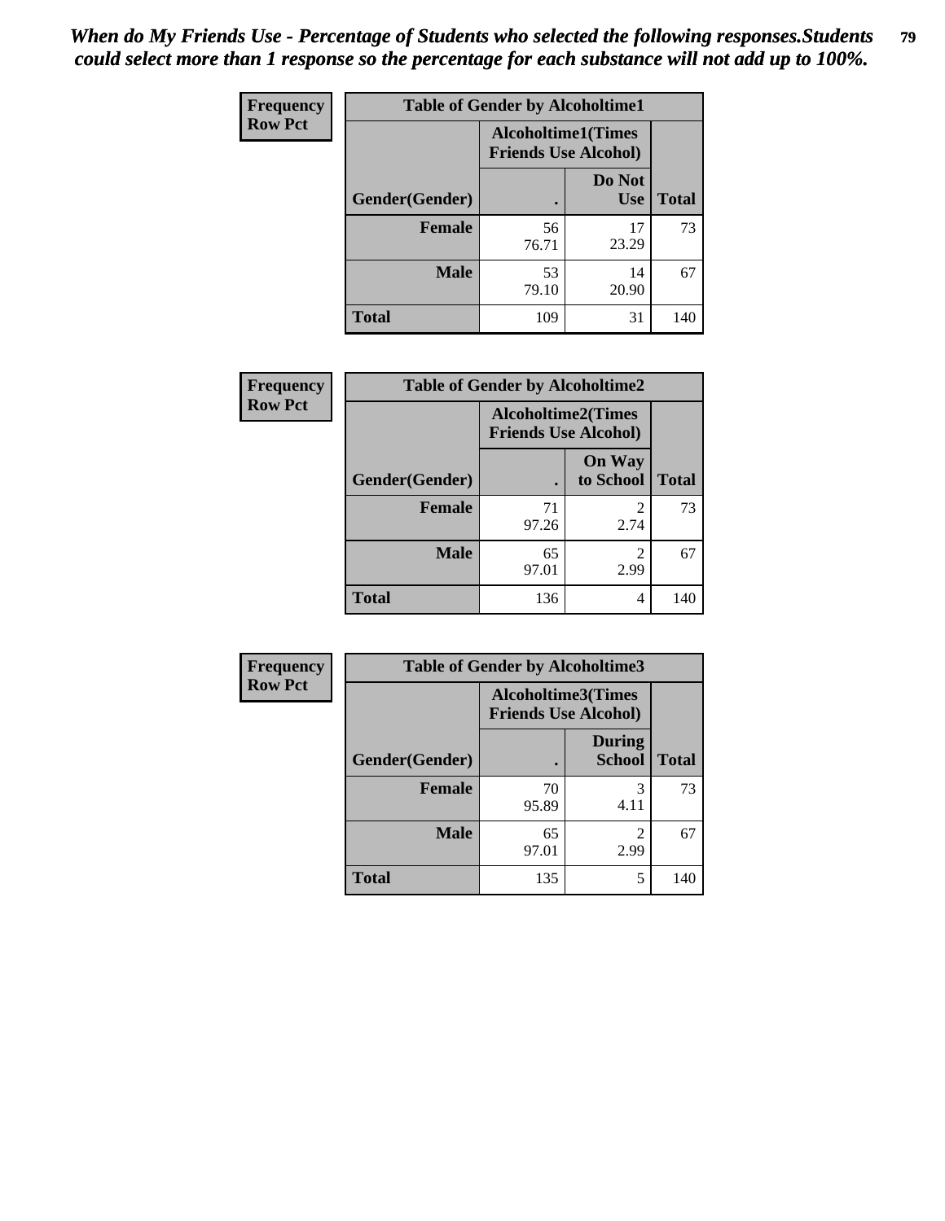*When do My Friends Use - Percentage of Students who selected the following responses.Students could select more than 1 response so the percentage for each substance will not add up to 100%.*

**Frequency**
**Row Pct**

| Table of Gender by Alcoholtime1 | | | |
|---|---|---|---|
| | Alcoholtime1(Times Friends Use Alcohol) | | |
| Gender(Gender) | . | Do Not Use | Total |
| **Female** | 56<br>76.71 | 17<br>23.29 | 73 |
| **Male** | 53<br>79.10 | 14<br>20.90 | 67 |
| **Total** | 109 | 31 | 140 |

**Frequency**
**Row Pct**

| Table of Gender by Alcoholtime2 | | | |
|---|---|---|---|
| | Alcoholtime2(Times Friends Use Alcohol) | | |
| Gender(Gender) | . | On Way to School | Total |
| **Female** | 71<br>97.26 | 2<br>2.74 | 73 |
| **Male** | 65<br>97.01 | 2<br>2.99 | 67 |
| **Total** | 136 | 4 | 140 |

**Frequency**
**Row Pct**

| Table of Gender by Alcoholtime3 | | | |
|---|---|---|---|
| | Alcoholtime3(Times Friends Use Alcohol) | | |
| Gender(Gender) | . | During School | Total |
| **Female** | 70<br>95.89 | 3<br>4.11 | 73 |
| **Male** | 65<br>97.01 | 2<br>2.99 | 67 |
| **Total** | 135 | 5 | 140 |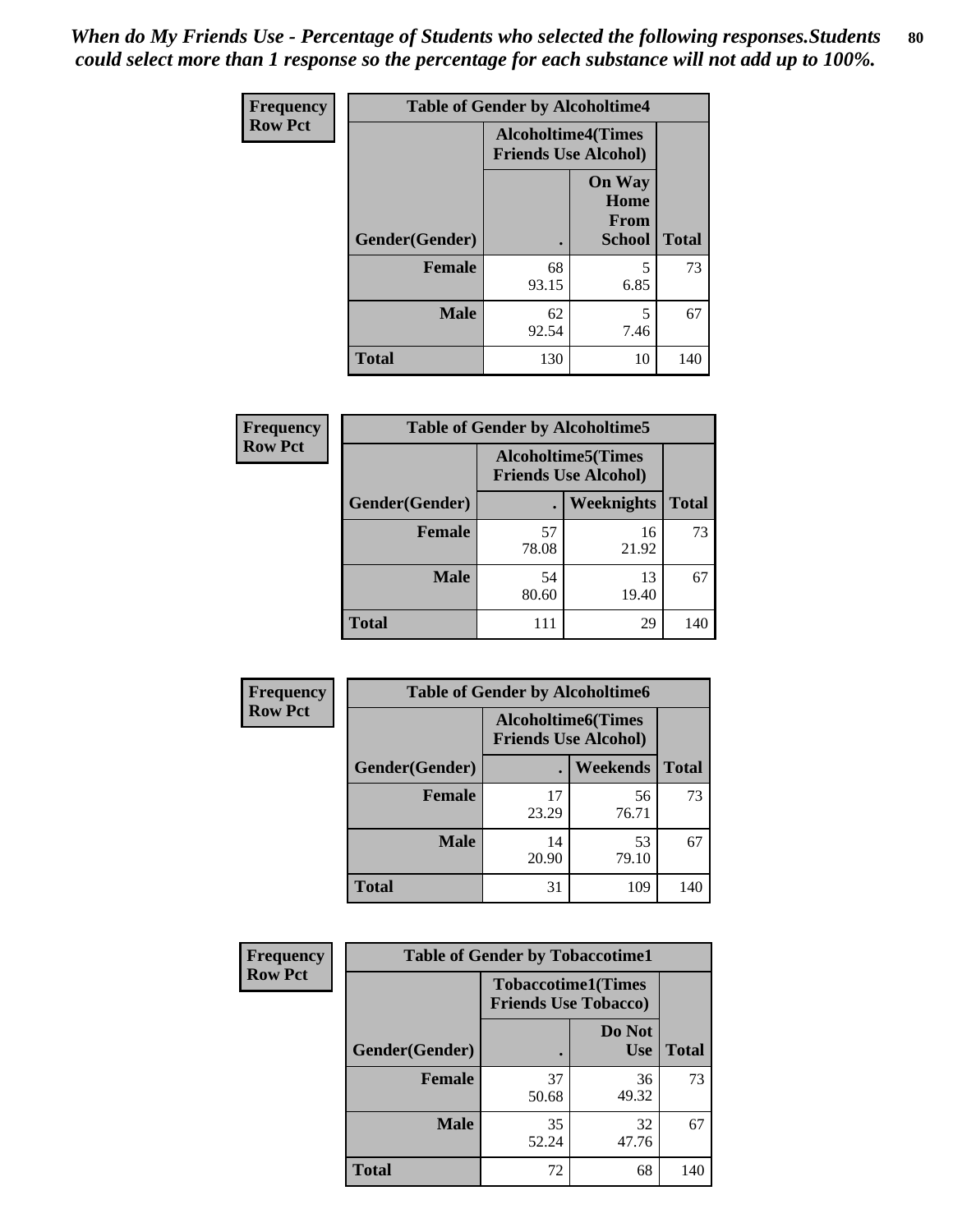*When do My Friends Use - Percentage of Students who selected the following responses.Students could select more than 1 response so the percentage for each substance will not add up to 100%.*

**Frequency**
**Row Pct**

| Table of Gender by Alcoholtime4 | | | |
|---|---|---|---|
| | Alcoholtime4(Times Friends Use Alcohol) | | |
| Gender(Gender) | . | On Way Home From School | Total |
| **Female** | 68<br>93.15 | 5<br>6.85 | 73 |
| **Male** | 62<br>92.54 | 5<br>7.46 | 67 |
| **Total** | 130 | 10 | 140 |

**Frequency**
**Row Pct**

| Table of Gender by Alcoholtime5 | | | |
|---|---|---|---|
| | Alcoholtime5(Times Friends Use Alcohol) | | |
| Gender(Gender) | . | Weeknights | Total |
| **Female** | 57<br>78.08 | 16<br>21.92 | 73 |
| **Male** | 54<br>80.60 | 13<br>19.40 | 67 |
| **Total** | 111 | 29 | 140 |

**Frequency**
**Row Pct**

| Table of Gender by Alcoholtime6 | | | |
|---|---|---|---|
| | Alcoholtime6(Times Friends Use Alcohol) | | |
| Gender(Gender) | . | Weekends | Total |
| **Female** | 17<br>23.29 | 56<br>76.71 | 73 |
| **Male** | 14<br>20.90 | 53<br>79.10 | 67 |
| **Total** | 31 | 109 | 140 |

**Frequency**
**Row Pct**

| Table of Gender by Tobaccotime1 | | | |
|---|---|---|---|
| | Tobaccotime1(Times Friends Use Tobacco) | | |
| Gender(Gender) | . | Do Not Use | Total |
| **Female** | 37<br>50.68 | 36<br>49.32 | 73 |
| **Male** | 35<br>52.24 | 32<br>47.76 | 67 |
| **Total** | 72 | 68 | 140 |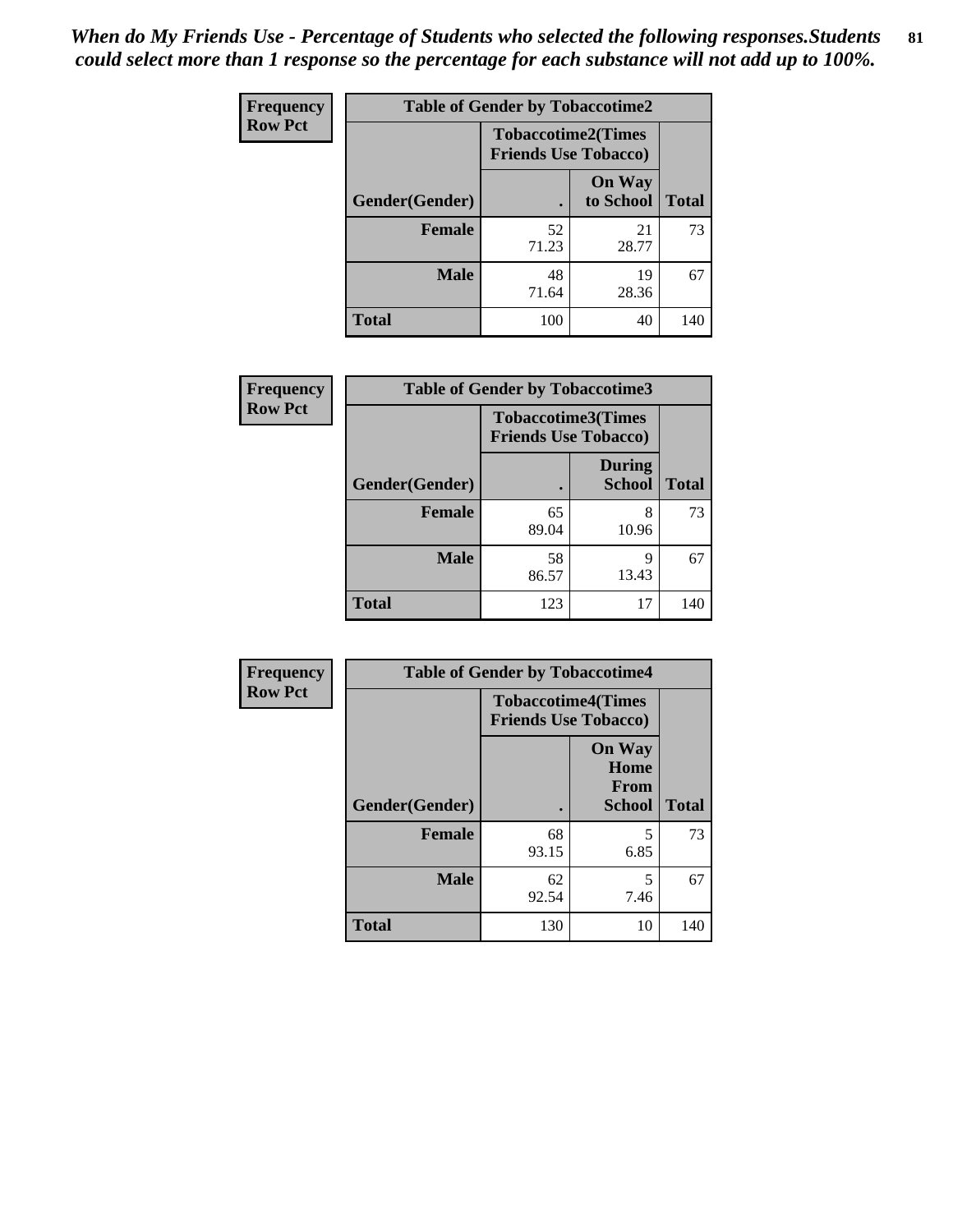*When do My Friends Use - Percentage of Students who selected the following responses.Students could select more than 1 response so the percentage for each substance will not add up to 100%.*

**Frequency**
**Row Pct**

| Table of Gender by Tobaccotime2 | | | |
|---|---|---|---|
| | Tobaccotime2(Times Friends Use Tobacco) | | |
| Gender(Gender) | . | On Way to School | Total |
| **Female** | 52<br>71.23 | 21<br>28.77 | 73 |
| **Male** | 48<br>71.64 | 19<br>28.36 | 67 |
| **Total** | 100 | 40 | 140 |

**Frequency**
**Row Pct**

| Table of Gender by Tobaccotime3 | | | |
|---|---|---|---|
| | Tobaccotime3(Times Friends Use Tobacco) | | |
| Gender(Gender) | . | During School | Total |
| **Female** | 65<br>89.04 | 8<br>10.96 | 73 |
| **Male** | 58<br>86.57 | 9<br>13.43 | 67 |
| **Total** | 123 | 17 | 140 |

**Frequency**
**Row Pct**

| Table of Gender by Tobaccotime4 | | | |
|---|---|---|---|
| | Tobaccotime4(Times Friends Use Tobacco) | | |
| Gender(Gender) | . | On Way Home From School | Total |
| **Female** | 68<br>93.15 | 5<br>6.85 | 73 |
| **Male** | 62<br>92.54 | 5<br>7.46 | 67 |
| **Total** | 130 | 10 | 140 |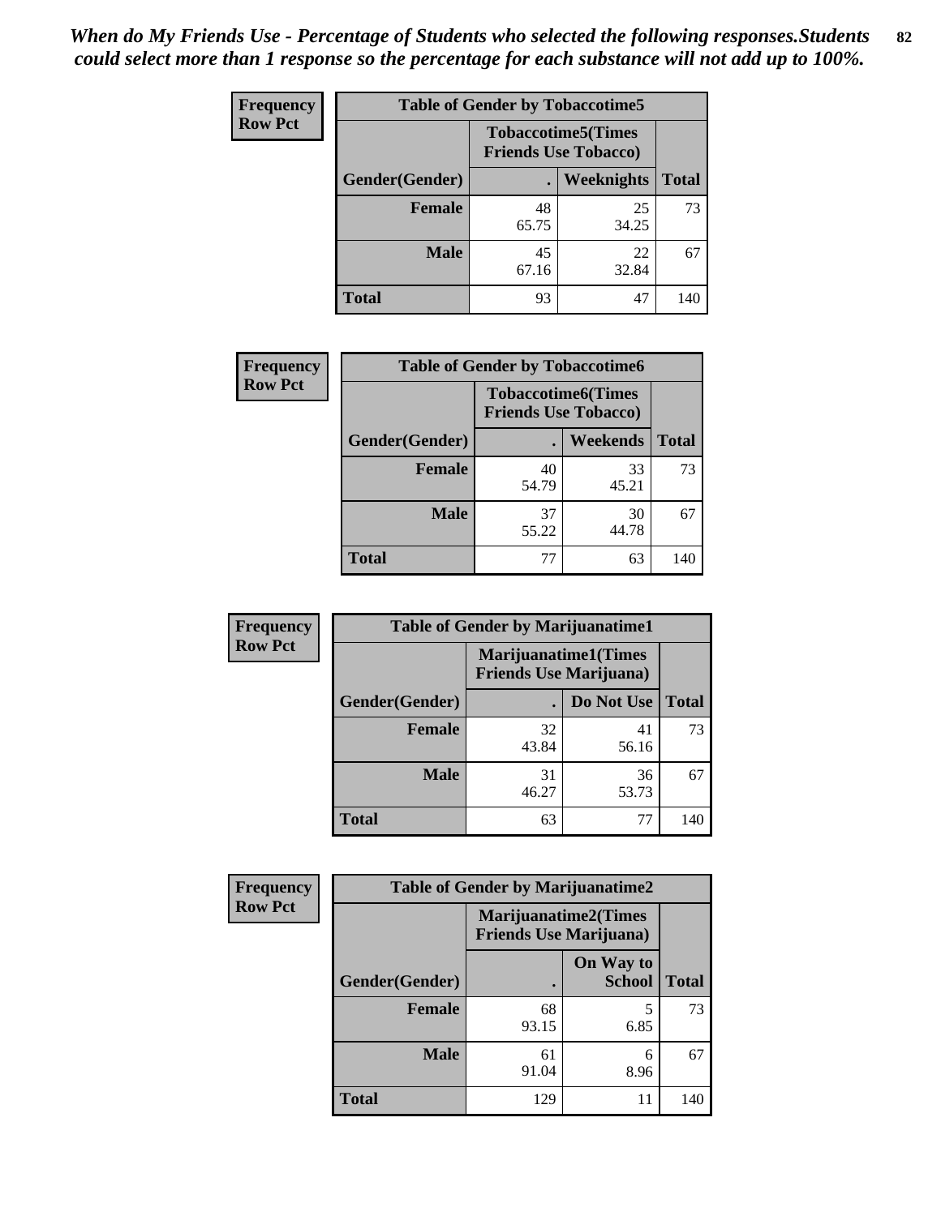*When do My Friends Use - Percentage of Students who selected the following responses.Students could select more than 1 response so the percentage for each substance will not add up to 100%.*

| Frequency Row Pct | Table of Gender by Tobaccotime5 | | |
|---|---|---|---|
| | Tobaccotime5(Times Friends Use Tobacco) | | |
| Gender(Gender) | . | Weeknights | Total |
| Female | 48<br>65.75 | 25<br>34.25 | 73 |
| Male | 45<br>67.16 | 22<br>32.84 | 67 |
| Total | 93 | 47 | 140 |

| Frequency Row Pct | Table of Gender by Tobaccotime6 | | |
|---|---|---|---|
| | Tobaccotime6(Times Friends Use Tobacco) | | |
| Gender(Gender) | . | Weekends | Total |
| Female | 40<br>54.79 | 33<br>45.21 | 73 |
| Male | 37<br>55.22 | 30<br>44.78 | 67 |
| Total | 77 | 63 | 140 |

| Frequency Row Pct | Table of Gender by Marijuanatime1 | | |
|---|---|---|---|
| | Marijuanatime1(Times Friends Use Marijuana) | | |
| Gender(Gender) | . | Do Not Use | Total |
| Female | 32<br>43.84 | 41<br>56.16 | 73 |
| Male | 31<br>46.27 | 36<br>53.73 | 67 |
| Total | 63 | 77 | 140 |

| Frequency Row Pct | Table of Gender by Marijuanatime2 | | |
|---|---|---|---|
| | Marijuanatime2(Times Friends Use Marijuana) | | |
| Gender(Gender) | . | On Way to School | Total |
| Female | 68<br>93.15 | 5<br>6.85 | 73 |
| Male | 61<br>91.04 | 6<br>8.96 | 67 |
| Total | 129 | 11 | 140 |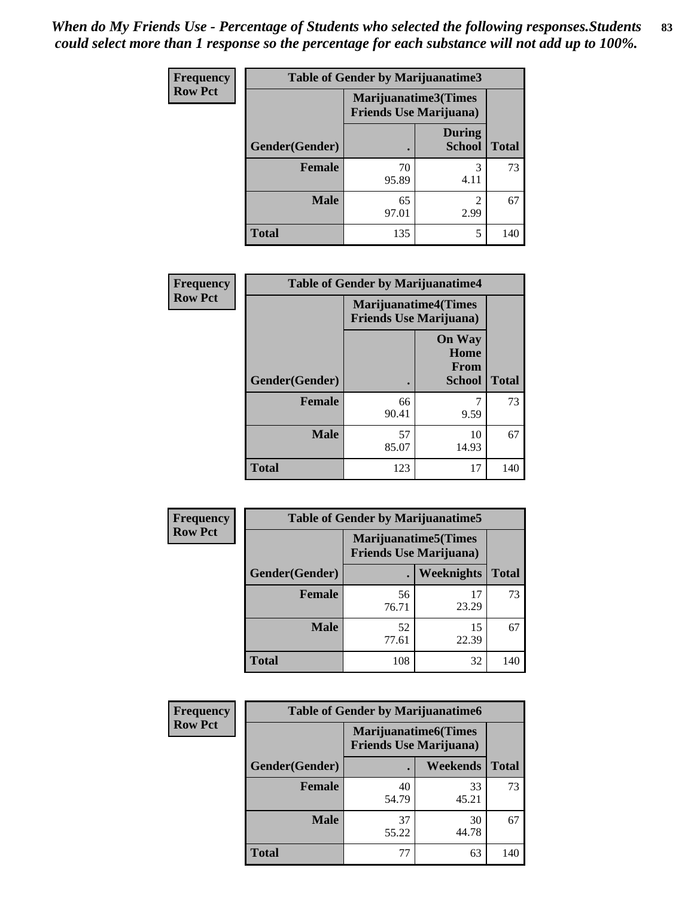*When do My Friends Use - Percentage of Students who selected the following responses.Students could select more than 1 response so the percentage for each substance will not add up to 100%.*

**Frequency**
**Row Pct**

| Table of Gender by Marijuanatime3 | | | |
|---|---|---|---|
| | Marijuanatime3(Times Friends Use Marijuana) | | |
| Gender(Gender) | . | During School | Total |
| Female | 70<br>95.89 | 3<br>4.11 | 73 |
| Male | 65<br>97.01 | 2<br>2.99 | 67 |
| Total | 135 | 5 | 140 |

**Frequency**
**Row Pct**

| Table of Gender by Marijuanatime4 | | | |
|---|---|---|---|
| | Marijuanatime4(Times Friends Use Marijuana) | | |
| Gender(Gender) | . | On Way Home From School | Total |
| Female | 66<br>90.41 | 7<br>9.59 | 73 |
| Male | 57<br>85.07 | 10<br>14.93 | 67 |
| Total | 123 | 17 | 140 |

**Frequency**
**Row Pct**

| Table of Gender by Marijuanatime5 | | | |
|---|---|---|---|
| | Marijuanatime5(Times Friends Use Marijuana) | | |
| Gender(Gender) | . | Weeknights | Total |
| Female | 56<br>76.71 | 17<br>23.29 | 73 |
| Male | 52<br>77.61 | 15<br>22.39 | 67 |
| Total | 108 | 32 | 140 |

**Frequency**
**Row Pct**

| Table of Gender by Marijuanatime6 | | | |
|---|---|---|---|
| | Marijuanatime6(Times Friends Use Marijuana) | | |
| Gender(Gender) | . | Weekends | Total |
| Female | 40<br>54.79 | 33<br>45.21 | 73 |
| Male | 37<br>55.22 | 30<br>44.78 | 67 |
| Total | 77 | 63 | 140 |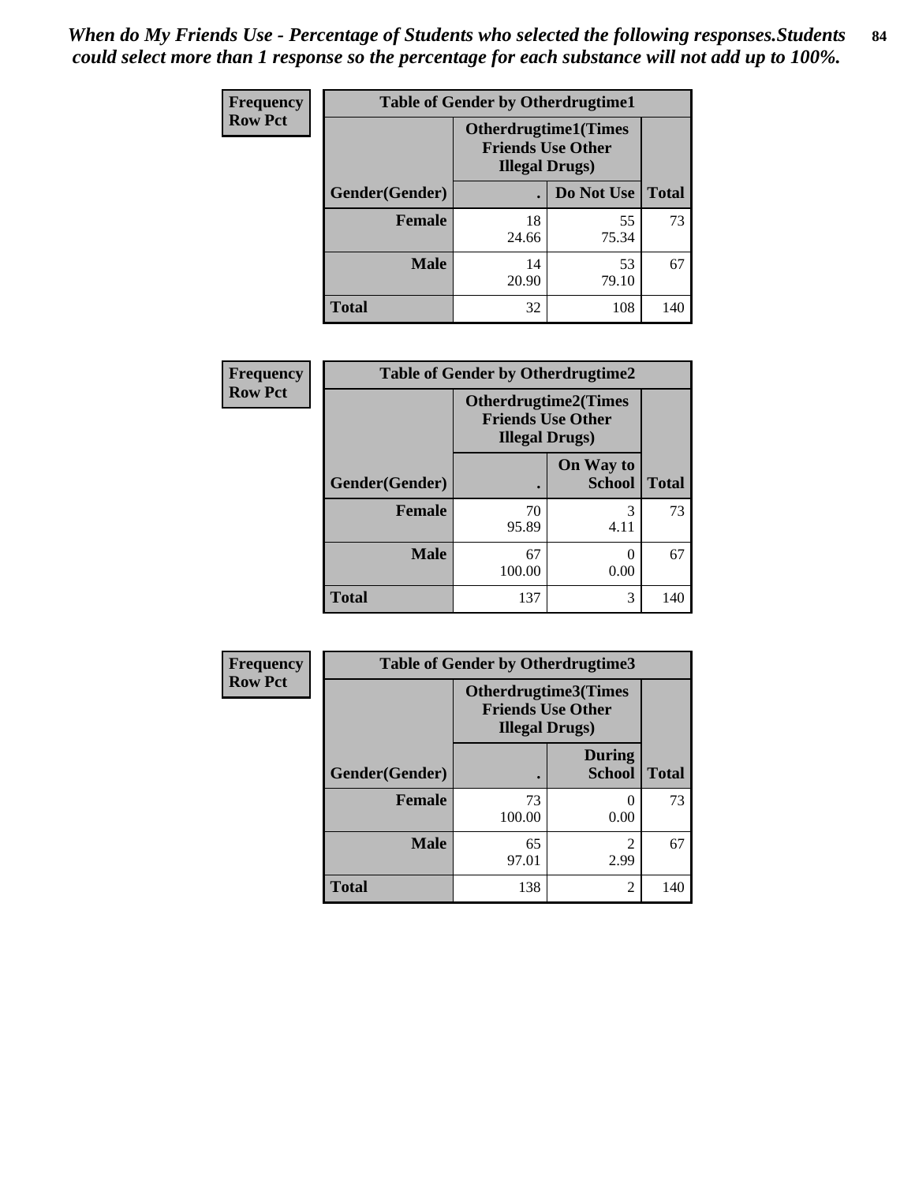*When do My Friends Use - Percentage of Students who selected the following responses.Students could select more than 1 response so the percentage for each substance will not add up to 100%.*

**Frequency**
**Row Pct**

**Table of Gender by Otherdrugtime1**

| Gender(Gender) | Otherdrugtime1(Times Friends Use Other Illegal Drugs) | | Total |
|---|---|---|---|
| | . | Do Not Use | |
| **Female** | 18<br>24.66 | 55<br>75.34 | 73 |
| **Male** | 14<br>20.90 | 53<br>79.10 | 67 |
| **Total** | 32 | 108 | 140 |

**Frequency**
**Row Pct**

**Table of Gender by Otherdrugtime2**

| Gender(Gender) | Otherdrugtime2(Times Friends Use Other Illegal Drugs) | | Total |
|---|---|---|---|
| | . | On Way to School | |
| **Female** | 70<br>95.89 | 3<br>4.11 | 73 |
| **Male** | 67<br>100.00 | 0<br>0.00 | 67 |
| **Total** | 137 | 3 | 140 |

**Frequency**
**Row Pct**

**Table of Gender by Otherdrugtime3**

| Gender(Gender) | Otherdrugtime3(Times Friends Use Other Illegal Drugs) | | Total |
|---|---|---|---|
| | . | During School | |
| **Female** | 73<br>100.00 | 0<br>0.00 | 73 |
| **Male** | 65<br>97.01 | 2<br>2.99 | 67 |
| **Total** | 138 | 2 | 140 |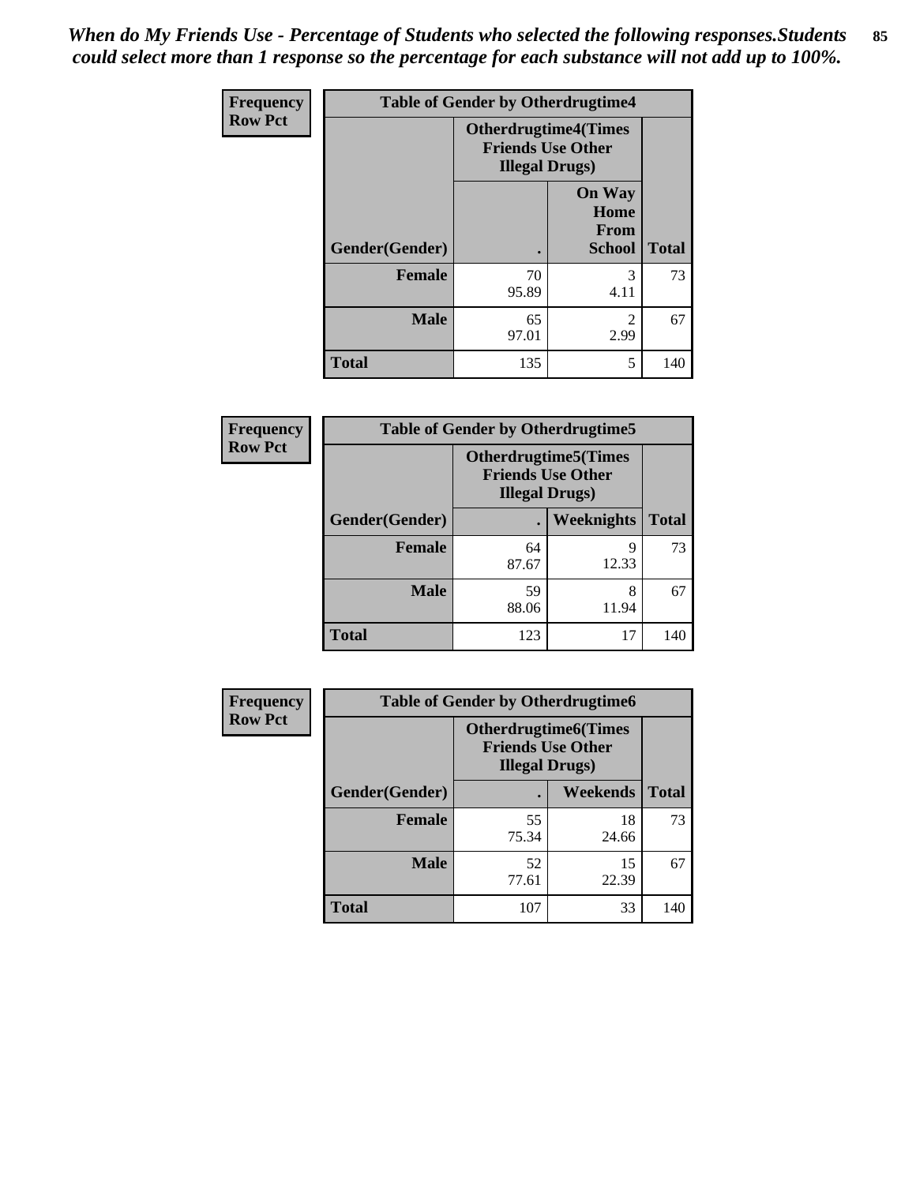*When do My Friends Use - Percentage of Students who selected the following responses.Students could select more than 1 response so the percentage for each substance will not add up to 100%.*

**Frequency**
**Row Pct**

| Table of Gender by Otherdrugtime4 | | | |
|---|---|---|---|
| | Otherdrugtime4(Times Friends Use Other Illegal Drugs) | | |
| Gender(Gender) | . | On Way Home From School | Total |
| **Female** | 70<br>95.89 | 3<br>4.11 | 73 |
| **Male** | 65<br>97.01 | 2<br>2.99 | 67 |
| **Total** | 135 | 5 | 140 |

**Frequency**
**Row Pct**

| Table of Gender by Otherdrugtime5 | | | |
|---|---|---|---|
| | Otherdrugtime5(Times Friends Use Other Illegal Drugs) | | |
| Gender(Gender) | . | Weeknights | Total |
| **Female** | 64<br>87.67 | 9<br>12.33 | 73 |
| **Male** | 59<br>88.06 | 8<br>11.94 | 67 |
| **Total** | 123 | 17 | 140 |

**Frequency**
**Row Pct**

| Table of Gender by Otherdrugtime6 | | | |
|---|---|---|---|
| | Otherdrugtime6(Times Friends Use Other Illegal Drugs) | | |
| Gender(Gender) | . | Weekends | Total |
| **Female** | 55<br>75.34 | 18<br>24.66 | 73 |
| **Male** | 52<br>77.61 | 15<br>22.39 | 67 |
| **Total** | 107 | 33 | 140 |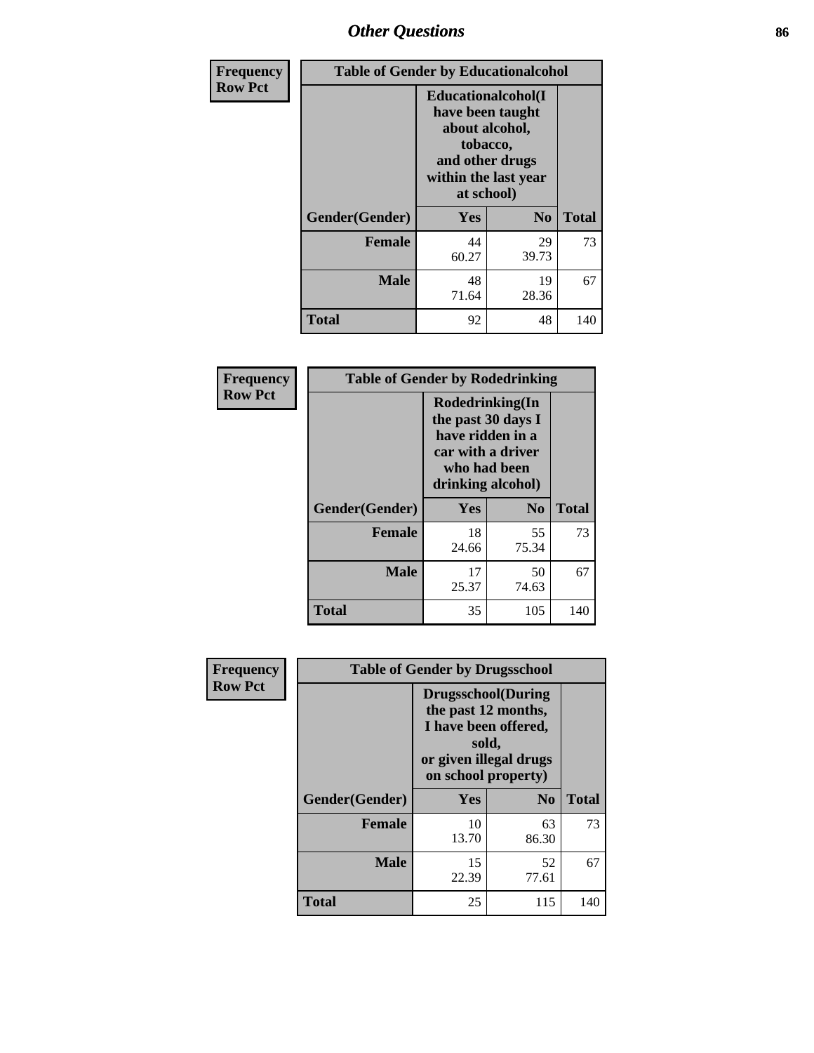# Other Questions

**Frequency**
**Row Pct**

| Table of Gender by Educationalcohol | | | |
|---|---|---|---|
| | Educationalcohol(I have been taught about alcohol, tobacco, and other drugs within the last year at school) | | |
| Gender(Gender) | Yes | No | Total |
| **Female** | 44<br>60.27 | 29<br>39.73 | 73 |
| **Male** | 48<br>71.64 | 19<br>28.36 | 67 |
| **Total** | 92 | 48 | 140 |

**Frequency**
**Row Pct**

| Table of Gender by Rodedrinking | | | |
|---|---|---|---|
| | Rodedrinking(In the past 30 days I have ridden in a car with a driver who had been drinking alcohol) | | |
| Gender(Gender) | Yes | No | Total |
| **Female** | 18<br>24.66 | 55<br>75.34 | 73 |
| **Male** | 17<br>25.37 | 50<br>74.63 | 67 |
| **Total** | 35 | 105 | 140 |

**Frequency**
**Row Pct**

| Table of Gender by Drugsschool | | | |
|---|---|---|---|
| | Drugsschool(During the past 12 months, I have been offered, sold, or given illegal drugs on school property) | | |
| Gender(Gender) | Yes | No | Total |
| **Female** | 10<br>13.70 | 63<br>86.30 | 73 |
| **Male** | 15<br>22.39 | 52<br>77.61 | 67 |
| **Total** | 25 | 115 | 140 |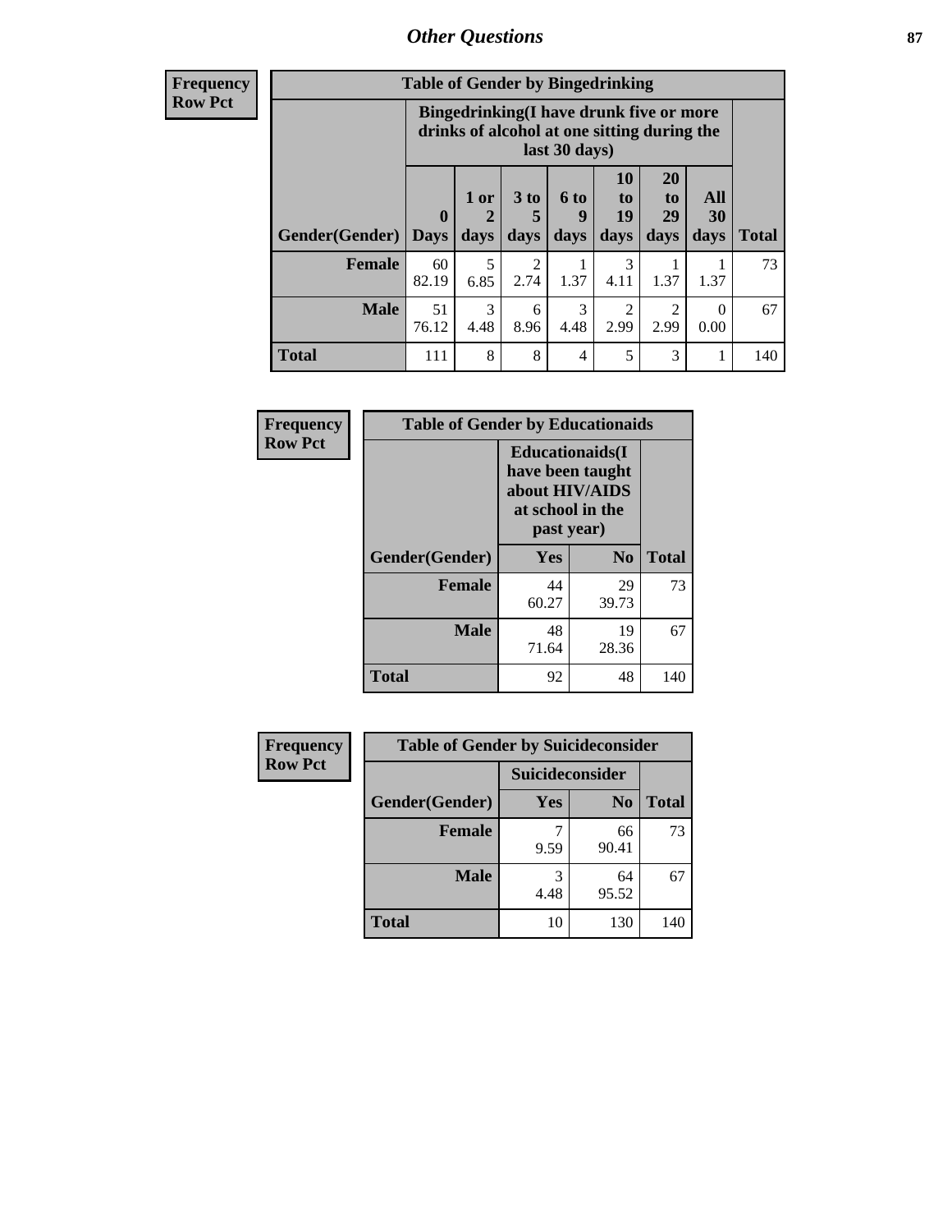# Other Questions

| Frequency Row Pct | Table of Gender by Bingedrinking | | | | | | | |
|---|---|---|---|---|---|---|---|---|
| | Bingedrinking(I have drunk five or more drinks of alcohol at one sitting during the last 30 days) | | | | | | | |
| Gender(Gender) | 0 Days | 1 or 2 days | 3 to 5 days | 6 to 9 days | 10 to 19 days | 20 to 29 days | All 30 days | Total |
| **Female** | 60<br>82.19 | 5<br>6.85 | 2<br>2.74 | 1<br>1.37 | 3<br>4.11 | 1<br>1.37 | 1<br>1.37 | 73 |
| **Male** | 51<br>76.12 | 3<br>4.48 | 6<br>8.96 | 3<br>4.48 | 2<br>2.99 | 2<br>2.99 | 0<br>0.00 | 67 |
| **Total** | 111 | 8 | 8 | 4 | 5 | 3 | 1 | 140 |

| Frequency Row Pct | Table of Gender by Educationaids | | |
|---|---|---|---|
| | Educationaids(I have been taught about HIV/AIDS at school in the past year) | | |
| Gender(Gender) | Yes | No | Total |
| **Female** | 44<br>60.27 | 29<br>39.73 | 73 |
| **Male** | 48<br>71.64 | 19<br>28.36 | 67 |
| **Total** | 92 | 48 | 140 |

| Frequency Row Pct | Table of Gender by Suicideconsider | | |
|---|---|---|---|
| | Suicideconsider | | |
| Gender(Gender) | Yes | No | Total |
| **Female** | 7<br>9.59 | 66<br>90.41 | 73 |
| **Male** | 3<br>4.48 | 64<br>95.52 | 67 |
| **Total** | 10 | 130 | 140 |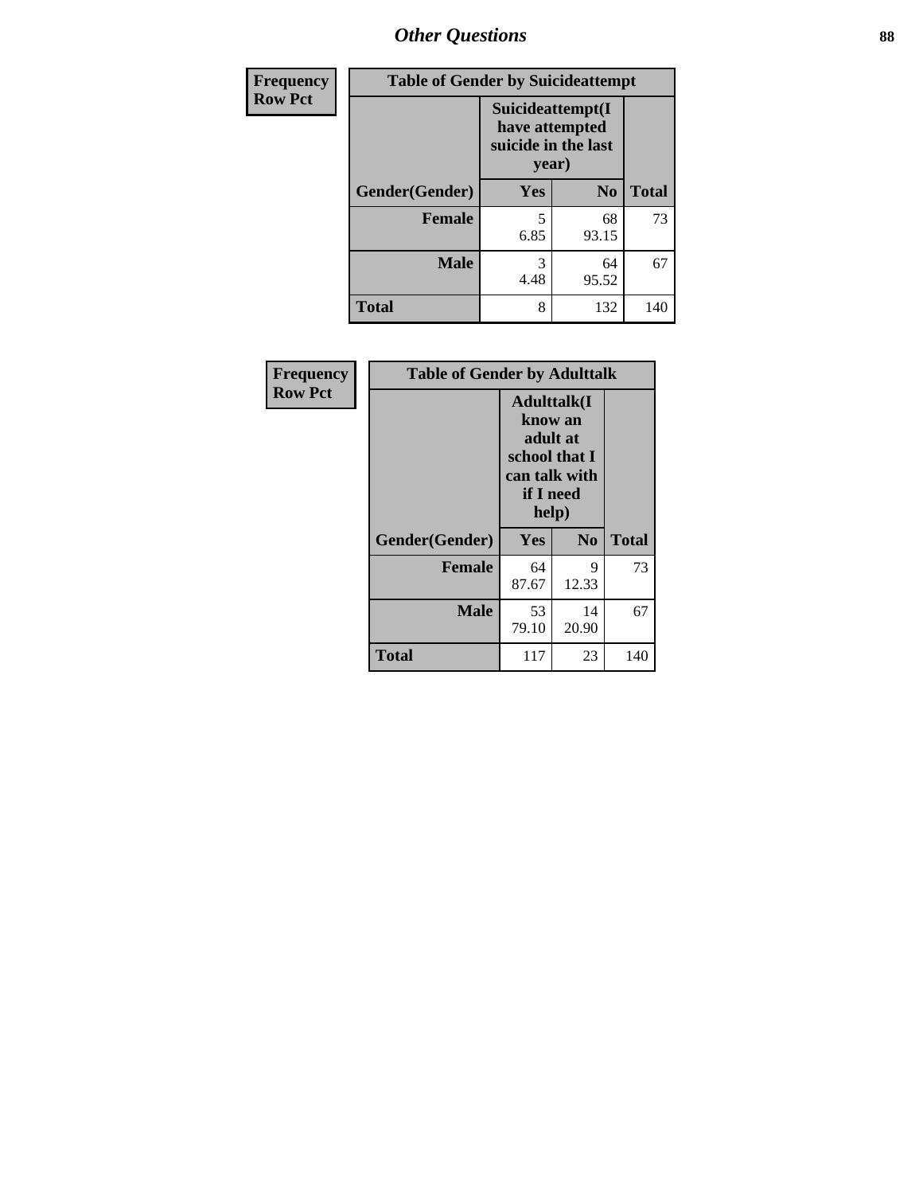# Other Questions

**Frequency**
**Row Pct**

**Table of Gender by Suicideattempt**

| Gender(Gender) | Suicideattempt(I have attempted suicide in the last year) Yes | No | Total |
|---|---|---|---|
| **Female** | 5<br>6.85 | 68<br>93.15 | 73 |
| **Male** | 3<br>4.48 | 64<br>95.52 | 67 |
| **Total** | 8 | 132 | 140 |

**Frequency**
**Row Pct**

**Table of Gender by Adulttalk**

| Gender(Gender) | Adulttalk(I know an adult at school that I can talk with if I need help) Yes | No | Total |
|---|---|---|---|
| **Female** | 64<br>87.67 | 9<br>12.33 | 73 |
| **Male** | 53<br>79.10 | 14<br>20.90 | 67 |
| **Total** | 117 | 23 | 140 |